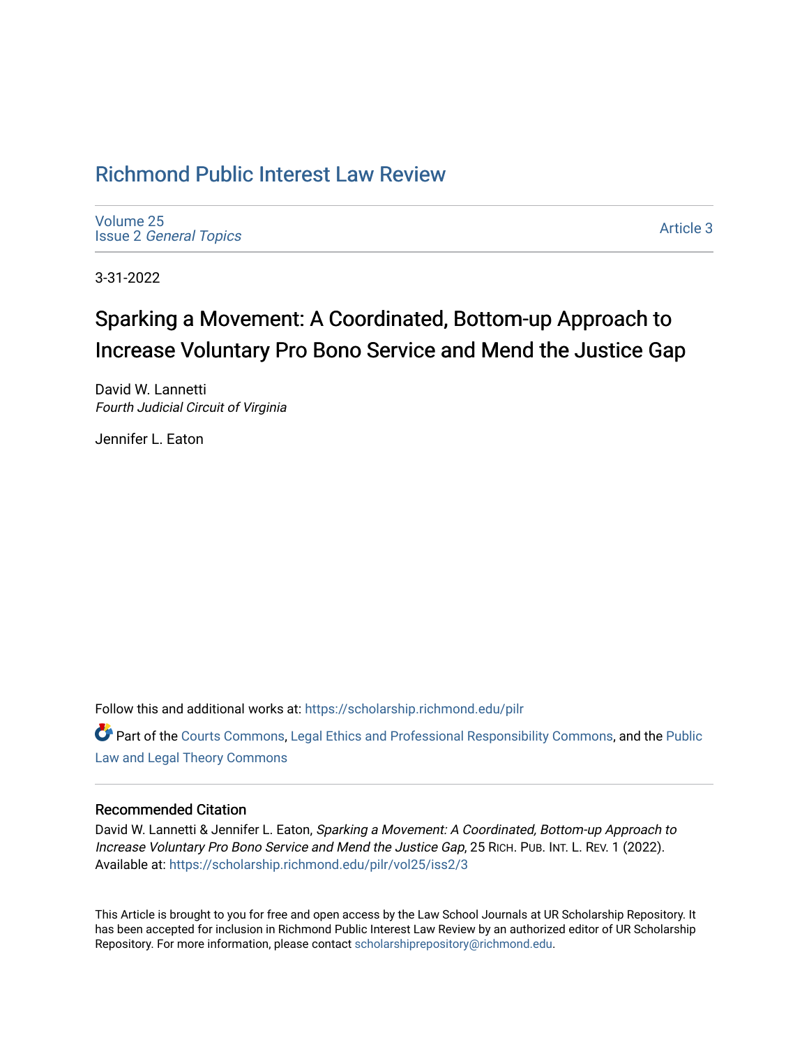# Richmond Public Interest Law Review

Volume 25
Issue 2 *General Topics*

Article 3

3-31-2022

## Sparking a Movement: A Coordinated, Bottom-up Approach to Increase Voluntary Pro Bono Service and Mend the Justice Gap

David W. Lannetti
*Fourth Judicial Circuit of Virginia*

Jennifer L. Eaton

Follow this and additional works at: https://scholarship.richmond.edu/pilr

Part of the Courts Commons, Legal Ethics and Professional Responsibility Commons, and the Public Law and Legal Theory Commons

### Recommended Citation

David W. Lannetti & Jennifer L. Eaton, *Sparking a Movement: A Coordinated, Bottom-up Approach to Increase Voluntary Pro Bono Service and Mend the Justice Gap*, 25 RICH. PUB. INT. L. REV. 1 (2022).
Available at: https://scholarship.richmond.edu/pilr/vol25/iss2/3

This Article is brought to you for free and open access by the Law School Journals at UR Scholarship Repository. It has been accepted for inclusion in Richmond Public Interest Law Review by an authorized editor of UR Scholarship Repository. For more information, please contact scholarshiprepository@richmond.edu.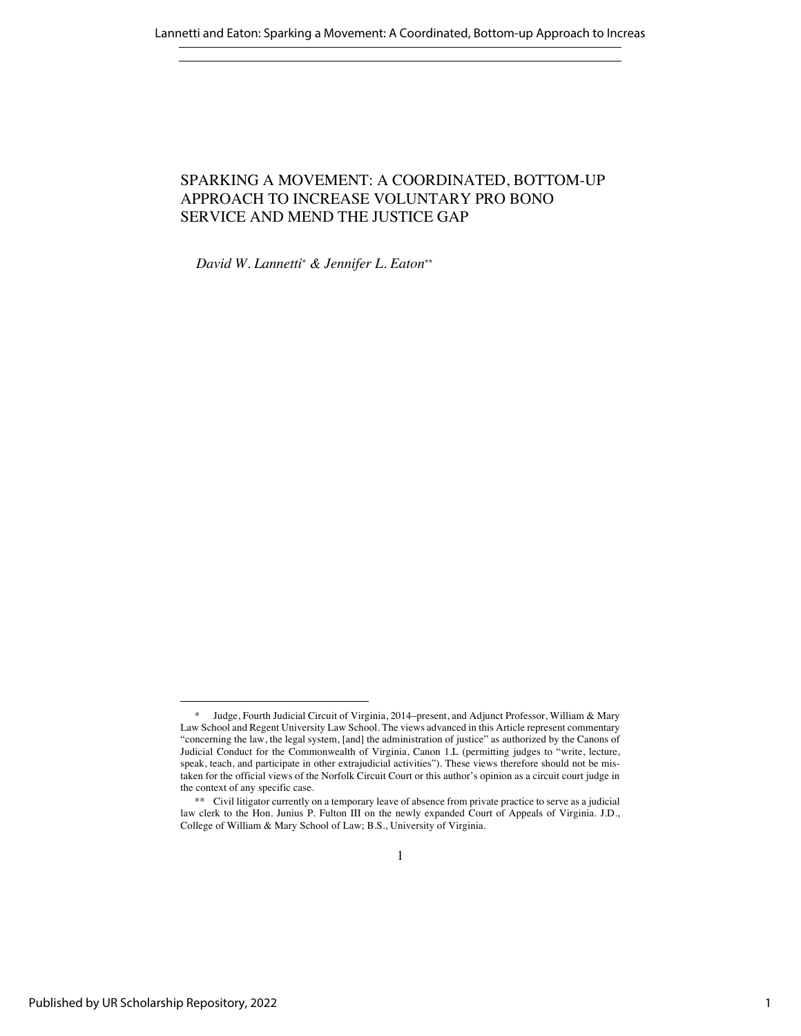# SPARKING A MOVEMENT: A COORDINATED, BOTTOM-UP APPROACH TO INCREASE VOLUNTARY PRO BONO SERVICE AND MEND THE JUSTICE GAP

*David W. Lannetti*[*] *& Jennifer L. Eaton*[**]

---

[*] Judge, Fourth Judicial Circuit of Virginia, 2014–present, and Adjunct Professor, William & Mary Law School and Regent University Law School. The views advanced in this Article represent commentary "concerning the law, the legal system, [and] the administration of justice" as authorized by the Canons of Judicial Conduct for the Commonwealth of Virginia, Canon 1.L (permitting judges to "write, lecture, speak, teach, and participate in other extrajudicial activities"). These views therefore should not be mistaken for the official views of the Norfolk Circuit Court or this author's opinion as a circuit court judge in the context of any specific case.

[**] Civil litigator currently on a temporary leave of absence from private practice to serve as a judicial law clerk to the Hon. Junius P. Fulton III on the newly expanded Court of Appeals of Virginia. J.D., College of William & Mary School of Law; B.S., University of Virginia.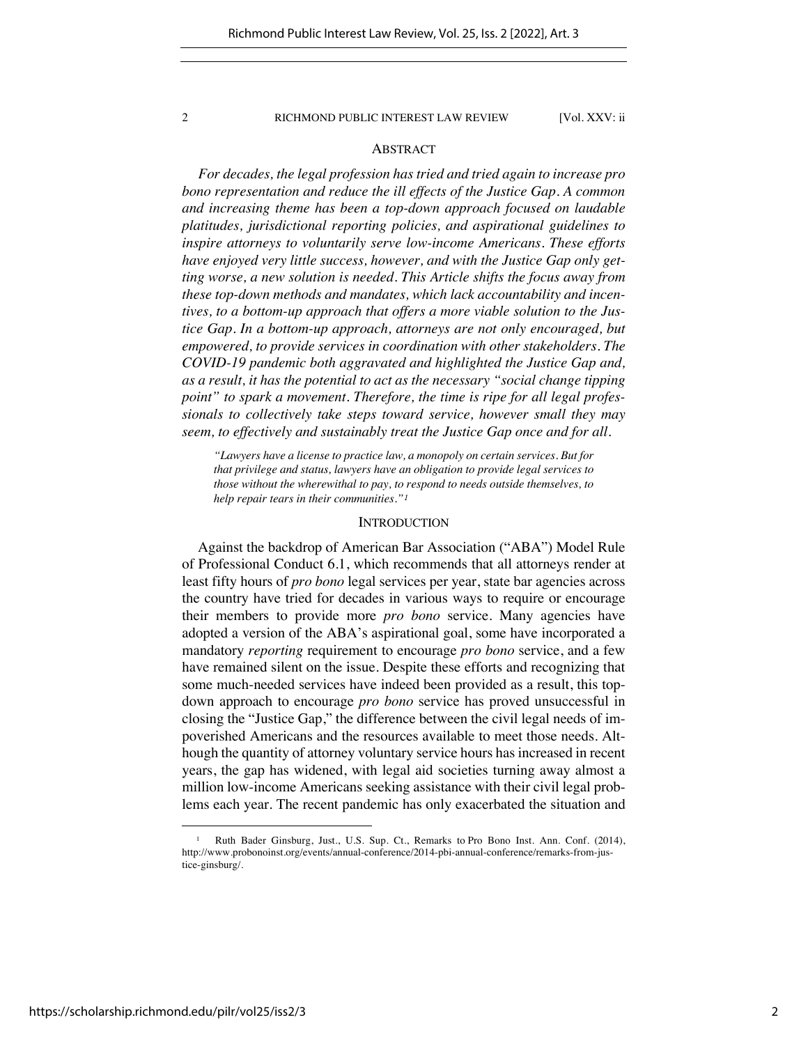## ABSTRACT

*For decades, the legal profession has tried and tried again to increase pro bono representation and reduce the ill effects of the Justice Gap. A common and increasing theme has been a top-down approach focused on laudable platitudes, jurisdictional reporting policies, and aspirational guidelines to inspire attorneys to voluntarily serve low-income Americans. These efforts have enjoyed very little success, however, and with the Justice Gap only getting worse, a new solution is needed. This Article shifts the focus away from these top-down methods and mandates, which lack accountability and incentives, to a bottom-up approach that offers a more viable solution to the Justice Gap. In a bottom-up approach, attorneys are not only encouraged, but empowered, to provide services in coordination with other stakeholders. The COVID-19 pandemic both aggravated and highlighted the Justice Gap and, as a result, it has the potential to act as the necessary "social change tipping point" to spark a movement. Therefore, the time is ripe for all legal professionals to collectively take steps toward service, however small they may seem, to effectively and sustainably treat the Justice Gap once and for all.*

> *"Lawyers have a license to practice law, a monopoly on certain services. But for that privilege and status, lawyers have an obligation to provide legal services to those without the wherewithal to pay, to respond to needs outside themselves, to help repair tears in their communities."*[1]

## INTRODUCTION

Against the backdrop of American Bar Association ("ABA") Model Rule of Professional Conduct 6.1, which recommends that all attorneys render at least fifty hours of *pro bono* legal services per year, state bar agencies across the country have tried for decades in various ways to require or encourage their members to provide more *pro bono* service. Many agencies have adopted a version of the ABA's aspirational goal, some have incorporated a mandatory *reporting* requirement to encourage *pro bono* service, and a few have remained silent on the issue. Despite these efforts and recognizing that some much-needed services have indeed been provided as a result, this top-down approach to encourage *pro bono* service has proved unsuccessful in closing the "Justice Gap," the difference between the civil legal needs of impoverished Americans and the resources available to meet those needs. Although the quantity of attorney voluntary service hours has increased in recent years, the gap has widened, with legal aid societies turning away almost a million low-income Americans seeking assistance with their civil legal problems each year. The recent pandemic has only exacerbated the situation and

---

[1] Ruth Bader Ginsburg, Just., U.S. Sup. Ct., Remarks to Pro Bono Inst. Ann. Conf. (2014), http://www.probonoinst.org/events/annual-conference/2014-pbi-annual-conference/remarks-from-justice-ginsburg/.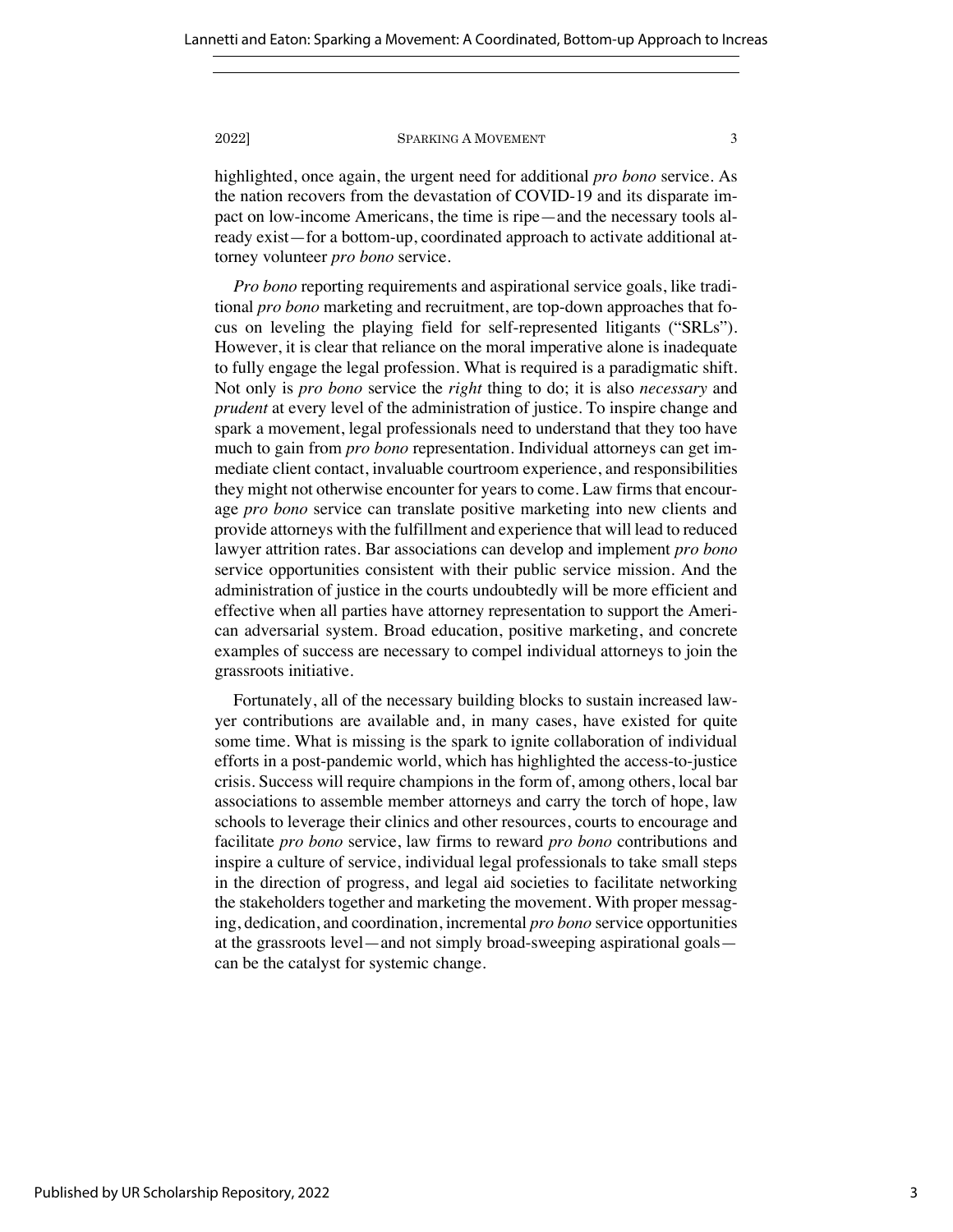highlighted, once again, the urgent need for additional *pro bono* service. As the nation recovers from the devastation of COVID-19 and its disparate impact on low-income Americans, the time is ripe—and the necessary tools already exist—for a bottom-up, coordinated approach to activate additional attorney volunteer *pro bono* service.

*Pro bono* reporting requirements and aspirational service goals, like traditional *pro bono* marketing and recruitment, are top-down approaches that focus on leveling the playing field for self-represented litigants ("SRLs"). However, it is clear that reliance on the moral imperative alone is inadequate to fully engage the legal profession. What is required is a paradigmatic shift. Not only is *pro bono* service the *right* thing to do; it is also *necessary* and *prudent* at every level of the administration of justice. To inspire change and spark a movement, legal professionals need to understand that they too have much to gain from *pro bono* representation. Individual attorneys can get immediate client contact, invaluable courtroom experience, and responsibilities they might not otherwise encounter for years to come. Law firms that encourage *pro bono* service can translate positive marketing into new clients and provide attorneys with the fulfillment and experience that will lead to reduced lawyer attrition rates. Bar associations can develop and implement *pro bono* service opportunities consistent with their public service mission. And the administration of justice in the courts undoubtedly will be more efficient and effective when all parties have attorney representation to support the American adversarial system. Broad education, positive marketing, and concrete examples of success are necessary to compel individual attorneys to join the grassroots initiative.

Fortunately, all of the necessary building blocks to sustain increased lawyer contributions are available and, in many cases, have existed for quite some time. What is missing is the spark to ignite collaboration of individual efforts in a post-pandemic world, which has highlighted the access-to-justice crisis. Success will require champions in the form of, among others, local bar associations to assemble member attorneys and carry the torch of hope, law schools to leverage their clinics and other resources, courts to encourage and facilitate *pro bono* service, law firms to reward *pro bono* contributions and inspire a culture of service, individual legal professionals to take small steps in the direction of progress, and legal aid societies to facilitate networking the stakeholders together and marketing the movement. With proper messaging, dedication, and coordination, incremental *pro bono* service opportunities at the grassroots level—and not simply broad-sweeping aspirational goals—can be the catalyst for systemic change.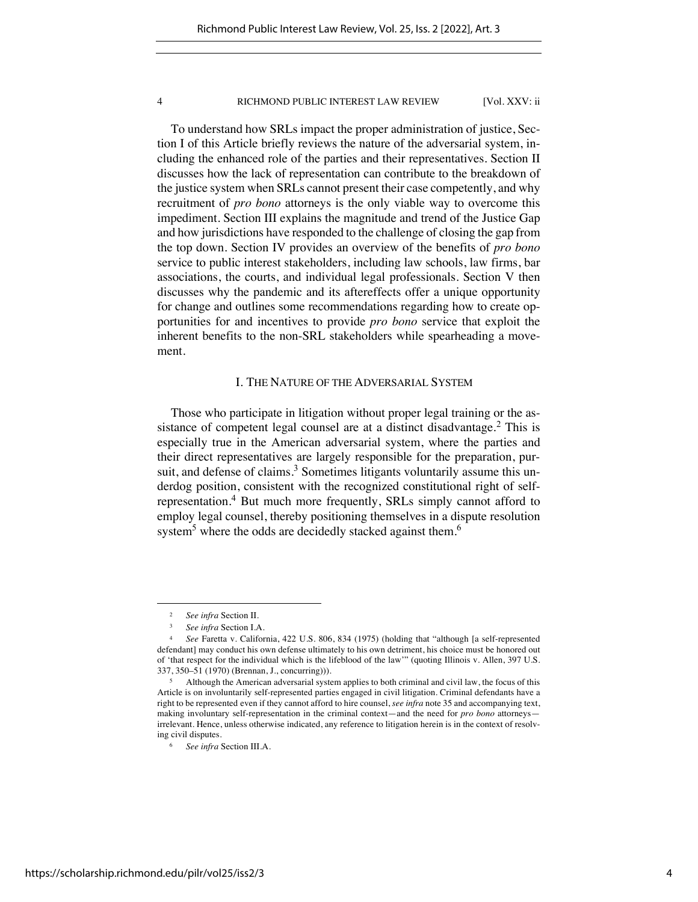To understand how SRLs impact the proper administration of justice, Section I of this Article briefly reviews the nature of the adversarial system, including the enhanced role of the parties and their representatives. Section II discusses how the lack of representation can contribute to the breakdown of the justice system when SRLs cannot present their case competently, and why recruitment of *pro bono* attorneys is the only viable way to overcome this impediment. Section III explains the magnitude and trend of the Justice Gap and how jurisdictions have responded to the challenge of closing the gap from the top down. Section IV provides an overview of the benefits of *pro bono* service to public interest stakeholders, including law schools, law firms, bar associations, the courts, and individual legal professionals. Section V then discusses why the pandemic and its aftereffects offer a unique opportunity for change and outlines some recommendations regarding how to create opportunities for and incentives to provide *pro bono* service that exploit the inherent benefits to the non-SRL stakeholders while spearheading a movement.

## I. THE NATURE OF THE ADVERSARIAL SYSTEM

Those who participate in litigation without proper legal training or the assistance of competent legal counsel are at a distinct disadvantage.[2] This is especially true in the American adversarial system, where the parties and their direct representatives are largely responsible for the preparation, pursuit, and defense of claims.[3] Sometimes litigants voluntarily assume this underdog position, consistent with the recognized constitutional right of self-representation.[4] But much more frequently, SRLs simply cannot afford to employ legal counsel, thereby positioning themselves in a dispute resolution system[5] where the odds are decidedly stacked against them.[6]

---

[2] *See infra* Section II.

[3] *See infra* Section I.A.

[4] *See* Faretta v. California, 422 U.S. 806, 834 (1975) (holding that "although [a self-represented defendant] may conduct his own defense ultimately to his own detriment, his choice must be honored out of 'that respect for the individual which is the lifeblood of the law'" (quoting Illinois v. Allen, 397 U.S. 337, 350–51 (1970) (Brennan, J., concurring))).

[5] Although the American adversarial system applies to both criminal and civil law, the focus of this Article is on involuntarily self-represented parties engaged in civil litigation. Criminal defendants have a right to be represented even if they cannot afford to hire counsel, *see infra* note 35 and accompanying text, making involuntary self-representation in the criminal context—and the need for *pro bono* attorneys—irrelevant. Hence, unless otherwise indicated, any reference to litigation herein is in the context of resolving civil disputes.

[6] *See infra* Section III.A.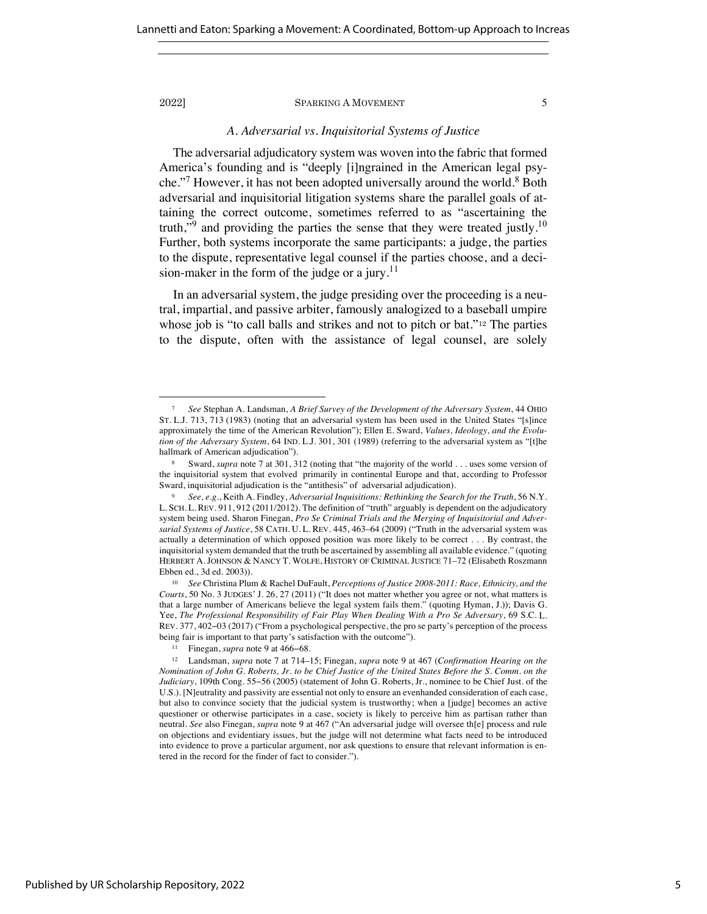### *A. Adversarial vs. Inquisitorial Systems of Justice*

The adversarial adjudicatory system was woven into the fabric that formed America's founding and is "deeply [i]ngrained in the American legal psyche."[7] However, it has not been adopted universally around the world.[8] Both adversarial and inquisitorial litigation systems share the parallel goals of attaining the correct outcome, sometimes referred to as "ascertaining the truth,"[9] and providing the parties the sense that they were treated justly.[10] Further, both systems incorporate the same participants: a judge, the parties to the dispute, representative legal counsel if the parties choose, and a decision-maker in the form of the judge or a jury.[11]

In an adversarial system, the judge presiding over the proceeding is a neutral, impartial, and passive arbiter, famously analogized to a baseball umpire whose job is "to call balls and strikes and not to pitch or bat."[12] The parties to the dispute, often with the assistance of legal counsel, are solely

---

[7] *See* Stephan A. Landsman, *A Brief Survey of the Development of the Adversary System*, 44 OHIO ST. L.J. 713, 713 (1983) (noting that an adversarial system has been used in the United States "[s]ince approximately the time of the American Revolution"); Ellen E. Sward, *Values, Ideology, and the Evolution of the Adversary System*, 64 IND. L.J. 301, 301 (1989) (referring to the adversarial system as "[t]he hallmark of American adjudication").

[8] Sward, *supra* note 7 at 301, 312 (noting that "the majority of the world . . . uses some version of the inquisitorial system that evolved primarily in continental Europe and that, according to Professor Sward, inquisitorial adjudication is the "antithesis" of adversarial adjudication).

[9] *See, e.g.*, Keith A. Findley, *Adversarial Inquisitions: Rethinking the Search for the Truth*, 56 N.Y. L. SCH. L. REV. 911, 912 (2011/2012). The definition of "truth" arguably is dependent on the adjudicatory system being used. Sharon Finegan, *Pro Se Criminal Trials and the Merging of Inquisitorial and Adversarial Systems of Justice*, 58 CATH. U. L. REV. 445, 463–64 (2009) ("Truth in the adversarial system was actually a determination of which opposed position was more likely to be correct . . . By contrast, the inquisitorial system demanded that the truth be ascertained by assembling all available evidence." (quoting HERBERT A. JOHNSON & NANCY T. WOLFE, HISTORY OF CRIMINAL JUSTICE 71–72 (Elisabeth Roszmann Ebben ed., 3d ed. 2003)).

[10] *See* Christina Plum & Rachel DuFault, *Perceptions of Justice 2008-2011: Race, Ethnicity, and the Courts*, 50 No. 3 JUDGES' J. 26, 27 (2011) ("It does not matter whether you agree or not, what matters is that a large number of Americans believe the legal system fails them." (quoting Hyman, J.)); Davis G. Yee, *The Professional Responsibility of Fair Play When Dealing With a Pro Se Adversary*, 69 S.C. L. REV. 377, 402–03 (2017) ("From a psychological perspective, the pro se party's perception of the process being fair is important to that party's satisfaction with the outcome").

[11] Finegan, *supra* note 9 at 466–68.

[12] Landsman, *supra* note 7 at 714–15; Finegan, *supra* note 9 at 467 (*Confirmation Hearing on the Nomination of John G. Roberts, Jr. to be Chief Justice of the United States Before the S. Comm. on the Judiciary*, 109th Cong. 55–56 (2005) (statement of John G. Roberts, Jr., nominee to be Chief Just. of the U.S.). [N]eutrality and passivity are essential not only to ensure an evenhanded consideration of each case, but also to convince society that the judicial system is trustworthy; when a [judge] becomes an active questioner or otherwise participates in a case, society is likely to perceive him as partisan rather than neutral. *See* also Finegan, *supra* note 9 at 467 ("An adversarial judge will oversee th[e] process and rule on objections and evidentiary issues, but the judge will not determine what facts need to be introduced into evidence to prove a particular argument, nor ask questions to ensure that relevant information is entered in the record for the finder of fact to consider.").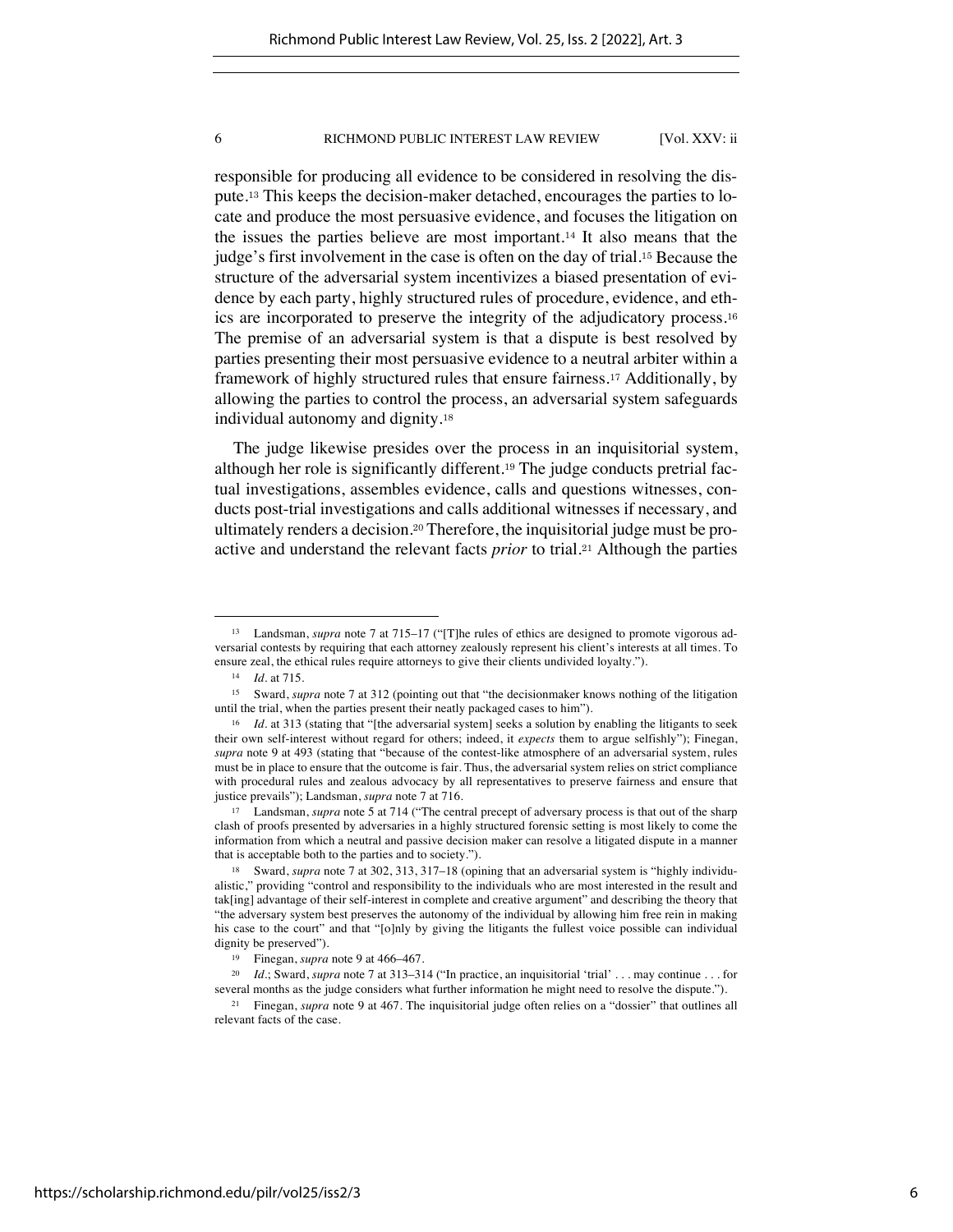responsible for producing all evidence to be considered in resolving the dispute.[13] This keeps the decision-maker detached, encourages the parties to locate and produce the most persuasive evidence, and focuses the litigation on the issues the parties believe are most important.[14] It also means that the judge's first involvement in the case is often on the day of trial.[15] Because the structure of the adversarial system incentivizes a biased presentation of evidence by each party, highly structured rules of procedure, evidence, and ethics are incorporated to preserve the integrity of the adjudicatory process.[16] The premise of an adversarial system is that a dispute is best resolved by parties presenting their most persuasive evidence to a neutral arbiter within a framework of highly structured rules that ensure fairness.[17] Additionally, by allowing the parties to control the process, an adversarial system safeguards individual autonomy and dignity.[18]

The judge likewise presides over the process in an inquisitorial system, although her role is significantly different.[19] The judge conducts pretrial factual investigations, assembles evidence, calls and questions witnesses, conducts post-trial investigations and calls additional witnesses if necessary, and ultimately renders a decision.[20] Therefore, the inquisitorial judge must be proactive and understand the relevant facts *prior* to trial.[21] Although the parties

---

[13] Landsman, *supra* note 7 at 715–17 ("[T]he rules of ethics are designed to promote vigorous adversarial contests by requiring that each attorney zealously represent his client's interests at all times. To ensure zeal, the ethical rules require attorneys to give their clients undivided loyalty.").

[14] *Id*. at 715.

[15] Sward, *supra* note 7 at 312 (pointing out that "the decisionmaker knows nothing of the litigation until the trial, when the parties present their neatly packaged cases to him").

[16] *Id*. at 313 (stating that "[the adversarial system] seeks a solution by enabling the litigants to seek their own self-interest without regard for others; indeed, it *expects* them to argue selfishly"); Finegan, *supra* note 9 at 493 (stating that "because of the contest-like atmosphere of an adversarial system, rules must be in place to ensure that the outcome is fair. Thus, the adversarial system relies on strict compliance with procedural rules and zealous advocacy by all representatives to preserve fairness and ensure that justice prevails"); Landsman, *supra* note 7 at 716.

[17] Landsman, *supra* note 5 at 714 ("The central precept of adversary process is that out of the sharp clash of proofs presented by adversaries in a highly structured forensic setting is most likely to come the information from which a neutral and passive decision maker can resolve a litigated dispute in a manner that is acceptable both to the parties and to society.").

[18] Sward, *supra* note 7 at 302, 313, 317–18 (opining that an adversarial system is "highly individualistic," providing "control and responsibility to the individuals who are most interested in the result and tak[ing] advantage of their self-interest in complete and creative argument" and describing the theory that "the adversary system best preserves the autonomy of the individual by allowing him free rein in making his case to the court" and that "[o]nly by giving the litigants the fullest voice possible can individual dignity be preserved").

[19] Finegan, *supra* note 9 at 466–467.

[20] *Id*.; Sward, *supra* note 7 at 313–314 ("In practice, an inquisitorial 'trial' . . . may continue . . . for several months as the judge considers what further information he might need to resolve the dispute.").

[21] Finegan, *supra* note 9 at 467. The inquisitorial judge often relies on a "dossier" that outlines all relevant facts of the case.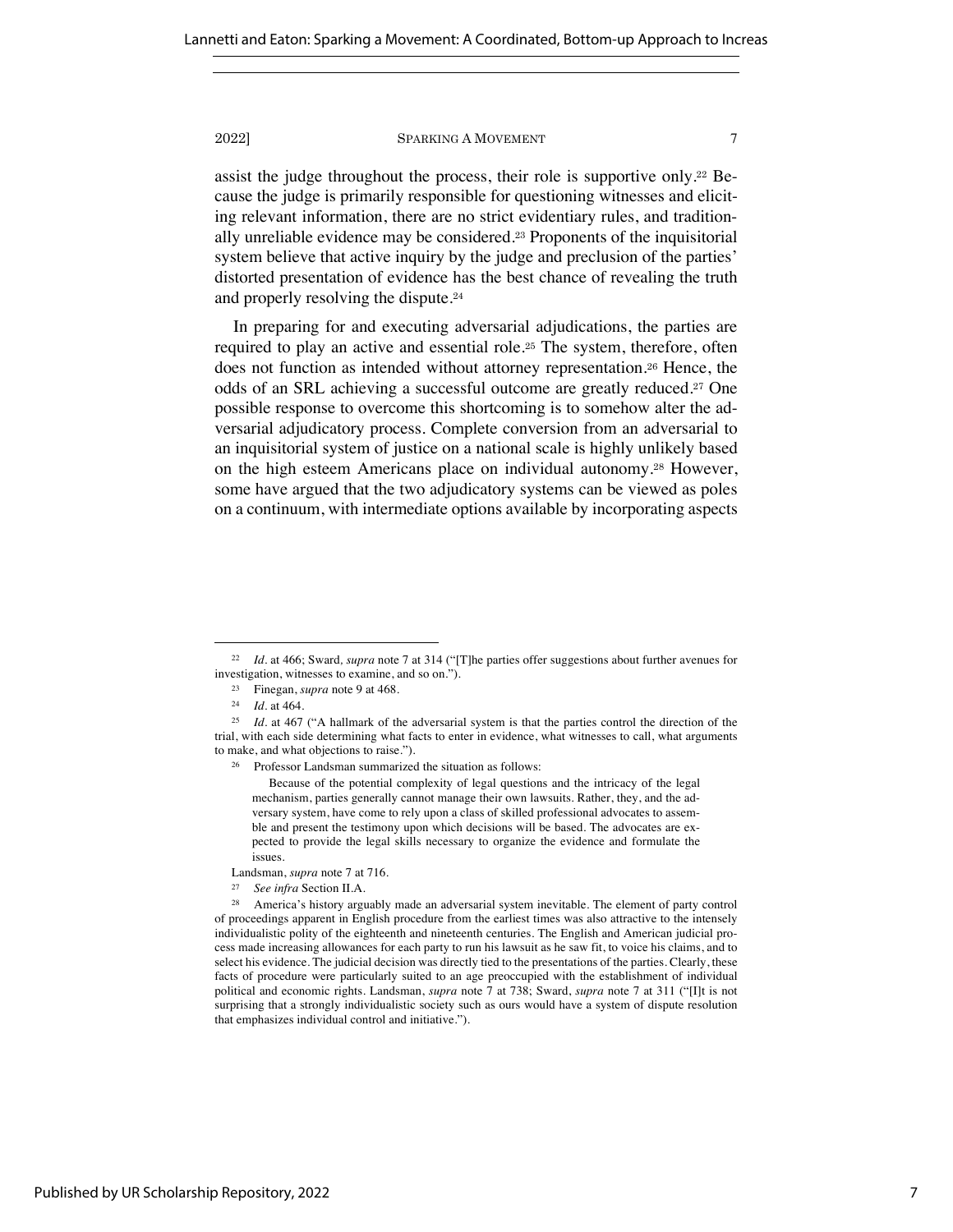assist the judge throughout the process, their role is supportive only.[22] Because the judge is primarily responsible for questioning witnesses and eliciting relevant information, there are no strict evidentiary rules, and traditionally unreliable evidence may be considered.[23] Proponents of the inquisitorial system believe that active inquiry by the judge and preclusion of the parties' distorted presentation of evidence has the best chance of revealing the truth and properly resolving the dispute.[24]

In preparing for and executing adversarial adjudications, the parties are required to play an active and essential role.[25] The system, therefore, often does not function as intended without attorney representation.[26] Hence, the odds of an SRL achieving a successful outcome are greatly reduced.[27] One possible response to overcome this shortcoming is to somehow alter the adversarial adjudicatory process. Complete conversion from an adversarial to an inquisitorial system of justice on a national scale is highly unlikely based on the high esteem Americans place on individual autonomy.[28] However, some have argued that the two adjudicatory systems can be viewed as poles on a continuum, with intermediate options available by incorporating aspects

---

[22] *Id.* at 466; Sward, *supra* note 7 at 314 ("[T]he parties offer suggestions about further avenues for investigation, witnesses to examine, and so on.").

[23] Finegan, *supra* note 9 at 468.

[24] *Id.* at 464.

[25] *Id.* at 467 ("A hallmark of the adversarial system is that the parties control the direction of the trial, with each side determining what facts to enter in evidence, what witnesses to call, what arguments to make, and what objections to raise.").

[26] Professor Landsman summarized the situation as follows:

> Because of the potential complexity of legal questions and the intricacy of the legal mechanism, parties generally cannot manage their own lawsuits. Rather, they, and the adversary system, have come to rely upon a class of skilled professional advocates to assemble and present the testimony upon which decisions will be based. The advocates are expected to provide the legal skills necessary to organize the evidence and formulate the issues.

Landsman, *supra* note 7 at 716.

[27] *See infra* Section II.A.

[28] America's history arguably made an adversarial system inevitable. The element of party control of proceedings apparent in English procedure from the earliest times was also attractive to the intensely individualistic polity of the eighteenth and nineteenth centuries. The English and American judicial process made increasing allowances for each party to run his lawsuit as he saw fit, to voice his claims, and to select his evidence. The judicial decision was directly tied to the presentations of the parties. Clearly, these facts of procedure were particularly suited to an age preoccupied with the establishment of individual political and economic rights. Landsman, *supra* note 7 at 738; Sward, *supra* note 7 at 311 ("[I]t is not surprising that a strongly individualistic society such as ours would have a system of dispute resolution that emphasizes individual control and initiative.").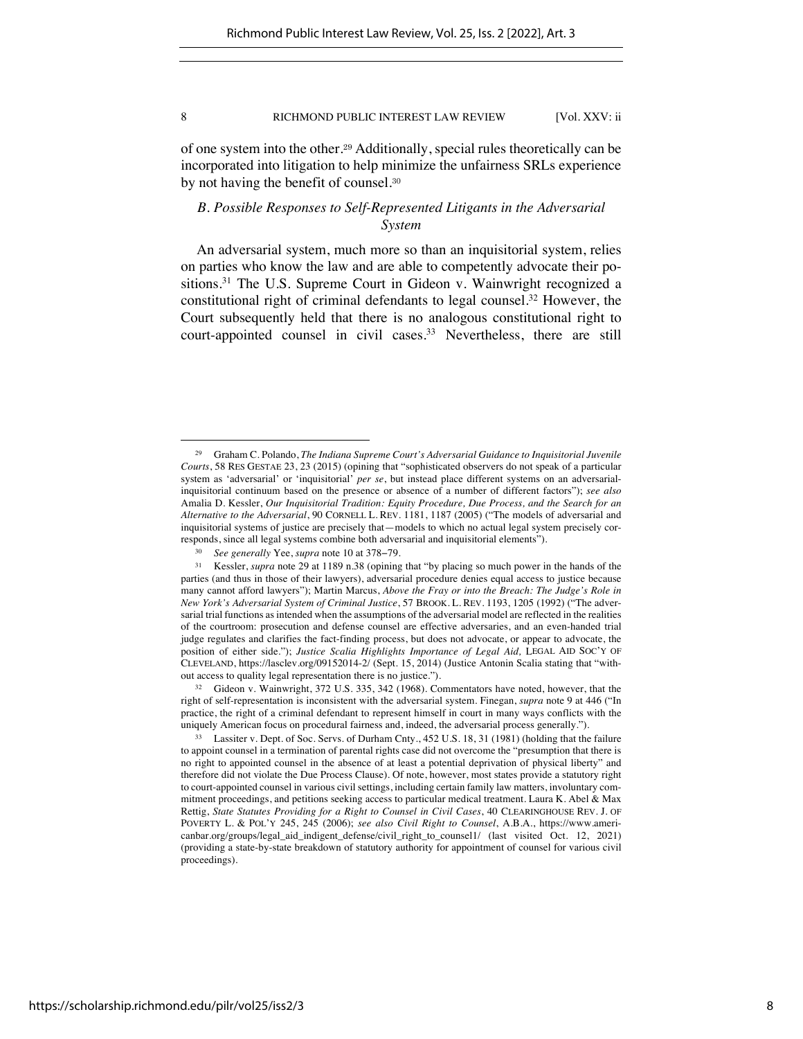of one system into the other.[29] Additionally, special rules theoretically can be incorporated into litigation to help minimize the unfairness SRLs experience by not having the benefit of counsel.[30]

### *B. Possible Responses to Self-Represented Litigants in the Adversarial System*

An adversarial system, much more so than an inquisitorial system, relies on parties who know the law and are able to competently advocate their positions.[31] The U.S. Supreme Court in Gideon v. Wainwright recognized a constitutional right of criminal defendants to legal counsel.[32] However, the Court subsequently held that there is no analogous constitutional right to court-appointed counsel in civil cases.[33] Nevertheless, there are still

---

[29] Graham C. Polando, *The Indiana Supreme Court's Adversarial Guidance to Inquisitorial Juvenile Courts*, 58 RES GESTAE 23, 23 (2015) (opining that "sophisticated observers do not speak of a particular system as 'adversarial' or 'inquisitorial' *per se*, but instead place different systems on an adversarial-inquisitorial continuum based on the presence or absence of a number of different factors"); *see also* Amalia D. Kessler, *Our Inquisitorial Tradition: Equity Procedure, Due Process, and the Search for an Alternative to the Adversarial*, 90 CORNELL L. REV. 1181, 1187 (2005) ("The models of adversarial and inquisitorial systems of justice are precisely that—models to which no actual legal system precisely corresponds, since all legal systems combine both adversarial and inquisitorial elements").

[30] *See generally* Yee, *supra* note 10 at 378–79.

[31] Kessler, *supra* note 29 at 1189 n.38 (opining that "by placing so much power in the hands of the parties (and thus in those of their lawyers), adversarial procedure denies equal access to justice because many cannot afford lawyers"); Martin Marcus, *Above the Fray or into the Breach: The Judge's Role in New York's Adversarial System of Criminal Justice*, 57 BROOK. L. REV. 1193, 1205 (1992) ("The adversarial trial functions as intended when the assumptions of the adversarial model are reflected in the realities of the courtroom: prosecution and defense counsel are effective adversaries, and an even-handed trial judge regulates and clarifies the fact-finding process, but does not advocate, or appear to advocate, the position of either side."); *Justice Scalia Highlights Importance of Legal Aid,* LEGAL AID SOC'Y OF CLEVELAND, https://lasclev.org/09152014-2/ (Sept. 15, 2014) (Justice Antonin Scalia stating that "without access to quality legal representation there is no justice.").

[32] Gideon v. Wainwright, 372 U.S. 335, 342 (1968). Commentators have noted, however, that the right of self-representation is inconsistent with the adversarial system. Finegan, *supra* note 9 at 446 ("In practice, the right of a criminal defendant to represent himself in court in many ways conflicts with the uniquely American focus on procedural fairness and, indeed, the adversarial process generally.").

[33] Lassiter v. Dept. of Soc. Servs. of Durham Cnty., 452 U.S. 18, 31 (1981) (holding that the failure to appoint counsel in a termination of parental rights case did not overcome the "presumption that there is no right to appointed counsel in the absence of at least a potential deprivation of physical liberty" and therefore did not violate the Due Process Clause). Of note, however, most states provide a statutory right to court-appointed counsel in various civil settings, including certain family law matters, involuntary commitment proceedings, and petitions seeking access to particular medical treatment. Laura K. Abel & Max Rettig, *State Statutes Providing for a Right to Counsel in Civil Cases*, 40 CLEARINGHOUSE REV. J. OF POVERTY L. & POL'Y 245, 245 (2006); *see also Civil Right to Counsel*, A.B.A., https://www.americanbar.org/groups/legal_aid_indigent_defense/civil_right_to_counsel1/ (last visited Oct. 12, 2021) (providing a state-by-state breakdown of statutory authority for appointment of counsel for various civil proceedings).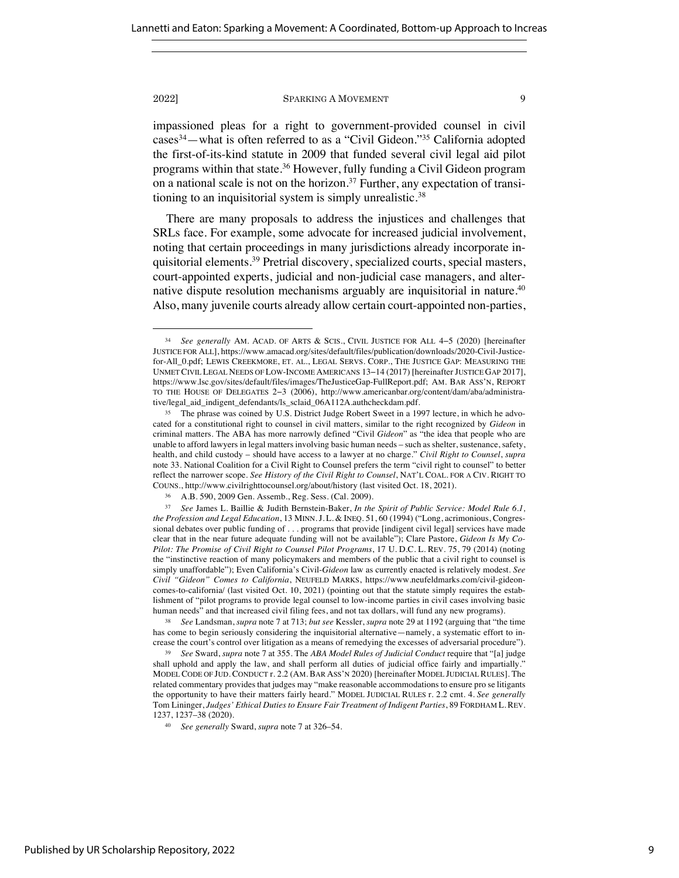impassioned pleas for a right to government-provided counsel in civil cases[34]—what is often referred to as a "Civil Gideon."[35] California adopted the first-of-its-kind statute in 2009 that funded several civil legal aid pilot programs within that state.[36] However, fully funding a Civil Gideon program on a national scale is not on the horizon.[37] Further, any expectation of transitioning to an inquisitorial system is simply unrealistic.[38]

There are many proposals to address the injustices and challenges that SRLs face. For example, some advocate for increased judicial involvement, noting that certain proceedings in many jurisdictions already incorporate inquisitorial elements.[39] Pretrial discovery, specialized courts, special masters, court-appointed experts, judicial and non-judicial case managers, and alternative dispute resolution mechanisms arguably are inquisitorial in nature.[40] Also, many juvenile courts already allow certain court-appointed non-parties,

---

[34] *See generally* AM. ACAD. OF ARTS & SCIS., CIVIL JUSTICE FOR ALL 4–5 (2020) [hereinafter JUSTICE FOR ALL], https://www.amacad.org/sites/default/files/publication/downloads/2020-Civil-Justice-for-All_0.pdf; LEWIS CREEKMORE, ET. AL., LEGAL SERVS. CORP., THE JUSTICE GAP: MEASURING THE UNMET CIVIL LEGAL NEEDS OF LOW-INCOME AMERICANS 13–14 (2017) [hereinafter JUSTICE GAP 2017], https://www.lsc.gov/sites/default/files/images/TheJusticeGap-FullReport.pdf; AM. BAR ASS'N, REPORT TO THE HOUSE OF DELEGATES 2–3 (2006), http://www.americanbar.org/content/dam/aba/administrative/legal_aid_indigent_defendants/ls_sclaid_06A112A.authcheckdam.pdf.

[35] The phrase was coined by U.S. District Judge Robert Sweet in a 1997 lecture, in which he advocated for a constitutional right to counsel in civil matters, similar to the right recognized by *Gideon* in criminal matters. The ABA has more narrowly defined "Civil *Gideon*" as "the idea that people who are unable to afford lawyers in legal matters involving basic human needs – such as shelter, sustenance, safety, health, and child custody – should have access to a lawyer at no charge." *Civil Right to Counsel*, *supra* note 33. National Coalition for a Civil Right to Counsel prefers the term "civil right to counsel" to better reflect the narrower scope. *See History of the Civil Right to Counsel*, NAT'L COAL. FOR A CIV. RIGHT TO COUNS., http://www.civilrighttocounsel.org/about/history (last visited Oct. 18, 2021).

[36] A.B. 590, 2009 Gen. Assemb., Reg. Sess. (Cal. 2009).

[37] *See* James L. Baillie & Judith Bernstein-Baker, *In the Spirit of Public Service: Model Rule 6.1, the Profession and Legal Education*, 13 MINN. J. L. & INEQ. 51, 60 (1994) ("Long, acrimonious, Congressional debates over public funding of . . . programs that provide [indigent civil legal] services have made clear that in the near future adequate funding will not be available"); Clare Pastore, *Gideon Is My Co-Pilot: The Promise of Civil Right to Counsel Pilot Programs*, 17 U. D.C. L. REV. 75, 79 (2014) (noting the "instinctive reaction of many policymakers and members of the public that a civil right to counsel is simply unaffordable"); Even California's Civil-*Gideon* law as currently enacted is relatively modest. *See Civil "Gideon" Comes to California*, NEUFELD MARKS, https://www.neufeldmarks.com/civil-gideon-comes-to-california/ (last visited Oct. 10, 2021) (pointing out that the statute simply requires the establishment of "pilot programs to provide legal counsel to low-income parties in civil cases involving basic human needs" and that increased civil filing fees, and not tax dollars, will fund any new programs).

[38] *See* Landsman, *supra* note 7 at 713; *but see* Kessler, *supra* note 29 at 1192 (arguing that "the time has come to begin seriously considering the inquisitorial alternative—namely, a systematic effort to increase the court's control over litigation as a means of remedying the excesses of adversarial procedure").

[39] *See* Sward, *supra* note 7 at 355. The *ABA Model Rules of Judicial Conduct* require that "[a] judge shall uphold and apply the law, and shall perform all duties of judicial office fairly and impartially." MODEL CODE OF JUD. CONDUCT r. 2.2 (AM. BAR ASS'N 2020) [hereinafter MODEL JUDICIAL RULES]. The related commentary provides that judges may "make reasonable accommodations to ensure pro se litigants the opportunity to have their matters fairly heard." MODEL JUDICIAL RULES r. 2.2 cmt. 4. *See generally* Tom Lininger, *Judges' Ethical Duties to Ensure Fair Treatment of Indigent Parties*, 89 FORDHAM L. REV. 1237, 1237–38 (2020).

[40] *See generally* Sward, *supra* note 7 at 326–54.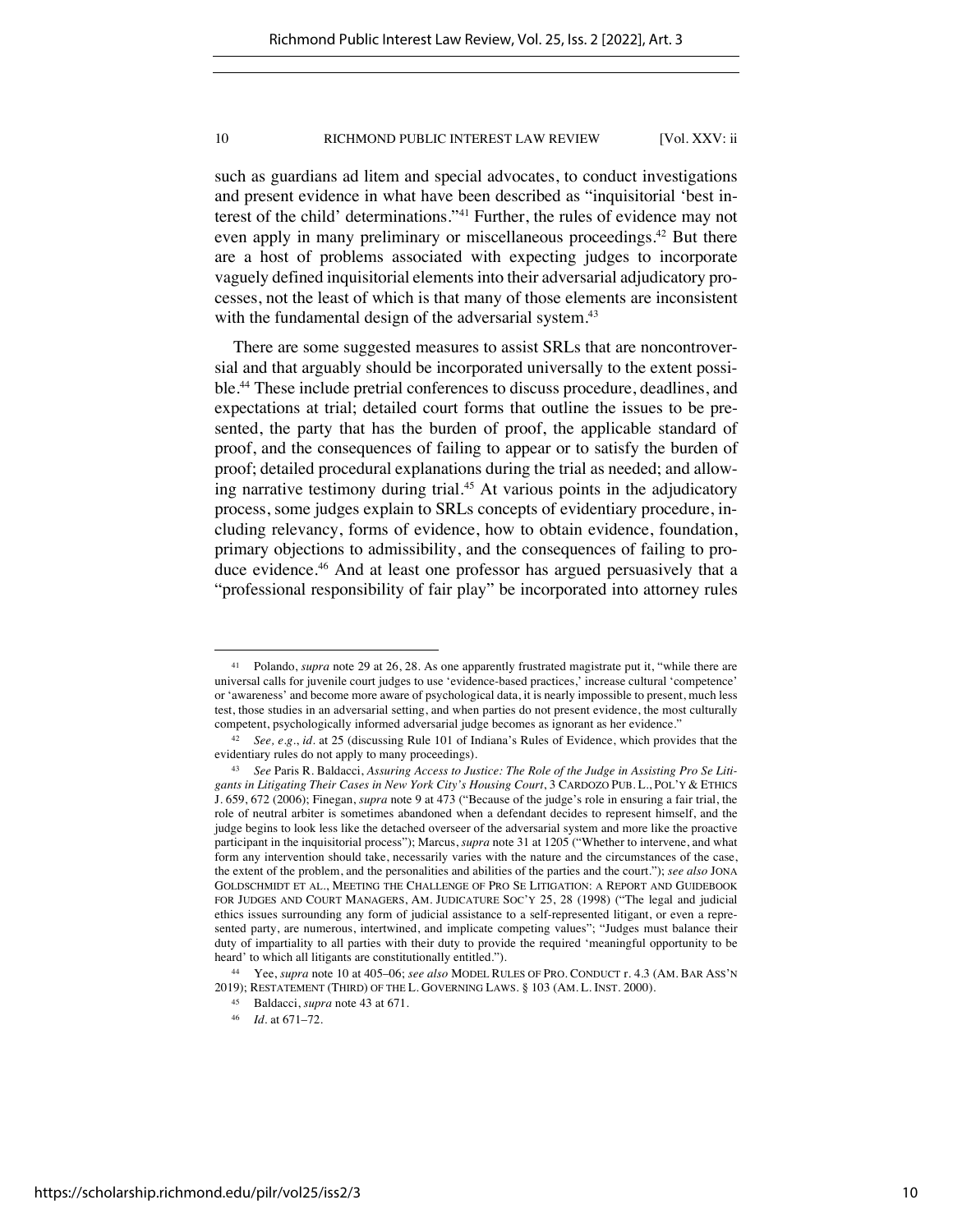such as guardians ad litem and special advocates, to conduct investigations and present evidence in what have been described as "inquisitorial 'best interest of the child' determinations."[41] Further, the rules of evidence may not even apply in many preliminary or miscellaneous proceedings.[42] But there are a host of problems associated with expecting judges to incorporate vaguely defined inquisitorial elements into their adversarial adjudicatory processes, not the least of which is that many of those elements are inconsistent with the fundamental design of the adversarial system.[43]

There are some suggested measures to assist SRLs that are noncontroversial and that arguably should be incorporated universally to the extent possible.[44] These include pretrial conferences to discuss procedure, deadlines, and expectations at trial; detailed court forms that outline the issues to be presented, the party that has the burden of proof, the applicable standard of proof, and the consequences of failing to appear or to satisfy the burden of proof; detailed procedural explanations during the trial as needed; and allowing narrative testimony during trial.[45] At various points in the adjudicatory process, some judges explain to SRLs concepts of evidentiary procedure, including relevancy, forms of evidence, how to obtain evidence, foundation, primary objections to admissibility, and the consequences of failing to produce evidence.[46] And at least one professor has argued persuasively that a "professional responsibility of fair play" be incorporated into attorney rules

---

[41] Polando, *supra* note 29 at 26, 28. As one apparently frustrated magistrate put it, "while there are universal calls for juvenile court judges to use 'evidence-based practices,' increase cultural 'competence' or 'awareness' and become more aware of psychological data, it is nearly impossible to present, much less test, those studies in an adversarial setting, and when parties do not present evidence, the most culturally competent, psychologically informed adversarial judge becomes as ignorant as her evidence."

[42] *See, e.g.*, *id.* at 25 (discussing Rule 101 of Indiana's Rules of Evidence, which provides that the evidentiary rules do not apply to many proceedings).

[43] *See* Paris R. Baldacci, *Assuring Access to Justice: The Role of the Judge in Assisting Pro Se Litigants in Litigating Their Cases in New York City's Housing Court*, 3 CARDOZO PUB. L., POL'Y & ETHICS J. 659, 672 (2006); Finegan, *supra* note 9 at 473 ("Because of the judge's role in ensuring a fair trial, the role of neutral arbiter is sometimes abandoned when a defendant decides to represent himself, and the judge begins to look less like the detached overseer of the adversarial system and more like the proactive participant in the inquisitorial process"); Marcus, *supra* note 31 at 1205 ("Whether to intervene, and what form any intervention should take, necessarily varies with the nature and the circumstances of the case, the extent of the problem, and the personalities and abilities of the parties and the court."); *see also* JONA GOLDSCHMIDT ET AL., MEETING THE CHALLENGE OF PRO SE LITIGATION: A REPORT AND GUIDEBOOK FOR JUDGES AND COURT MANAGERS, AM. JUDICATURE SOC'Y 25, 28 (1998) ("The legal and judicial ethics issues surrounding any form of judicial assistance to a self-represented litigant, or even a represented party, are numerous, intertwined, and implicate competing values"; "Judges must balance their duty of impartiality to all parties with their duty to provide the required 'meaningful opportunity to be heard' to which all litigants are constitutionally entitled.").

[44] Yee, *supra* note 10 at 405–06; *see also* MODEL RULES OF PRO. CONDUCT r. 4.3 (AM. BAR ASS'N 2019); RESTATEMENT (THIRD) OF THE L. GOVERNING LAWS. § 103 (AM. L. INST. 2000).

[45] Baldacci, *supra* note 43 at 671.

[46] *Id.* at 671–72.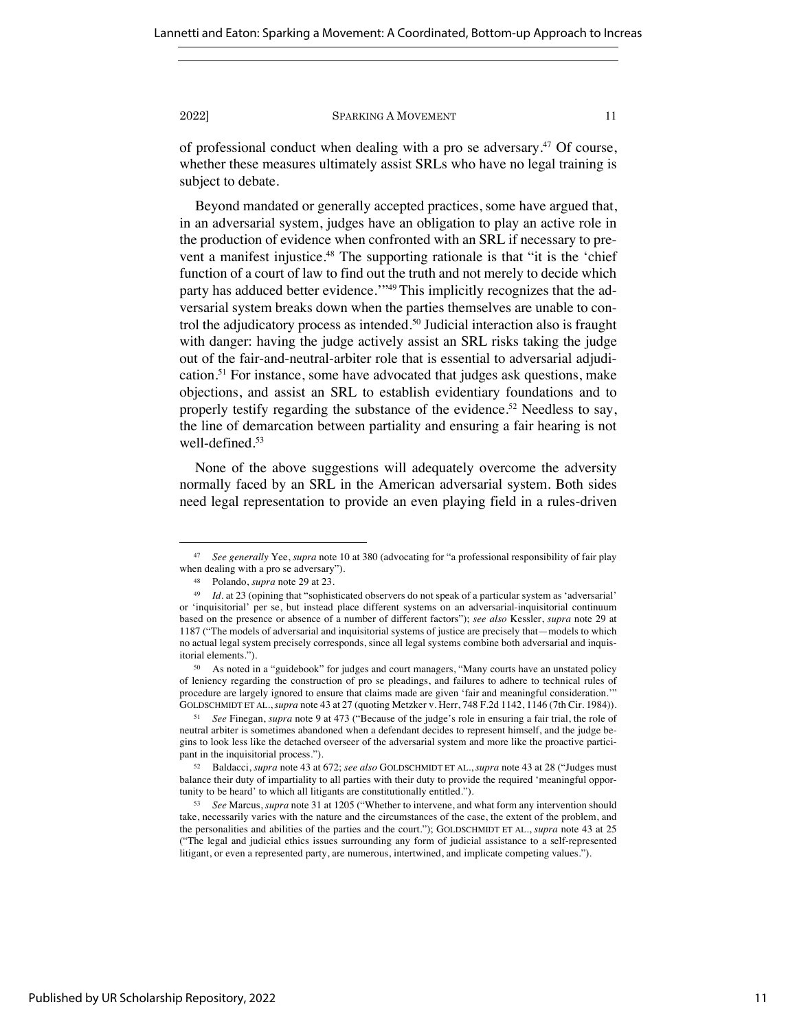of professional conduct when dealing with a pro se adversary.[47] Of course, whether these measures ultimately assist SRLs who have no legal training is subject to debate.

Beyond mandated or generally accepted practices, some have argued that, in an adversarial system, judges have an obligation to play an active role in the production of evidence when confronted with an SRL if necessary to prevent a manifest injustice.[48] The supporting rationale is that "it is the 'chief function of a court of law to find out the truth and not merely to decide which party has adduced better evidence.'"[49] This implicitly recognizes that the adversarial system breaks down when the parties themselves are unable to control the adjudicatory process as intended.[50] Judicial interaction also is fraught with danger: having the judge actively assist an SRL risks taking the judge out of the fair-and-neutral-arbiter role that is essential to adversarial adjudication.[51] For instance, some have advocated that judges ask questions, make objections, and assist an SRL to establish evidentiary foundations and to properly testify regarding the substance of the evidence.[52] Needless to say, the line of demarcation between partiality and ensuring a fair hearing is not well-defined.[53]

None of the above suggestions will adequately overcome the adversity normally faced by an SRL in the American adversarial system. Both sides need legal representation to provide an even playing field in a rules-driven

---

[47] *See generally* Yee, *supra* note 10 at 380 (advocating for "a professional responsibility of fair play when dealing with a pro se adversary").

[48] Polando, *supra* note 29 at 23.

[49] *Id.* at 23 (opining that "sophisticated observers do not speak of a particular system as 'adversarial' or 'inquisitorial' per se, but instead place different systems on an adversarial-inquisitorial continuum based on the presence or absence of a number of different factors"); *see also* Kessler, *supra* note 29 at 1187 ("The models of adversarial and inquisitorial systems of justice are precisely that—models to which no actual legal system precisely corresponds, since all legal systems combine both adversarial and inquisitorial elements.").

[50] As noted in a "guidebook" for judges and court managers, "Many courts have an unstated policy of leniency regarding the construction of pro se pleadings, and failures to adhere to technical rules of procedure are largely ignored to ensure that claims made are given 'fair and meaningful consideration.'" GOLDSCHMIDT ET AL., *supra* note 43 at 27 (quoting Metzker v. Herr, 748 F.2d 1142, 1146 (7th Cir. 1984)).

[51] *See* Finegan, *supra* note 9 at 473 ("Because of the judge's role in ensuring a fair trial, the role of neutral arbiter is sometimes abandoned when a defendant decides to represent himself, and the judge begins to look less like the detached overseer of the adversarial system and more like the proactive participant in the inquisitorial process.").

[52] Baldacci, *supra* note 43 at 672; *see also* GOLDSCHMIDT ET AL., *supra* note 43 at 28 ("Judges must balance their duty of impartiality to all parties with their duty to provide the required 'meaningful opportunity to be heard' to which all litigants are constitutionally entitled.").

[53] *See* Marcus, *supra* note 31 at 1205 ("Whether to intervene, and what form any intervention should take, necessarily varies with the nature and the circumstances of the case, the extent of the problem, and the personalities and abilities of the parties and the court."); GOLDSCHMIDT ET AL., *supra* note 43 at 25 ("The legal and judicial ethics issues surrounding any form of judicial assistance to a self-represented litigant, or even a represented party, are numerous, intertwined, and implicate competing values.").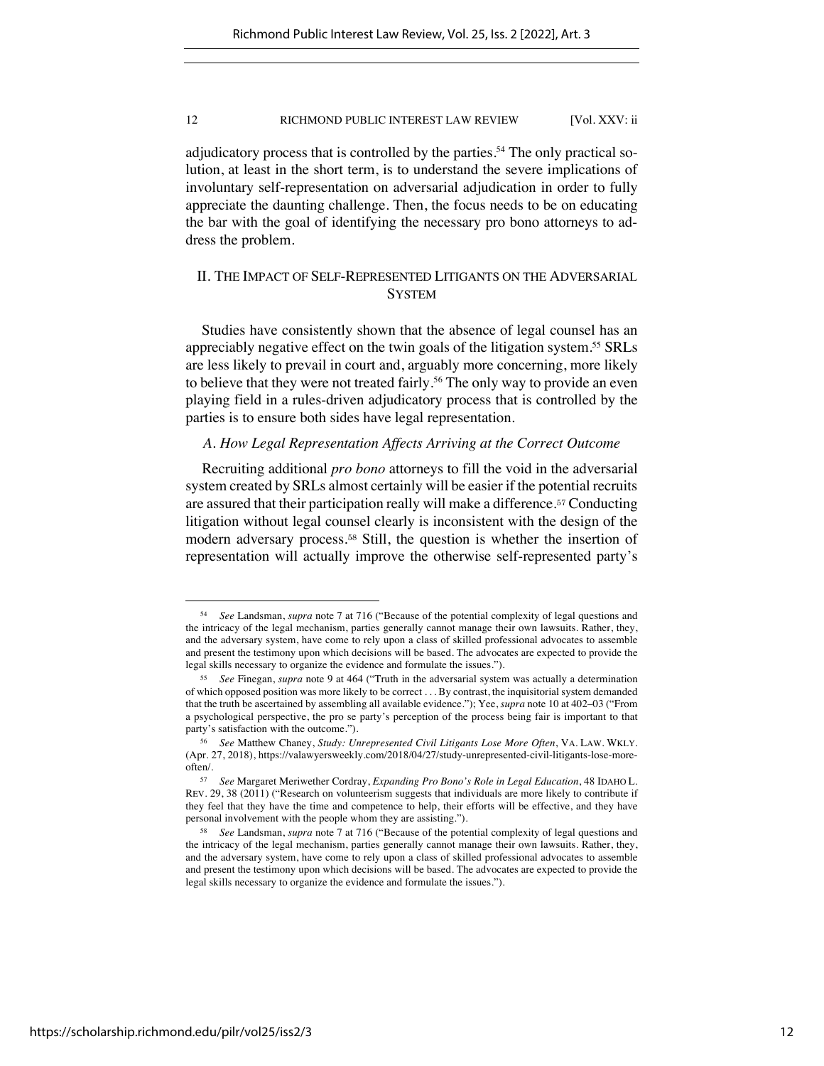adjudicatory process that is controlled by the parties.[54] The only practical solution, at least in the short term, is to understand the severe implications of involuntary self-representation on adversarial adjudication in order to fully appreciate the daunting challenge. Then, the focus needs to be on educating the bar with the goal of identifying the necessary pro bono attorneys to address the problem.

## II. The Impact of Self-Represented Litigants on the Adversarial System

Studies have consistently shown that the absence of legal counsel has an appreciably negative effect on the twin goals of the litigation system.[55] SRLs are less likely to prevail in court and, arguably more concerning, more likely to believe that they were not treated fairly.[56] The only way to provide an even playing field in a rules-driven adjudicatory process that is controlled by the parties is to ensure both sides have legal representation.

### *A. How Legal Representation Affects Arriving at the Correct Outcome*

Recruiting additional *pro bono* attorneys to fill the void in the adversarial system created by SRLs almost certainly will be easier if the potential recruits are assured that their participation really will make a difference.[57] Conducting litigation without legal counsel clearly is inconsistent with the design of the modern adversary process.[58] Still, the question is whether the insertion of representation will actually improve the otherwise self-represented party's

---

[54] *See* Landsman, *supra* note 7 at 716 ("Because of the potential complexity of legal questions and the intricacy of the legal mechanism, parties generally cannot manage their own lawsuits. Rather, they, and the adversary system, have come to rely upon a class of skilled professional advocates to assemble and present the testimony upon which decisions will be based. The advocates are expected to provide the legal skills necessary to organize the evidence and formulate the issues.").

[55] *See* Finegan, *supra* note 9 at 464 ("Truth in the adversarial system was actually a determination of which opposed position was more likely to be correct . . . By contrast, the inquisitorial system demanded that the truth be ascertained by assembling all available evidence."); Yee, *supra* note 10 at 402–03 ("From a psychological perspective, the pro se party's perception of the process being fair is important to that party's satisfaction with the outcome.").

[56] *See* Matthew Chaney, *Study: Unrepresented Civil Litigants Lose More Often*, VA. LAW. WKLY. (Apr. 27, 2018), https://valawyersweekly.com/2018/04/27/study-unrepresented-civil-litigants-lose-more-often/.

[57] *See* Margaret Meriwether Cordray, *Expanding Pro Bono's Role in Legal Education*, 48 IDAHO L. REV. 29, 38 (2011) ("Research on volunteerism suggests that individuals are more likely to contribute if they feel that they have the time and competence to help, their efforts will be effective, and they have personal involvement with the people whom they are assisting.").

[58] *See* Landsman, *supra* note 7 at 716 ("Because of the potential complexity of legal questions and the intricacy of the legal mechanism, parties generally cannot manage their own lawsuits. Rather, they, and the adversary system, have come to rely upon a class of skilled professional advocates to assemble and present the testimony upon which decisions will be based. The advocates are expected to provide the legal skills necessary to organize the evidence and formulate the issues.").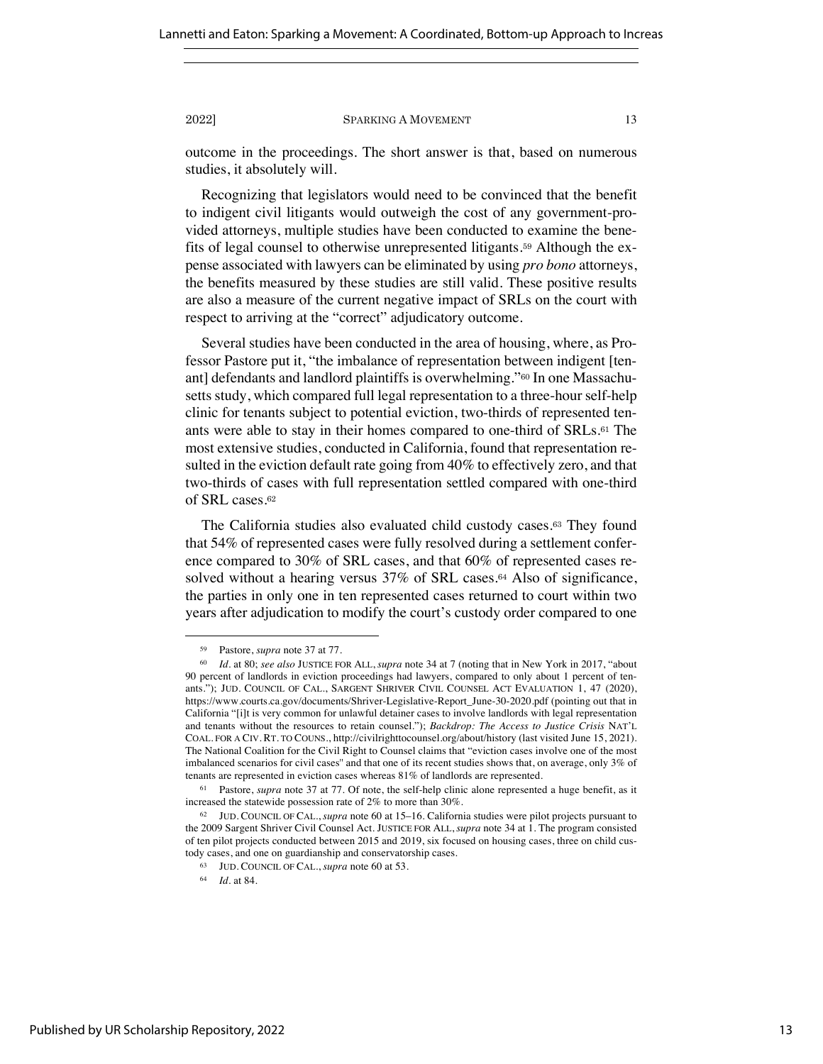outcome in the proceedings. The short answer is that, based on numerous studies, it absolutely will.

Recognizing that legislators would need to be convinced that the benefit to indigent civil litigants would outweigh the cost of any government-provided attorneys, multiple studies have been conducted to examine the benefits of legal counsel to otherwise unrepresented litigants.[59] Although the expense associated with lawyers can be eliminated by using *pro bono* attorneys, the benefits measured by these studies are still valid. These positive results are also a measure of the current negative impact of SRLs on the court with respect to arriving at the "correct" adjudicatory outcome.

Several studies have been conducted in the area of housing, where, as Professor Pastore put it, "the imbalance of representation between indigent [tenant] defendants and landlord plaintiffs is overwhelming."[60] In one Massachusetts study, which compared full legal representation to a three-hour self-help clinic for tenants subject to potential eviction, two-thirds of represented tenants were able to stay in their homes compared to one-third of SRLs.[61] The most extensive studies, conducted in California, found that representation resulted in the eviction default rate going from 40% to effectively zero, and that two-thirds of cases with full representation settled compared with one-third of SRL cases.[62]

The California studies also evaluated child custody cases.[63] They found that 54% of represented cases were fully resolved during a settlement conference compared to 30% of SRL cases, and that 60% of represented cases resolved without a hearing versus 37% of SRL cases.[64] Also of significance, the parties in only one in ten represented cases returned to court within two years after adjudication to modify the court's custody order compared to one

---

[59] Pastore, *supra* note 37 at 77.

[60] *Id.* at 80; *see also* JUSTICE FOR ALL, *supra* note 34 at 7 (noting that in New York in 2017, "about 90 percent of landlords in eviction proceedings had lawyers, compared to only about 1 percent of tenants."); JUD. COUNCIL OF CAL., SARGENT SHRIVER CIVIL COUNSEL ACT EVALUATION 1, 47 (2020), https://www.courts.ca.gov/documents/Shriver-Legislative-Report_June-30-2020.pdf (pointing out that in California "[i]t is very common for unlawful detainer cases to involve landlords with legal representation and tenants without the resources to retain counsel."); *Backdrop: The Access to Justice Crisis* NAT'L COAL. FOR A CIV. RT. TO COUNS., http://civilrighttocounsel.org/about/history (last visited June 15, 2021). The National Coalition for the Civil Right to Counsel claims that "eviction cases involve one of the most imbalanced scenarios for civil cases" and that one of its recent studies shows that, on average, only 3% of tenants are represented in eviction cases whereas 81% of landlords are represented.

[61] Pastore, *supra* note 37 at 77. Of note, the self-help clinic alone represented a huge benefit, as it increased the statewide possession rate of 2% to more than 30%.

[62] JUD. COUNCIL OF CAL., *supra* note 60 at 15–16. California studies were pilot projects pursuant to the 2009 Sargent Shriver Civil Counsel Act. JUSTICE FOR ALL, *supra* note 34 at 1. The program consisted of ten pilot projects conducted between 2015 and 2019, six focused on housing cases, three on child custody cases, and one on guardianship and conservatorship cases.

[63] JUD. COUNCIL OF CAL., *supra* note 60 at 53.

[64] *Id.* at 84.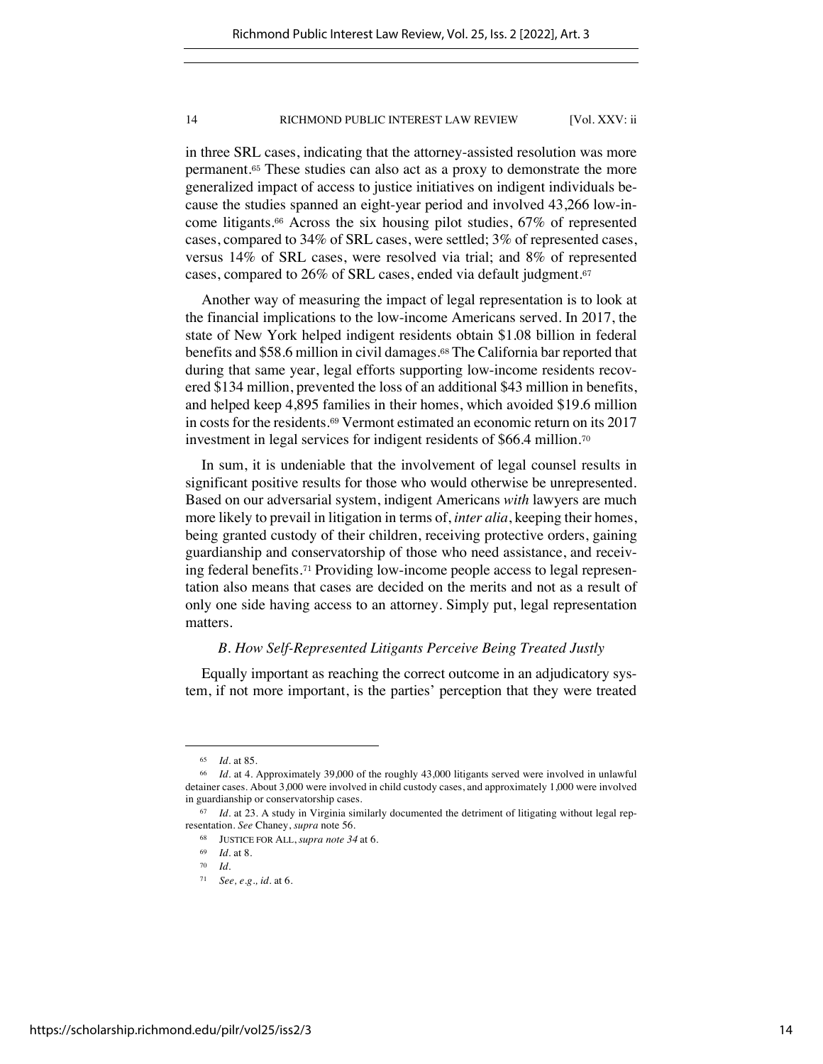in three SRL cases, indicating that the attorney-assisted resolution was more permanent.[65] These studies can also act as a proxy to demonstrate the more generalized impact of access to justice initiatives on indigent individuals because the studies spanned an eight-year period and involved 43,266 low-income litigants.[66] Across the six housing pilot studies, 67% of represented cases, compared to 34% of SRL cases, were settled; 3% of represented cases, versus 14% of SRL cases, were resolved via trial; and 8% of represented cases, compared to 26% of SRL cases, ended via default judgment.[67]

Another way of measuring the impact of legal representation is to look at the financial implications to the low-income Americans served. In 2017, the state of New York helped indigent residents obtain $1.08 billion in federal benefits and $58.6 million in civil damages.[68] The California bar reported that during that same year, legal efforts supporting low-income residents recovered $134 million, prevented the loss of an additional $43 million in benefits, and helped keep 4,895 families in their homes, which avoided $19.6 million in costs for the residents.[69] Vermont estimated an economic return on its 2017 investment in legal services for indigent residents of $66.4 million.[70]

In sum, it is undeniable that the involvement of legal counsel results in significant positive results for those who would otherwise be unrepresented. Based on our adversarial system, indigent Americans *with* lawyers are much more likely to prevail in litigation in terms of, *inter alia*, keeping their homes, being granted custody of their children, receiving protective orders, gaining guardianship and conservatorship of those who need assistance, and receiving federal benefits.[71] Providing low-income people access to legal representation also means that cases are decided on the merits and not as a result of only one side having access to an attorney. Simply put, legal representation matters.

### *B. How Self-Represented Litigants Perceive Being Treated Justly*

Equally important as reaching the correct outcome in an adjudicatory system, if not more important, is the parties' perception that they were treated

---

[65] *Id.* at 85.

[66] *Id.* at 4. Approximately 39,000 of the roughly 43,000 litigants served were involved in unlawful detainer cases. About 3,000 were involved in child custody cases, and approximately 1,000 were involved in guardianship or conservatorship cases.

[67] *Id.* at 23. A study in Virginia similarly documented the detriment of litigating without legal representation. *See* Chaney, *supra* note 56.

[68] JUSTICE FOR ALL, *supra note 34* at 6.

[69] *Id.* at 8.

[70] *Id.*

[71] *See, e.g., id.* at 6.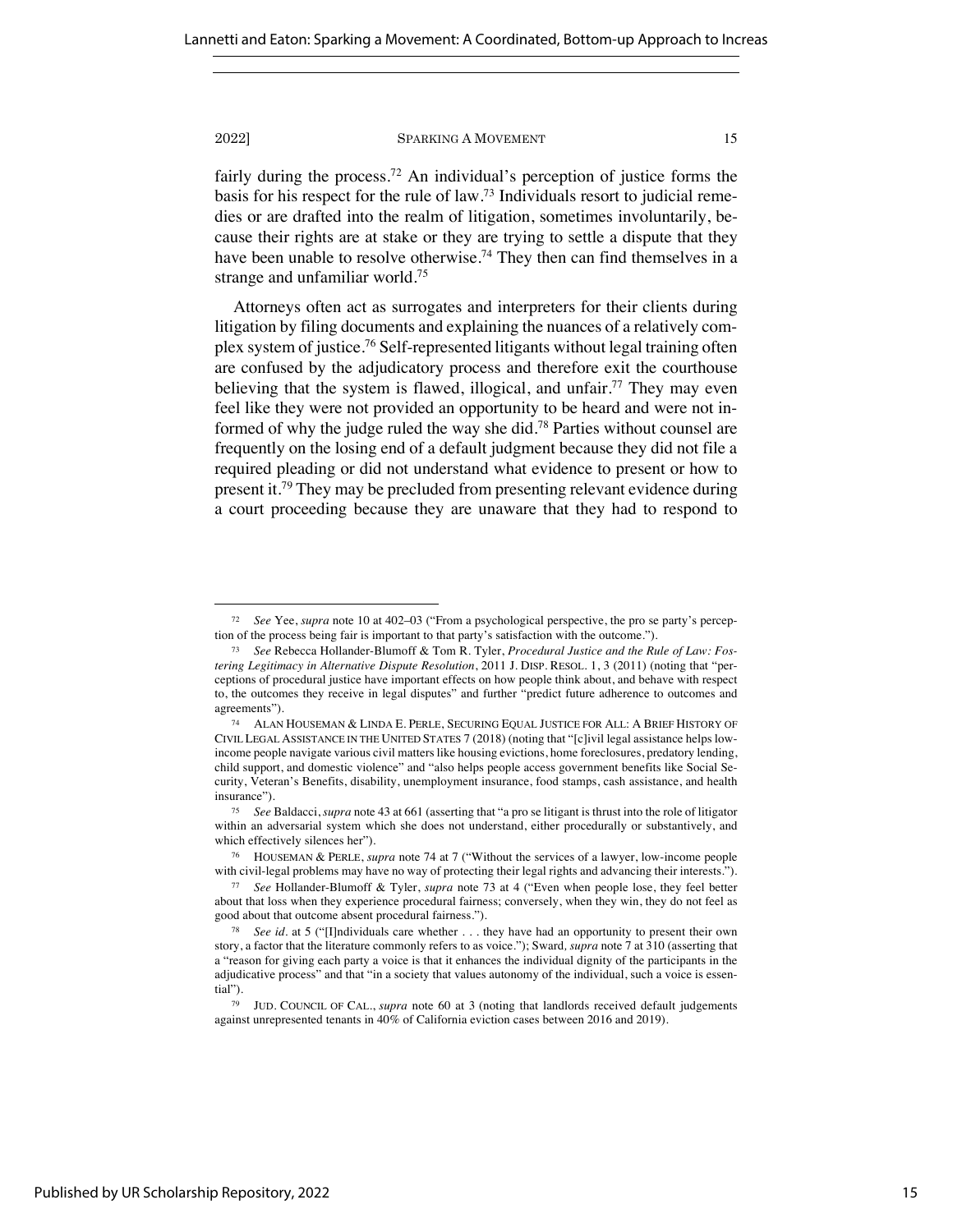fairly during the process.[72] An individual's perception of justice forms the basis for his respect for the rule of law.[73] Individuals resort to judicial remedies or are drafted into the realm of litigation, sometimes involuntarily, because their rights are at stake or they are trying to settle a dispute that they have been unable to resolve otherwise.[74] They then can find themselves in a strange and unfamiliar world.[75]

Attorneys often act as surrogates and interpreters for their clients during litigation by filing documents and explaining the nuances of a relatively complex system of justice.[76] Self-represented litigants without legal training often are confused by the adjudicatory process and therefore exit the courthouse believing that the system is flawed, illogical, and unfair.[77] They may even feel like they were not provided an opportunity to be heard and were not informed of why the judge ruled the way she did.[78] Parties without counsel are frequently on the losing end of a default judgment because they did not file a required pleading or did not understand what evidence to present or how to present it.[79] They may be precluded from presenting relevant evidence during a court proceeding because they are unaware that they had to respond to

---

[72] *See* Yee, *supra* note 10 at 402–03 ("From a psychological perspective, the pro se party's perception of the process being fair is important to that party's satisfaction with the outcome.").

[73] *See* Rebecca Hollander-Blumoff & Tom R. Tyler, *Procedural Justice and the Rule of Law: Fostering Legitimacy in Alternative Dispute Resolution*, 2011 J. DISP. RESOL. 1, 3 (2011) (noting that "perceptions of procedural justice have important effects on how people think about, and behave with respect to, the outcomes they receive in legal disputes" and further "predict future adherence to outcomes and agreements").

[74] ALAN HOUSEMAN & LINDA E. PERLE, SECURING EQUAL JUSTICE FOR ALL: A BRIEF HISTORY OF CIVIL LEGAL ASSISTANCE IN THE UNITED STATES 7 (2018) (noting that "[c]ivil legal assistance helps low-income people navigate various civil matters like housing evictions, home foreclosures, predatory lending, child support, and domestic violence" and "also helps people access government benefits like Social Security, Veteran's Benefits, disability, unemployment insurance, food stamps, cash assistance, and health insurance").

[75] *See* Baldacci, *supra* note 43 at 661 (asserting that "a pro se litigant is thrust into the role of litigator within an adversarial system which she does not understand, either procedurally or substantively, and which effectively silences her").

[76] HOUSEMAN & PERLE, *supra* note 74 at 7 ("Without the services of a lawyer, low-income people with civil-legal problems may have no way of protecting their legal rights and advancing their interests.").

[77] *See* Hollander-Blumoff & Tyler, *supra* note 73 at 4 ("Even when people lose, they feel better about that loss when they experience procedural fairness; conversely, when they win, they do not feel as good about that outcome absent procedural fairness.").

[78] *See id.* at 5 ("[I]ndividuals care whether . . . they have had an opportunity to present their own story, a factor that the literature commonly refers to as voice."); Sward, *supra* note 7 at 310 (asserting that a "reason for giving each party a voice is that it enhances the individual dignity of the participants in the adjudicative process" and that "in a society that values autonomy of the individual, such a voice is essential").

[79] JUD. COUNCIL OF CAL., *supra* note 60 at 3 (noting that landlords received default judgements against unrepresented tenants in 40% of California eviction cases between 2016 and 2019).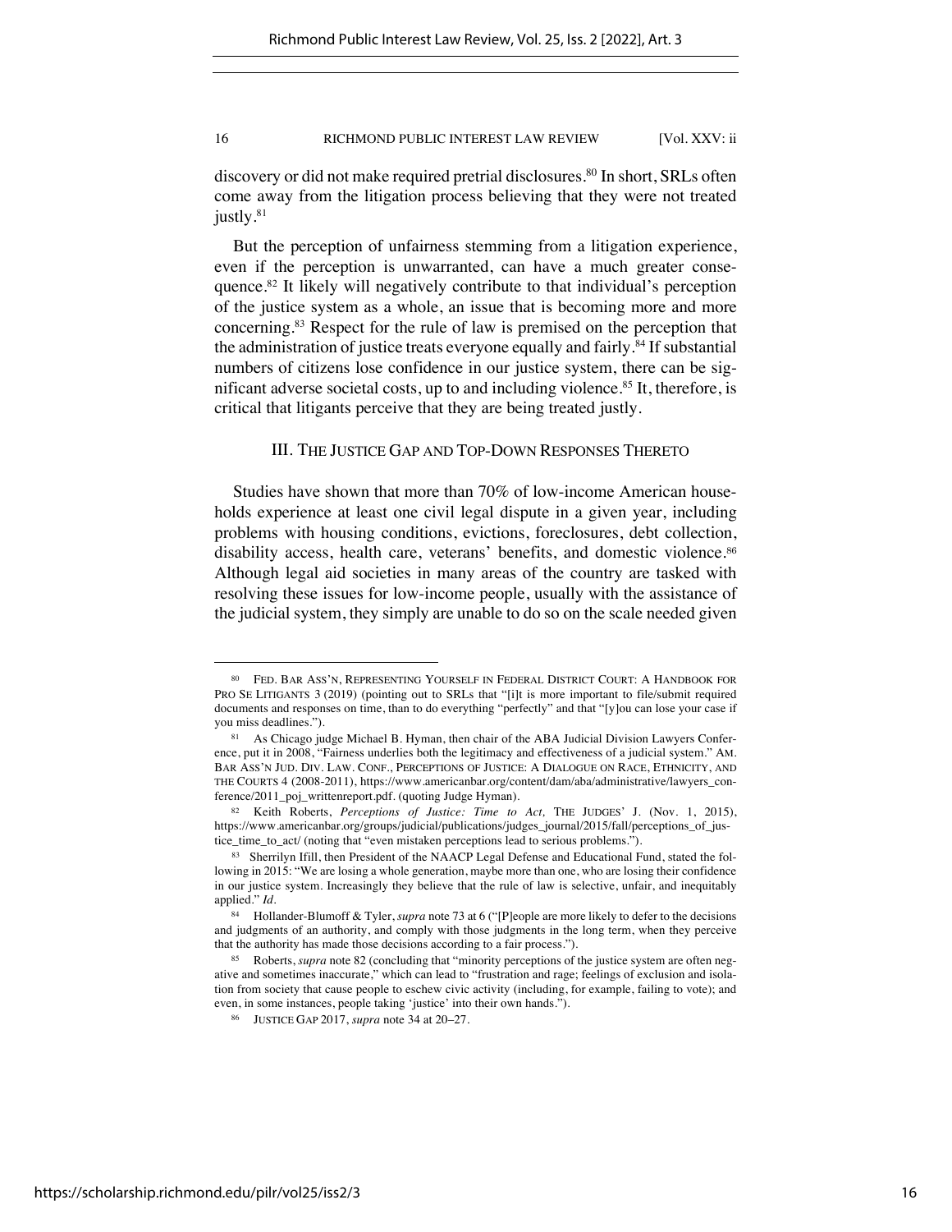discovery or did not make required pretrial disclosures.[80] In short, SRLs often come away from the litigation process believing that they were not treated justly.[81]

But the perception of unfairness stemming from a litigation experience, even if the perception is unwarranted, can have a much greater consequence.[82] It likely will negatively contribute to that individual's perception of the justice system as a whole, an issue that is becoming more and more concerning.[83] Respect for the rule of law is premised on the perception that the administration of justice treats everyone equally and fairly.[84] If substantial numbers of citizens lose confidence in our justice system, there can be significant adverse societal costs, up to and including violence.[85] It, therefore, is critical that litigants perceive that they are being treated justly.

## III. THE JUSTICE GAP AND TOP-DOWN RESPONSES THERETO

Studies have shown that more than 70% of low-income American households experience at least one civil legal dispute in a given year, including problems with housing conditions, evictions, foreclosures, debt collection, disability access, health care, veterans' benefits, and domestic violence.[86] Although legal aid societies in many areas of the country are tasked with resolving these issues for low-income people, usually with the assistance of the judicial system, they simply are unable to do so on the scale needed given

---

[80] FED. BAR ASS'N, REPRESENTING YOURSELF IN FEDERAL DISTRICT COURT: A HANDBOOK FOR PRO SE LITIGANTS 3 (2019) (pointing out to SRLs that "[i]t is more important to file/submit required documents and responses on time, than to do everything "perfectly" and that "[y]ou can lose your case if you miss deadlines.").

[81] As Chicago judge Michael B. Hyman, then chair of the ABA Judicial Division Lawyers Conference, put it in 2008, "Fairness underlies both the legitimacy and effectiveness of a judicial system." AM. BAR ASS'N JUD. DIV. LAW. CONF., PERCEPTIONS OF JUSTICE: A DIALOGUE ON RACE, ETHNICITY, AND THE COURTS 4 (2008-2011), https://www.americanbar.org/content/dam/aba/administrative/lawyers_conference/2011_poj_writtenreport.pdf. (quoting Judge Hyman).

[82] Keith Roberts, *Perceptions of Justice: Time to Act*, THE JUDGES' J. (Nov. 1, 2015), https://www.americanbar.org/groups/judicial/publications/judges_journal/2015/fall/perceptions_of_justice_time_to_act/ (noting that "even mistaken perceptions lead to serious problems.").

[83] Sherrilyn Ifill, then President of the NAACP Legal Defense and Educational Fund, stated the following in 2015: "We are losing a whole generation, maybe more than one, who are losing their confidence in our justice system. Increasingly they believe that the rule of law is selective, unfair, and inequitably applied." *Id.*

[84] Hollander-Blumoff & Tyler, *supra* note 73 at 6 ("[P]eople are more likely to defer to the decisions and judgments of an authority, and comply with those judgments in the long term, when they perceive that the authority has made those decisions according to a fair process.").

[85] Roberts, *supra* note 82 (concluding that "minority perceptions of the justice system are often negative and sometimes inaccurate," which can lead to "frustration and rage; feelings of exclusion and isolation from society that cause people to eschew civic activity (including, for example, failing to vote); and even, in some instances, people taking 'justice' into their own hands.").

[86] JUSTICE GAP 2017, *supra* note 34 at 20–27.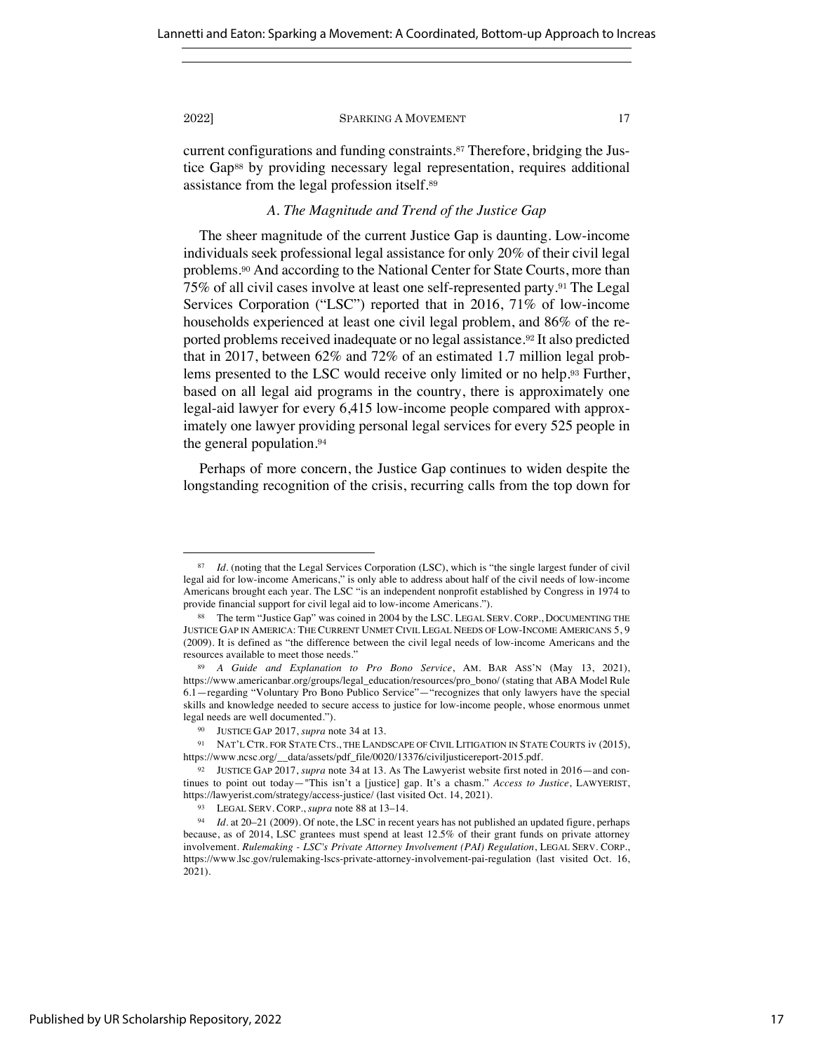current configurations and funding constraints.[87] Therefore, bridging the Justice Gap[88] by providing necessary legal representation, requires additional assistance from the legal profession itself.[89]

### *A. The Magnitude and Trend of the Justice Gap*

The sheer magnitude of the current Justice Gap is daunting. Low-income individuals seek professional legal assistance for only 20% of their civil legal problems.[90] And according to the National Center for State Courts, more than 75% of all civil cases involve at least one self-represented party.[91] The Legal Services Corporation ("LSC") reported that in 2016, 71% of low-income households experienced at least one civil legal problem, and 86% of the reported problems received inadequate or no legal assistance.[92] It also predicted that in 2017, between 62% and 72% of an estimated 1.7 million legal problems presented to the LSC would receive only limited or no help.[93] Further, based on all legal aid programs in the country, there is approximately one legal-aid lawyer for every 6,415 low-income people compared with approximately one lawyer providing personal legal services for every 525 people in the general population.[94]

Perhaps of more concern, the Justice Gap continues to widen despite the longstanding recognition of the crisis, recurring calls from the top down for

---

[87] *Id.* (noting that the Legal Services Corporation (LSC), which is "the single largest funder of civil legal aid for low-income Americans," is only able to address about half of the civil needs of low-income Americans brought each year. The LSC "is an independent nonprofit established by Congress in 1974 to provide financial support for civil legal aid to low-income Americans.").

[88] The term "Justice Gap" was coined in 2004 by the LSC. LEGAL SERV. CORP., DOCUMENTING THE JUSTICE GAP IN AMERICA: THE CURRENT UNMET CIVIL LEGAL NEEDS OF LOW-INCOME AMERICANS 5, 9 (2009). It is defined as "the difference between the civil legal needs of low-income Americans and the resources available to meet those needs."

[89] *A Guide and Explanation to Pro Bono Service*, AM. BAR ASS'N (May 13, 2021), https://www.americanbar.org/groups/legal_education/resources/pro_bono/ (stating that ABA Model Rule 6.1—regarding "Voluntary Pro Bono Publico Service"—"recognizes that only lawyers have the special skills and knowledge needed to secure access to justice for low-income people, whose enormous unmet legal needs are well documented.").

[90] JUSTICE GAP 2017, *supra* note 34 at 13.

[91] NAT'L CTR. FOR STATE CTS., THE LANDSCAPE OF CIVIL LITIGATION IN STATE COURTS iv (2015), https://www.ncsc.org/__data/assets/pdf_file/0020/13376/civiljusticereport-2015.pdf.

[92] JUSTICE GAP 2017, *supra* note 34 at 13. As The Lawyerist website first noted in 2016—and continues to point out today—"This isn't a [justice] gap. It's a chasm." *Access to Justice*, LAWYERIST, https://lawyerist.com/strategy/access-justice/ (last visited Oct. 14, 2021).

[93] LEGAL SERV. CORP., *supra* note 88 at 13–14.

[94] *Id.* at 20–21 (2009). Of note, the LSC in recent years has not published an updated figure, perhaps because, as of 2014, LSC grantees must spend at least 12.5% of their grant funds on private attorney involvement. *Rulemaking - LSC's Private Attorney Involvement (PAI) Regulation*, LEGAL SERV. CORP., https://www.lsc.gov/rulemaking-lscs-private-attorney-involvement-pai-regulation (last visited Oct. 16, 2021).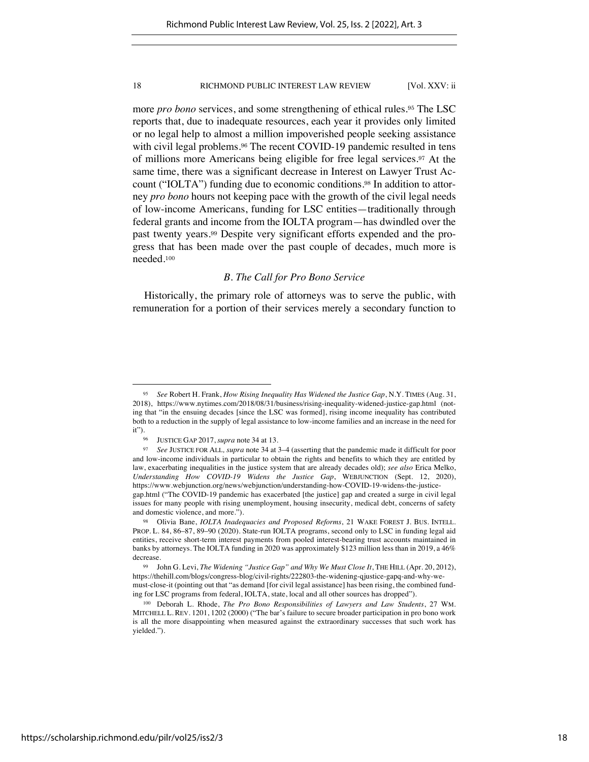more *pro bono* services, and some strengthening of ethical rules.[95] The LSC reports that, due to inadequate resources, each year it provides only limited or no legal help to almost a million impoverished people seeking assistance with civil legal problems.[96] The recent COVID-19 pandemic resulted in tens of millions more Americans being eligible for free legal services.[97] At the same time, there was a significant decrease in Interest on Lawyer Trust Account ("IOLTA") funding due to economic conditions.[98] In addition to attorney *pro bono* hours not keeping pace with the growth of the civil legal needs of low-income Americans, funding for LSC entities—traditionally through federal grants and income from the IOLTA program—has dwindled over the past twenty years.[99] Despite very significant efforts expended and the progress that has been made over the past couple of decades, much more is needed.[100]

### *B. The Call for Pro Bono Service*

Historically, the primary role of attorneys was to serve the public, with remuneration for a portion of their services merely a secondary function to

---

[95] *See* Robert H. Frank, *How Rising Inequality Has Widened the Justice Gap*, N.Y. TIMES (Aug. 31, 2018), https://www.nytimes.com/2018/08/31/business/rising-inequality-widened-justice-gap.html (noting that "in the ensuing decades [since the LSC was formed], rising income inequality has contributed both to a reduction in the supply of legal assistance to low-income families and an increase in the need for it").

[96] JUSTICE GAP 2017, *supra* note 34 at 13.

[97] *See* JUSTICE FOR ALL, *supra* note 34 at 3–4 (asserting that the pandemic made it difficult for poor and low-income individuals in particular to obtain the rights and benefits to which they are entitled by law, exacerbating inequalities in the justice system that are already decades old); *see also* Erica Melko, *Understanding How COVID-19 Widens the Justice Gap*, WEBJUNCTION (Sept. 12, 2020), https://www.webjunction.org/news/webjunction/understanding-how-COVID-19-widens-the-justice-gap.html ("The COVID-19 pandemic has exacerbated [the justice] gap and created a surge in civil legal issues for many people with rising unemployment, housing insecurity, medical debt, concerns of safety and domestic violence, and more.").

[98] Olivia Bane, *IOLTA Inadequacies and Proposed Reforms*, 21 WAKE FOREST J. BUS. INTELL. PROP. L. 84, 86–87, 89–90 (2020). State-run IOLTA programs, second only to LSC in funding legal aid entities, receive short-term interest payments from pooled interest-bearing trust accounts maintained in banks by attorneys. The IOLTA funding in 2020 was approximately $123 million less than in 2019, a 46% decrease.

[99] John G. Levi, *The Widening "Justice Gap" and Why We Must Close It*, THE HILL (Apr. 20, 2012), https://thehill.com/blogs/congress-blog/civil-rights/222803-the-widening-qjustice-gapq-and-why-we-must-close-it (pointing out that "as demand [for civil legal assistance] has been rising, the combined funding for LSC programs from federal, IOLTA, state, local and all other sources has dropped").

[100] Deborah L. Rhode, *The Pro Bono Responsibilities of Lawyers and Law Students*, 27 WM. MITCHELL L. REV. 1201, 1202 (2000) ("The bar's failure to secure broader participation in pro bono work is all the more disappointing when measured against the extraordinary successes that such work has yielded.").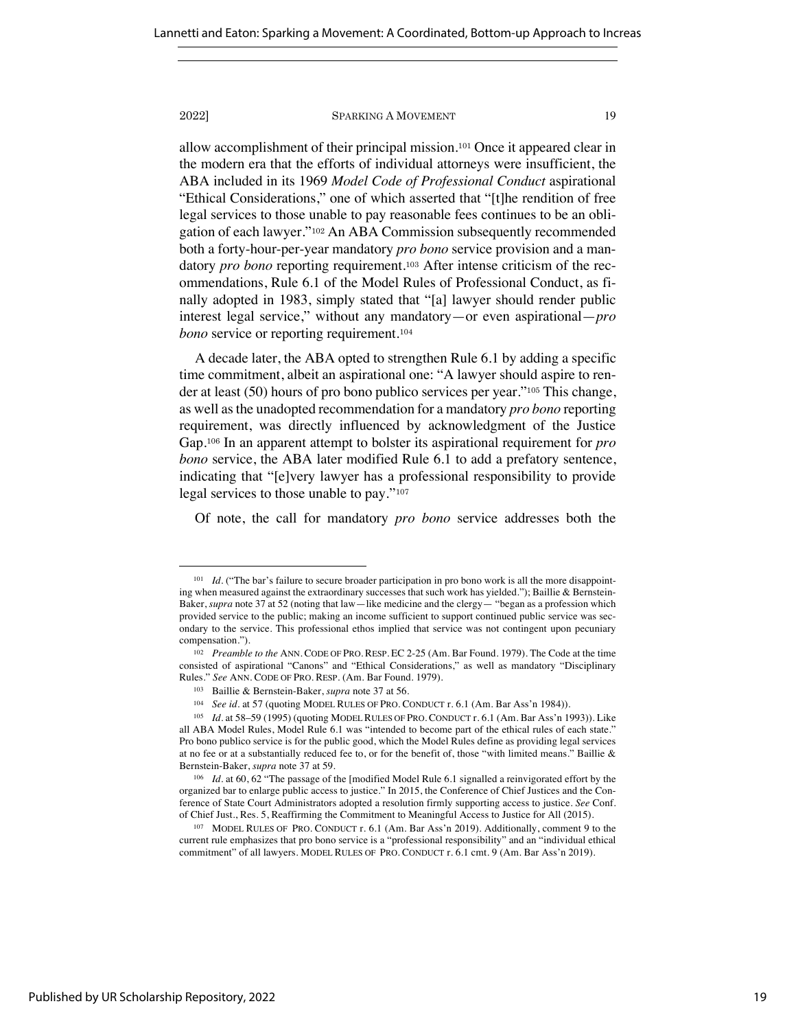allow accomplishment of their principal mission.[101] Once it appeared clear in the modern era that the efforts of individual attorneys were insufficient, the ABA included in its 1969 *Model Code of Professional Conduct* aspirational "Ethical Considerations," one of which asserted that "[t]he rendition of free legal services to those unable to pay reasonable fees continues to be an obligation of each lawyer."[102] An ABA Commission subsequently recommended both a forty-hour-per-year mandatory *pro bono* service provision and a mandatory *pro bono* reporting requirement.[103] After intense criticism of the recommendations, Rule 6.1 of the Model Rules of Professional Conduct, as finally adopted in 1983, simply stated that "[a] lawyer should render public interest legal service," without any mandatory—or even aspirational—*pro bono* service or reporting requirement.[104]

A decade later, the ABA opted to strengthen Rule 6.1 by adding a specific time commitment, albeit an aspirational one: "A lawyer should aspire to render at least (50) hours of pro bono publico services per year."[105] This change, as well as the unadopted recommendation for a mandatory *pro bono* reporting requirement, was directly influenced by acknowledgment of the Justice Gap.[106] In an apparent attempt to bolster its aspirational requirement for *pro bono* service, the ABA later modified Rule 6.1 to add a prefatory sentence, indicating that "[e]very lawyer has a professional responsibility to provide legal services to those unable to pay."[107]

Of note, the call for mandatory *pro bono* service addresses both the

---

[101] *Id.* ("The bar's failure to secure broader participation in pro bono work is all the more disappointing when measured against the extraordinary successes that such work has yielded."); Baillie & Bernstein-Baker, *supra* note 37 at 52 (noting that law—like medicine and the clergy— "began as a profession which provided service to the public; making an income sufficient to support continued public service was secondary to the service. This professional ethos implied that service was not contingent upon pecuniary compensation.").

[102] *Preamble to the* ANN. CODE OF PRO. RESP. EC 2-25 (Am. Bar Found. 1979). The Code at the time consisted of aspirational "Canons" and "Ethical Considerations," as well as mandatory "Disciplinary Rules." *See* ANN. CODE OF PRO. RESP. (Am. Bar Found. 1979).

[103] Baillie & Bernstein-Baker, *supra* note 37 at 56.

[104] *See id.* at 57 (quoting MODEL RULES OF PRO. CONDUCT r. 6.1 (Am. Bar Ass'n 1984)).

[105] *Id.* at 58–59 (1995) (quoting MODEL RULES OF PRO. CONDUCT r. 6.1 (Am. Bar Ass'n 1993)). Like all ABA Model Rules, Model Rule 6.1 was "intended to become part of the ethical rules of each state." Pro bono publico service is for the public good, which the Model Rules define as providing legal services at no fee or at a substantially reduced fee to, or for the benefit of, those "with limited means." Baillie & Bernstein-Baker, *supra* note 37 at 59.

[106] *Id.* at 60, 62 "The passage of the [modified Model Rule 6.1 signalled a reinvigorated effort by the organized bar to enlarge public access to justice." In 2015, the Conference of Chief Justices and the Conference of State Court Administrators adopted a resolution firmly supporting access to justice. *See* Conf. of Chief Just., Res. 5, Reaffirming the Commitment to Meaningful Access to Justice for All (2015).

[107] MODEL RULES OF PRO. CONDUCT r. 6.1 (Am. Bar Ass'n 2019). Additionally, comment 9 to the current rule emphasizes that pro bono service is a "professional responsibility" and an "individual ethical commitment" of all lawyers. MODEL RULES OF PRO. CONDUCT r. 6.1 cmt. 9 (Am. Bar Ass'n 2019).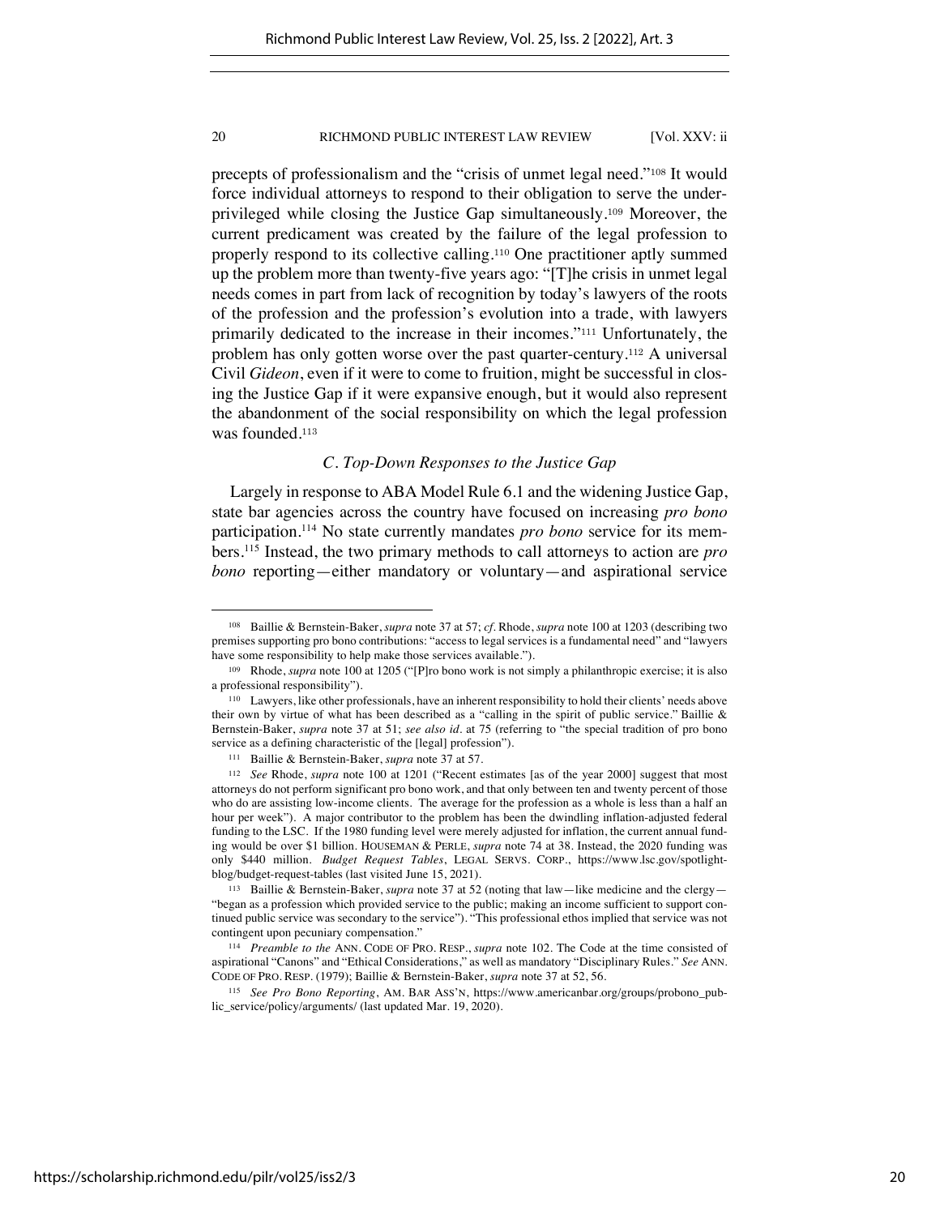precepts of professionalism and the "crisis of unmet legal need."[108] It would force individual attorneys to respond to their obligation to serve the underprivileged while closing the Justice Gap simultaneously.[109] Moreover, the current predicament was created by the failure of the legal profession to properly respond to its collective calling.[110] One practitioner aptly summed up the problem more than twenty-five years ago: "[T]he crisis in unmet legal needs comes in part from lack of recognition by today's lawyers of the roots of the profession and the profession's evolution into a trade, with lawyers primarily dedicated to the increase in their incomes."[111] Unfortunately, the problem has only gotten worse over the past quarter-century.[112] A universal Civil *Gideon*, even if it were to come to fruition, might be successful in closing the Justice Gap if it were expansive enough, but it would also represent the abandonment of the social responsibility on which the legal profession was founded.[113]

### *C. Top-Down Responses to the Justice Gap*

Largely in response to ABA Model Rule 6.1 and the widening Justice Gap, state bar agencies across the country have focused on increasing *pro bono* participation.[114] No state currently mandates *pro bono* service for its members.[115] Instead, the two primary methods to call attorneys to action are *pro bono* reporting—either mandatory or voluntary—and aspirational service

---

[108] Baillie & Bernstein-Baker, *supra* note 37 at 57; *cf*. Rhode, *supra* note 100 at 1203 (describing two premises supporting pro bono contributions: "access to legal services is a fundamental need" and "lawyers have some responsibility to help make those services available.").

[109] Rhode, *supra* note 100 at 1205 ("[P]ro bono work is not simply a philanthropic exercise; it is also a professional responsibility").

[110] Lawyers, like other professionals, have an inherent responsibility to hold their clients' needs above their own by virtue of what has been described as a "calling in the spirit of public service." Baillie & Bernstein-Baker, *supra* note 37 at 51; *see also id*. at 75 (referring to "the special tradition of pro bono service as a defining characteristic of the [legal] profession").

[111] Baillie & Bernstein-Baker, *supra* note 37 at 57.

[112] *See* Rhode, *supra* note 100 at 1201 ("Recent estimates [as of the year 2000] suggest that most attorneys do not perform significant pro bono work, and that only between ten and twenty percent of those who do are assisting low-income clients. The average for the profession as a whole is less than a half an hour per week"). A major contributor to the problem has been the dwindling inflation-adjusted federal funding to the LSC. If the 1980 funding level were merely adjusted for inflation, the current annual funding would be over $1 billion. HOUSEMAN & PERLE, *supra* note 74 at 38. Instead, the 2020 funding was only $440 million. *Budget Request Tables*, LEGAL SERVS. CORP., https://www.lsc.gov/spotlight-blog/budget-request-tables (last visited June 15, 2021).

[113] Baillie & Bernstein-Baker, *supra* note 37 at 52 (noting that law—like medicine and the clergy—"began as a profession which provided service to the public; making an income sufficient to support continued public service was secondary to the service"). "This professional ethos implied that service was not contingent upon pecuniary compensation."

[114] *Preamble to the* ANN. CODE OF PRO. RESP., *supra* note 102. The Code at the time consisted of aspirational "Canons" and "Ethical Considerations," as well as mandatory "Disciplinary Rules." *See* ANN. CODE OF PRO. RESP. (1979); Baillie & Bernstein-Baker, *supra* note 37 at 52, 56.

[115] *See Pro Bono Reporting*, AM. BAR ASS'N, https://www.americanbar.org/groups/probono_public_service/policy/arguments/ (last updated Mar. 19, 2020).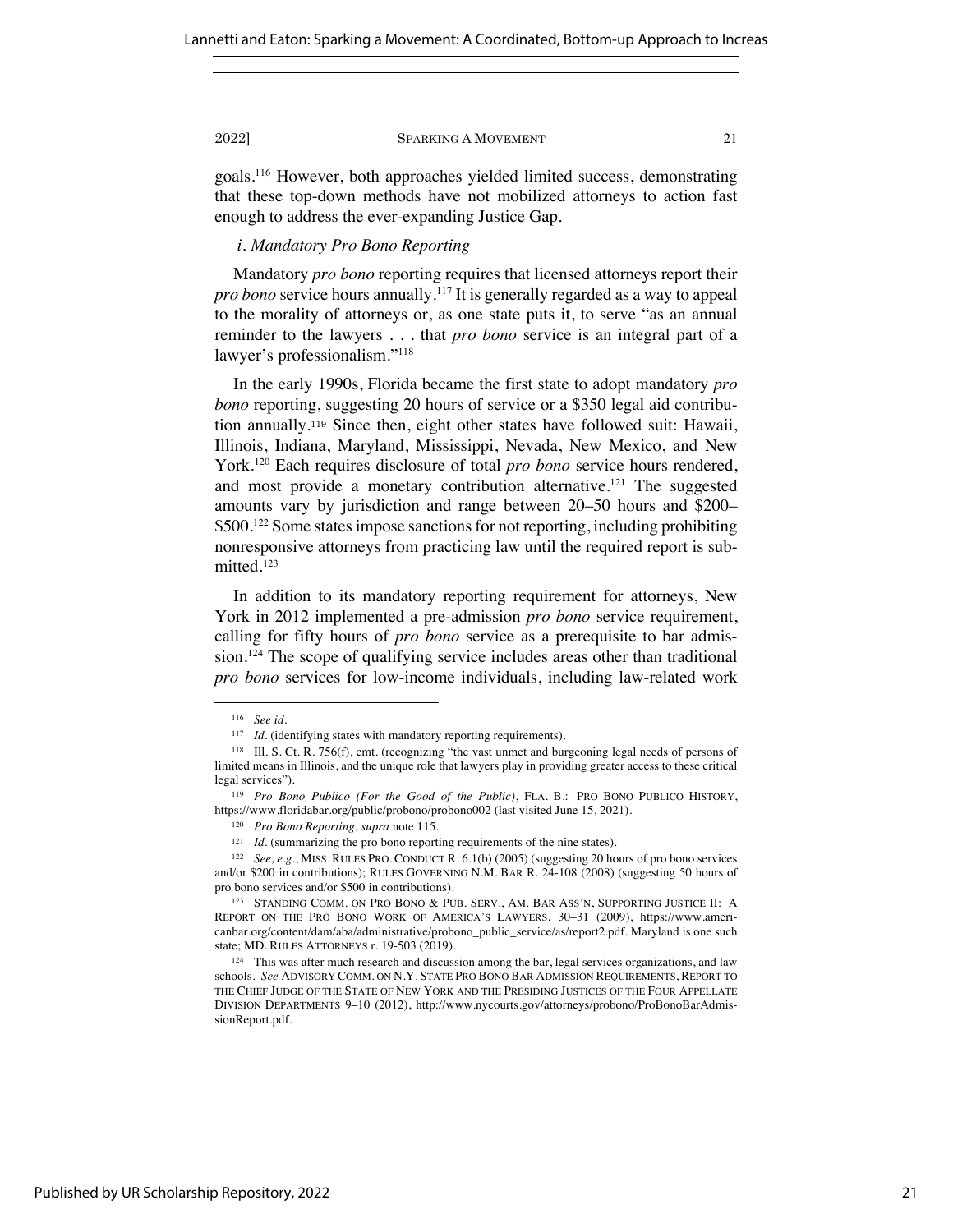goals.[116] However, both approaches yielded limited success, demonstrating that these top-down methods have not mobilized attorneys to action fast enough to address the ever-expanding Justice Gap.

*i. Mandatory Pro Bono Reporting*

Mandatory *pro bono* reporting requires that licensed attorneys report their *pro bono* service hours annually.[117] It is generally regarded as a way to appeal to the morality of attorneys or, as one state puts it, to serve "as an annual reminder to the lawyers . . . that *pro bono* service is an integral part of a lawyer's professionalism."[118]

In the early 1990s, Florida became the first state to adopt mandatory *pro bono* reporting, suggesting 20 hours of service or a $350 legal aid contribution annually.[119] Since then, eight other states have followed suit: Hawaii, Illinois, Indiana, Maryland, Mississippi, Nevada, New Mexico, and New York.[120] Each requires disclosure of total *pro bono* service hours rendered, and most provide a monetary contribution alternative.[121] The suggested amounts vary by jurisdiction and range between 20–50 hours and $200–$500.[122] Some states impose sanctions for not reporting, including prohibiting nonresponsive attorneys from practicing law until the required report is submitted.[123]

In addition to its mandatory reporting requirement for attorneys, New York in 2012 implemented a pre-admission *pro bono* service requirement, calling for fifty hours of *pro bono* service as a prerequisite to bar admission.[124] The scope of qualifying service includes areas other than traditional *pro bono* services for low-income individuals, including law-related work

---

[116] *See id.*

[117] *Id.* (identifying states with mandatory reporting requirements).

[118] Ill. S. Ct. R. 756(f), cmt. (recognizing "the vast unmet and burgeoning legal needs of persons of limited means in Illinois, and the unique role that lawyers play in providing greater access to these critical legal services").

[119] *Pro Bono Publico (For the Good of the Public)*, FLA. B.: PRO BONO PUBLICO HISTORY, https://www.floridabar.org/public/probono/probono002 (last visited June 15, 2021).

[120] *Pro Bono Reporting*, *supra* note 115.

[121] *Id.* (summarizing the pro bono reporting requirements of the nine states).

[122] *See, e.g.*, MISS. RULES PRO. CONDUCT R. 6.1(b) (2005) (suggesting 20 hours of pro bono services and/or $200 in contributions); RULES GOVERNING N.M. BAR R. 24-108 (2008) (suggesting 50 hours of pro bono services and/or $500 in contributions).

[123] STANDING COMM. ON PRO BONO & PUB. SERV., AM. BAR ASS'N, SUPPORTING JUSTICE II: A REPORT ON THE PRO BONO WORK OF AMERICA'S LAWYERS, 30–31 (2009), https://www.americanbar.org/content/dam/aba/administrative/probono_public_service/as/report2.pdf. Maryland is one such state; MD. RULES ATTORNEYS r. 19-503 (2019).

[124] This was after much research and discussion among the bar, legal services organizations, and law schools. *See* ADVISORY COMM. ON N.Y. STATE PRO BONO BAR ADMISSION REQUIREMENTS, REPORT TO THE CHIEF JUDGE OF THE STATE OF NEW YORK AND THE PRESIDING JUSTICES OF THE FOUR APPELLATE DIVISION DEPARTMENTS 9–10 (2012), http://www.nycourts.gov/attorneys/probono/ProBonoBarAdmissionReport.pdf.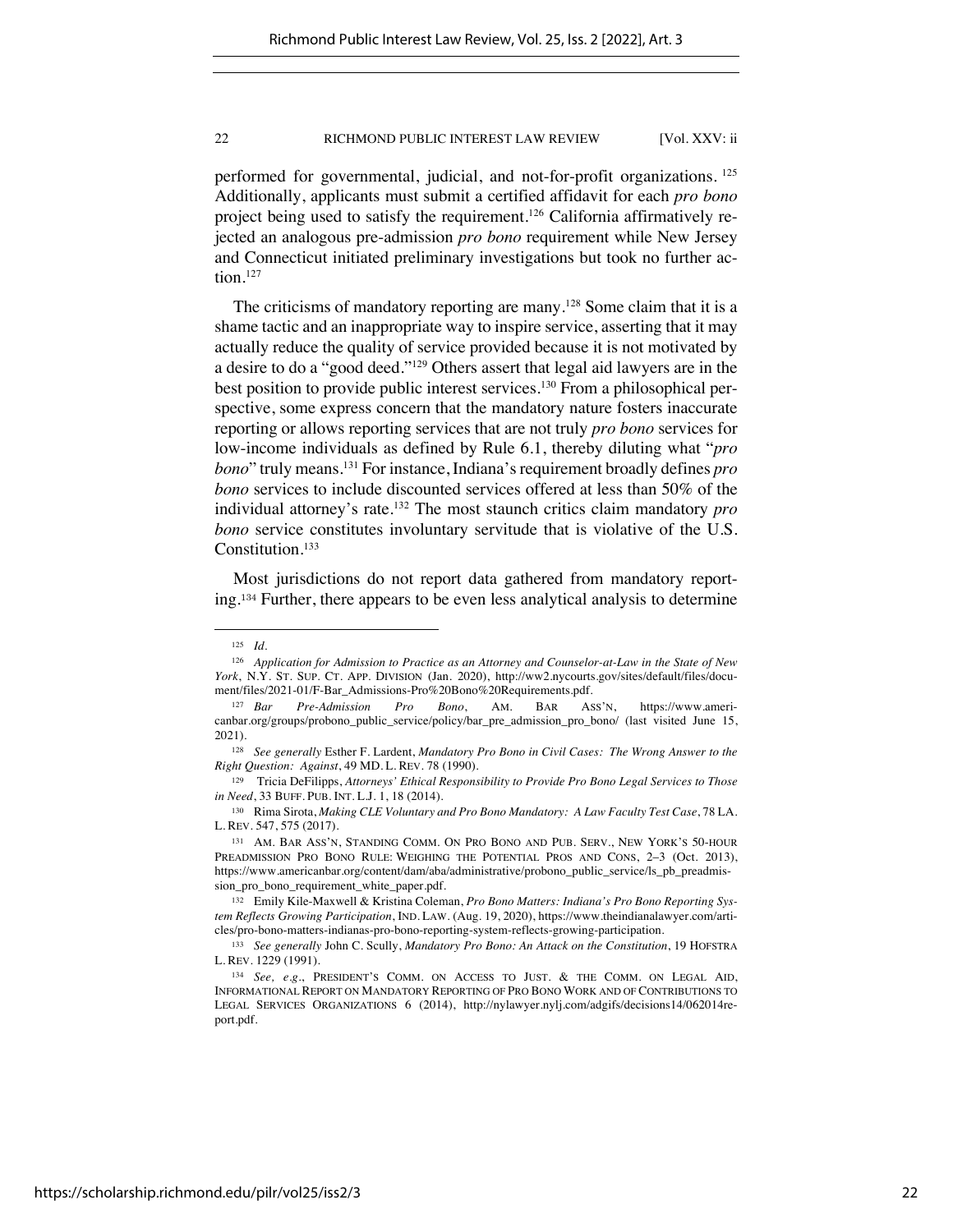performed for governmental, judicial, and not-for-profit organizations. [125] Additionally, applicants must submit a certified affidavit for each *pro bono* project being used to satisfy the requirement.[126] California affirmatively rejected an analogous pre-admission *pro bono* requirement while New Jersey and Connecticut initiated preliminary investigations but took no further action.[127]

The criticisms of mandatory reporting are many.[128] Some claim that it is a shame tactic and an inappropriate way to inspire service, asserting that it may actually reduce the quality of service provided because it is not motivated by a desire to do a "good deed."[129] Others assert that legal aid lawyers are in the best position to provide public interest services.[130] From a philosophical perspective, some express concern that the mandatory nature fosters inaccurate reporting or allows reporting services that are not truly *pro bono* services for low-income individuals as defined by Rule 6.1, thereby diluting what "*pro bono*" truly means.[131] For instance, Indiana's requirement broadly defines *pro bono* services to include discounted services offered at less than 50% of the individual attorney's rate.[132] The most staunch critics claim mandatory *pro bono* service constitutes involuntary servitude that is violative of the U.S. Constitution.[133]

Most jurisdictions do not report data gathered from mandatory reporting.[134] Further, there appears to be even less analytical analysis to determine

---

[125] *Id.*

[126] *Application for Admission to Practice as an Attorney and Counselor-at-Law in the State of New York*, N.Y. ST. SUP. CT. APP. DIVISION (Jan. 2020), http://ww2.nycourts.gov/sites/default/files/document/files/2021-01/F-Bar_Admissions-Pro%20Bono%20Requirements.pdf.

[127] *Bar Pre-Admission Pro Bono*, AM. BAR ASS'N, https://www.americanbar.org/groups/probono_public_service/policy/bar_pre_admission_pro_bono/ (last visited June 15, 2021).

[128] *See generally* Esther F. Lardent, *Mandatory Pro Bono in Civil Cases: The Wrong Answer to the Right Question: Against*, 49 MD. L. REV. 78 (1990).

[129] Tricia DeFilipps, *Attorneys' Ethical Responsibility to Provide Pro Bono Legal Services to Those in Need*, 33 BUFF. PUB. INT. L.J. 1, 18 (2014).

[130] Rima Sirota, *Making CLE Voluntary and Pro Bono Mandatory: A Law Faculty Test Case*, 78 LA. L. REV. 547, 575 (2017).

[131] AM. BAR ASS'N, STANDING COMM. ON PRO BONO AND PUB. SERV., NEW YORK'S 50-HOUR PREADMISSION PRO BONO RULE: WEIGHING THE POTENTIAL PROS AND CONS, 2–3 (Oct. 2013), https://www.americanbar.org/content/dam/aba/administrative/probono_public_service/ls_pb_preadmission_pro_bono_requirement_white_paper.pdf.

[132] Emily Kile-Maxwell & Kristina Coleman, *Pro Bono Matters: Indiana's Pro Bono Reporting System Reflects Growing Participation*, IND. LAW. (Aug. 19, 2020), https://www.theindianalawyer.com/articles/pro-bono-matters-indianas-pro-bono-reporting-system-reflects-growing-participation.

[133] *See generally* John C. Scully, *Mandatory Pro Bono: An Attack on the Constitution*, 19 HOFSTRA L. REV. 1229 (1991).

[134] *See, e.g.*, PRESIDENT'S COMM. ON ACCESS TO JUST. & THE COMM. ON LEGAL AID, INFORMATIONAL REPORT ON MANDATORY REPORTING OF PRO BONO WORK AND OF CONTRIBUTIONS TO LEGAL SERVICES ORGANIZATIONS 6 (2014), http://nylawyer.nylj.com/adgifs/decisions14/062014report.pdf.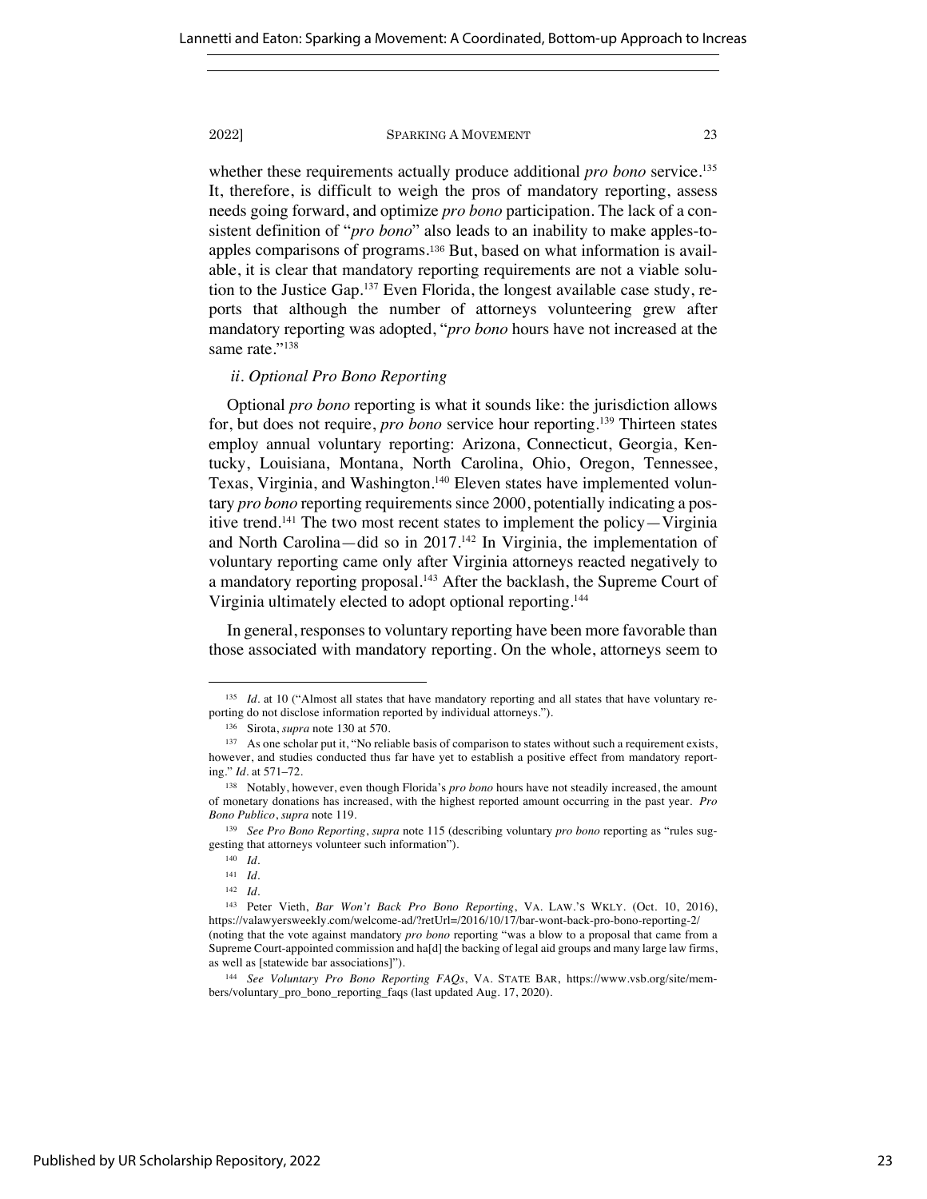whether these requirements actually produce additional *pro bono* service.[135] It, therefore, is difficult to weigh the pros of mandatory reporting, assess needs going forward, and optimize *pro bono* participation. The lack of a consistent definition of "*pro bono*" also leads to an inability to make apples-to-apples comparisons of programs.[136] But, based on what information is available, it is clear that mandatory reporting requirements are not a viable solution to the Justice Gap.[137] Even Florida, the longest available case study, reports that although the number of attorneys volunteering grew after mandatory reporting was adopted, "*pro bono* hours have not increased at the same rate."[138]

### *ii. Optional Pro Bono Reporting*

Optional *pro bono* reporting is what it sounds like: the jurisdiction allows for, but does not require, *pro bono* service hour reporting.[139] Thirteen states employ annual voluntary reporting: Arizona, Connecticut, Georgia, Kentucky, Louisiana, Montana, North Carolina, Ohio, Oregon, Tennessee, Texas, Virginia, and Washington.[140] Eleven states have implemented voluntary *pro bono* reporting requirements since 2000, potentially indicating a positive trend.[141] The two most recent states to implement the policy—Virginia and North Carolina—did so in 2017.[142] In Virginia, the implementation of voluntary reporting came only after Virginia attorneys reacted negatively to a mandatory reporting proposal.[143] After the backlash, the Supreme Court of Virginia ultimately elected to adopt optional reporting.[144]

In general, responses to voluntary reporting have been more favorable than those associated with mandatory reporting. On the whole, attorneys seem to

---

[135] *Id.* at 10 ("Almost all states that have mandatory reporting and all states that have voluntary reporting do not disclose information reported by individual attorneys.").

[136] Sirota, *supra* note 130 at 570.

[137] As one scholar put it, "No reliable basis of comparison to states without such a requirement exists, however, and studies conducted thus far have yet to establish a positive effect from mandatory reporting." *Id.* at 571–72.

[138] Notably, however, even though Florida's *pro bono* hours have not steadily increased, the amount of monetary donations has increased, with the highest reported amount occurring in the past year. *Pro Bono Publico*, *supra* note 119.

[139] *See Pro Bono Reporting*, *supra* note 115 (describing voluntary *pro bono* reporting as "rules suggesting that attorneys volunteer such information").

[140] *Id.*

[141] *Id.*

[142] *Id.*

[143] Peter Vieth, *Bar Won't Back Pro Bono Reporting*, VA. LAW.'S WKLY. (Oct. 10, 2016), https://valawyersweekly.com/welcome-ad/?retUrl=/2016/10/17/bar-wont-back-pro-bono-reporting-2/ (noting that the vote against mandatory *pro bono* reporting "was a blow to a proposal that came from a Supreme Court-appointed commission and ha[d] the backing of legal aid groups and many large law firms, as well as [statewide bar associations]").

[144] *See Voluntary Pro Bono Reporting FAQs*, VA. STATE BAR, https://www.vsb.org/site/members/voluntary_pro_bono_reporting_faqs (last updated Aug. 17, 2020).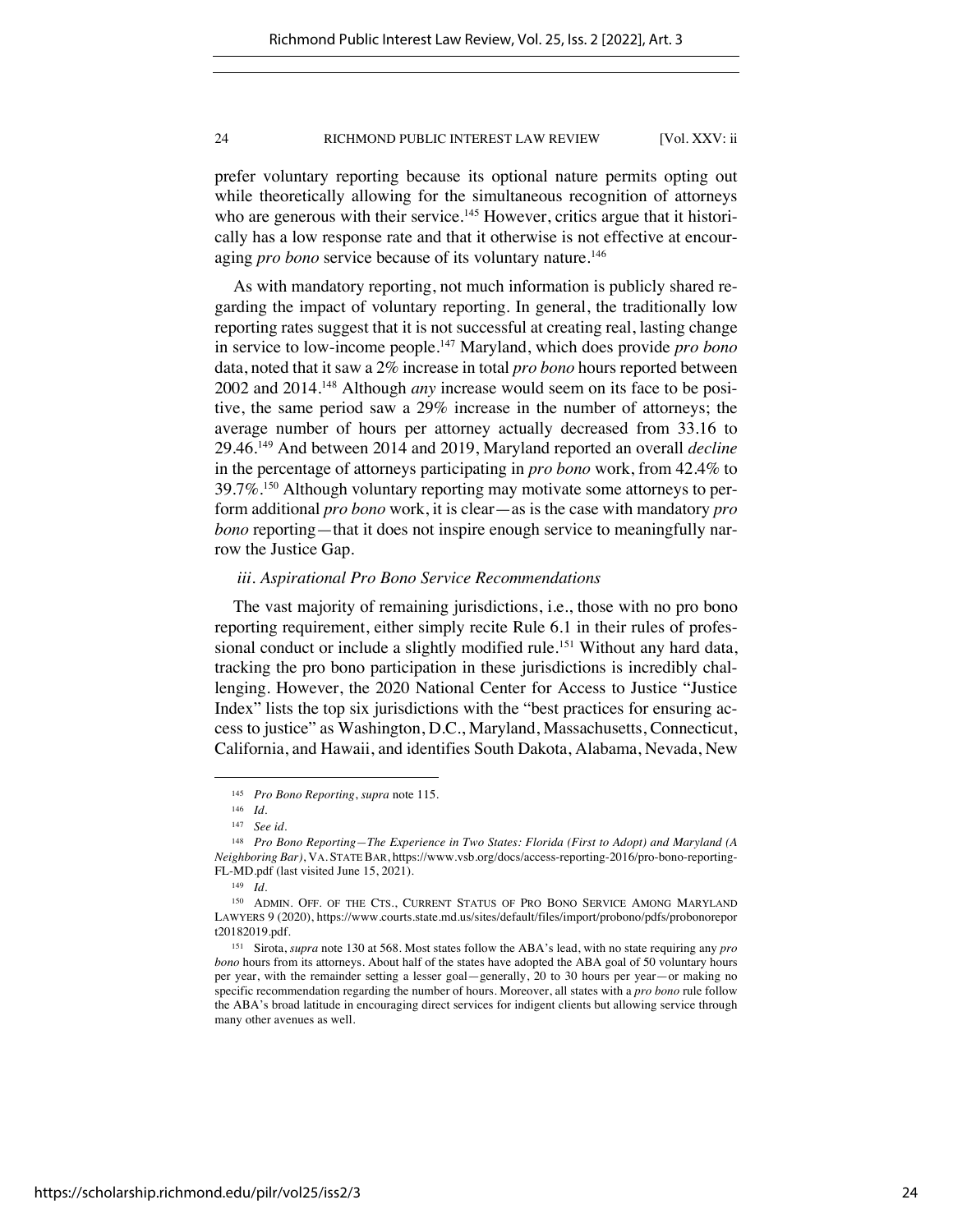prefer voluntary reporting because its optional nature permits opting out while theoretically allowing for the simultaneous recognition of attorneys who are generous with their service.[145] However, critics argue that it historically has a low response rate and that it otherwise is not effective at encouraging *pro bono* service because of its voluntary nature.[146]

As with mandatory reporting, not much information is publicly shared regarding the impact of voluntary reporting. In general, the traditionally low reporting rates suggest that it is not successful at creating real, lasting change in service to low-income people.[147] Maryland, which does provide *pro bono* data, noted that it saw a 2% increase in total *pro bono* hours reported between 2002 and 2014.[148] Although *any* increase would seem on its face to be positive, the same period saw a 29% increase in the number of attorneys; the average number of hours per attorney actually decreased from 33.16 to 29.46.[149] And between 2014 and 2019, Maryland reported an overall *decline* in the percentage of attorneys participating in *pro bono* work, from 42.4% to 39.7%.[150] Although voluntary reporting may motivate some attorneys to perform additional *pro bono* work, it is clear—as is the case with mandatory *pro bono* reporting—that it does not inspire enough service to meaningfully narrow the Justice Gap.

*iii. Aspirational Pro Bono Service Recommendations*

The vast majority of remaining jurisdictions, i.e., those with no pro bono reporting requirement, either simply recite Rule 6.1 in their rules of professional conduct or include a slightly modified rule.[151] Without any hard data, tracking the pro bono participation in these jurisdictions is incredibly challenging. However, the 2020 National Center for Access to Justice "Justice Index" lists the top six jurisdictions with the "best practices for ensuring access to justice" as Washington, D.C., Maryland, Massachusetts, Connecticut, California, and Hawaii, and identifies South Dakota, Alabama, Nevada, New

---

[145] *Pro Bono Reporting*, *supra* note 115.

[146] *Id.*

[147] *See id.*

[148] *Pro Bono Reporting—The Experience in Two States: Florida (First to Adopt) and Maryland (A Neighboring Bar)*, VA. STATE BAR, https://www.vsb.org/docs/access-reporting-2016/pro-bono-reporting-FL-MD.pdf (last visited June 15, 2021).

[149] *Id.*

[150] ADMIN. OFF. OF THE CTS., CURRENT STATUS OF PRO BONO SERVICE AMONG MARYLAND LAWYERS 9 (2020), https://www.courts.state.md.us/sites/default/files/import/probono/pdfs/probonoreport20182019.pdf.

[151] Sirota, *supra* note 130 at 568. Most states follow the ABA's lead, with no state requiring any *pro bono* hours from its attorneys. About half of the states have adopted the ABA goal of 50 voluntary hours per year, with the remainder setting a lesser goal—generally, 20 to 30 hours per year—or making no specific recommendation regarding the number of hours. Moreover, all states with a *pro bono* rule follow the ABA's broad latitude in encouraging direct services for indigent clients but allowing service through many other avenues as well.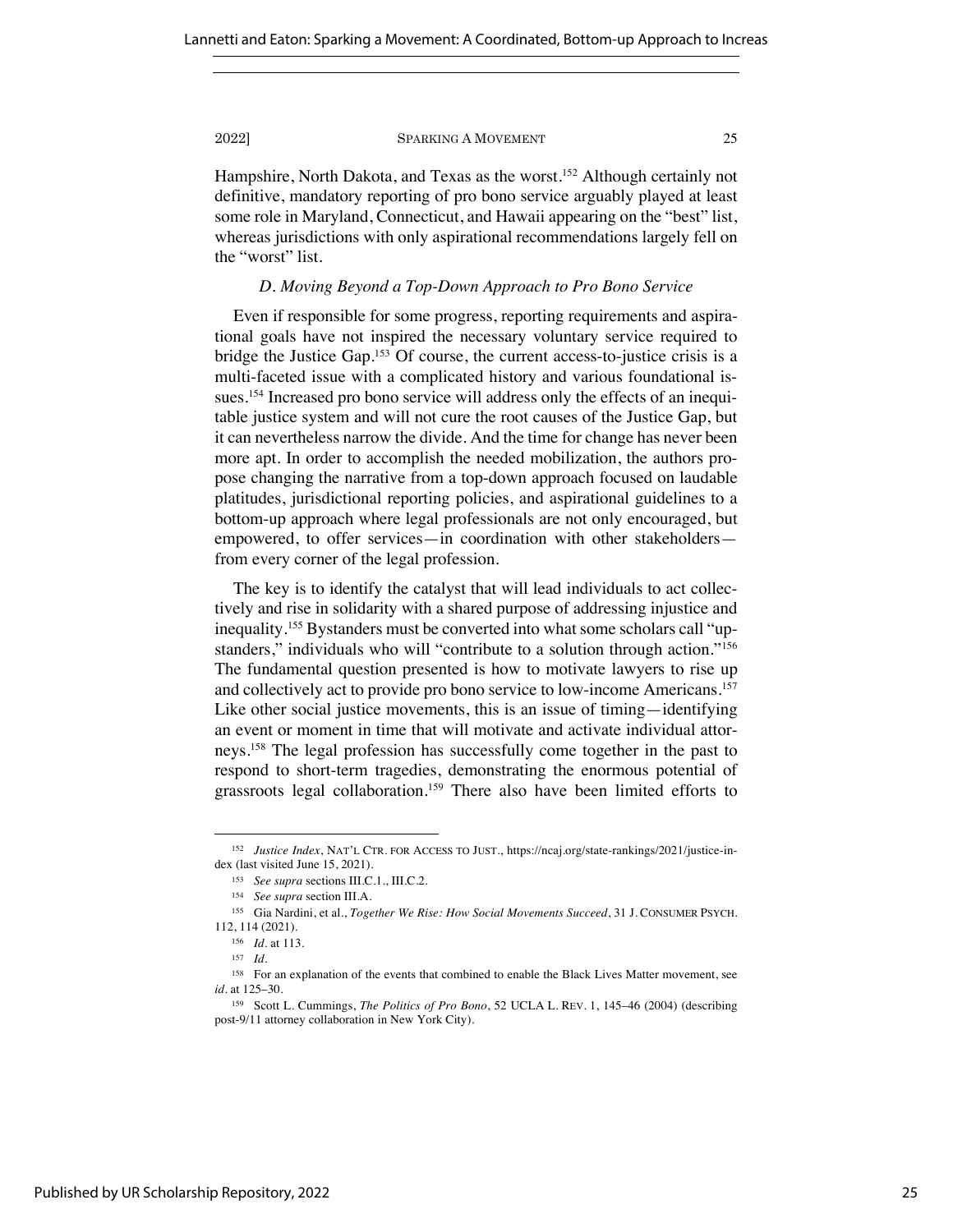Hampshire, North Dakota, and Texas as the worst.[152] Although certainly not definitive, mandatory reporting of pro bono service arguably played at least some role in Maryland, Connecticut, and Hawaii appearing on the "best" list, whereas jurisdictions with only aspirational recommendations largely fell on the "worst" list.

### *D. Moving Beyond a Top-Down Approach to Pro Bono Service*

Even if responsible for some progress, reporting requirements and aspirational goals have not inspired the necessary voluntary service required to bridge the Justice Gap.[153] Of course, the current access-to-justice crisis is a multi-faceted issue with a complicated history and various foundational issues.[154] Increased pro bono service will address only the effects of an inequitable justice system and will not cure the root causes of the Justice Gap, but it can nevertheless narrow the divide. And the time for change has never been more apt. In order to accomplish the needed mobilization, the authors propose changing the narrative from a top-down approach focused on laudable platitudes, jurisdictional reporting policies, and aspirational guidelines to a bottom-up approach where legal professionals are not only encouraged, but empowered, to offer services—in coordination with other stakeholders—from every corner of the legal profession.

The key is to identify the catalyst that will lead individuals to act collectively and rise in solidarity with a shared purpose of addressing injustice and inequality.[155] Bystanders must be converted into what some scholars call "upstanders," individuals who will "contribute to a solution through action."[156] The fundamental question presented is how to motivate lawyers to rise up and collectively act to provide pro bono service to low-income Americans.[157] Like other social justice movements, this is an issue of timing—identifying an event or moment in time that will motivate and activate individual attorneys.[158] The legal profession has successfully come together in the past to respond to short-term tragedies, demonstrating the enormous potential of grassroots legal collaboration.[159] There also have been limited efforts to

---

[152] *Justice Index*, NAT'L CTR. FOR ACCESS TO JUST., https://ncaj.org/state-rankings/2021/justice-index (last visited June 15, 2021).

[153] *See supra* sections III.C.1., III.C.2.

[154] *See supra* section III.A.

[155] Gia Nardini, et al., *Together We Rise: How Social Movements Succeed*, 31 J. CONSUMER PSYCH. 112, 114 (2021).

[156] *Id.* at 113.

[157] *Id.*

[158] For an explanation of the events that combined to enable the Black Lives Matter movement, see *id.* at 125–30.

[159] Scott L. Cummings, *The Politics of Pro Bono*, 52 UCLA L. REV. 1, 145–46 (2004) (describing post-9/11 attorney collaboration in New York City).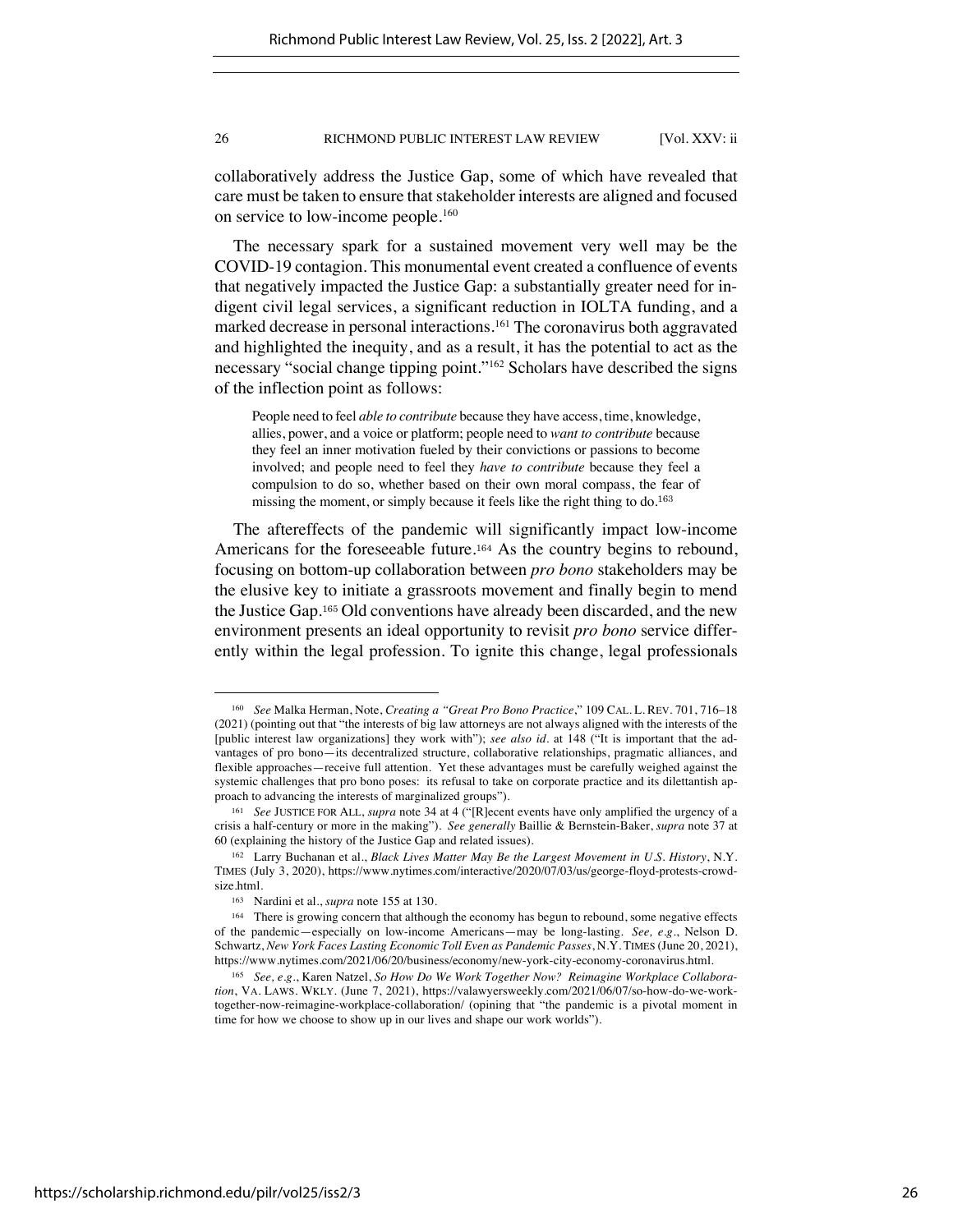collaboratively address the Justice Gap, some of which have revealed that care must be taken to ensure that stakeholder interests are aligned and focused on service to low-income people.[160]

The necessary spark for a sustained movement very well may be the COVID-19 contagion. This monumental event created a confluence of events that negatively impacted the Justice Gap: a substantially greater need for indigent civil legal services, a significant reduction in IOLTA funding, and a marked decrease in personal interactions.[161] The coronavirus both aggravated and highlighted the inequity, and as a result, it has the potential to act as the necessary "social change tipping point."[162] Scholars have described the signs of the inflection point as follows:

> People need to feel *able to contribute* because they have access, time, knowledge, allies, power, and a voice or platform; people need to *want to contribute* because they feel an inner motivation fueled by their convictions or passions to become involved; and people need to feel they *have to contribute* because they feel a compulsion to do so, whether based on their own moral compass, the fear of missing the moment, or simply because it feels like the right thing to do.[163]

The aftereffects of the pandemic will significantly impact low-income Americans for the foreseeable future.[164] As the country begins to rebound, focusing on bottom-up collaboration between *pro bono* stakeholders may be the elusive key to initiate a grassroots movement and finally begin to mend the Justice Gap.[165] Old conventions have already been discarded, and the new environment presents an ideal opportunity to revisit *pro bono* service differently within the legal profession. To ignite this change, legal professionals

---

[160] *See* Malka Herman, Note, *Creating a "Great Pro Bono Practice*," 109 CAL. L. REV. 701, 716–18 (2021) (pointing out that "the interests of big law attorneys are not always aligned with the interests of the [public interest law organizations] they work with"); *see also id.* at 148 ("It is important that the advantages of pro bono—its decentralized structure, collaborative relationships, pragmatic alliances, and flexible approaches—receive full attention. Yet these advantages must be carefully weighed against the systemic challenges that pro bono poses: its refusal to take on corporate practice and its dilettantish approach to advancing the interests of marginalized groups").

[161] *See* JUSTICE FOR ALL, *supra* note 34 at 4 ("[R]ecent events have only amplified the urgency of a crisis a half-century or more in the making"). *See generally* Baillie & Bernstein-Baker, *supra* note 37 at 60 (explaining the history of the Justice Gap and related issues).

[162] Larry Buchanan et al., *Black Lives Matter May Be the Largest Movement in U.S. History*, N.Y. TIMES (July 3, 2020), https://www.nytimes.com/interactive/2020/07/03/us/george-floyd-protests-crowd-size.html.

[163] Nardini et al., *supra* note 155 at 130.

[164] There is growing concern that although the economy has begun to rebound, some negative effects of the pandemic—especially on low-income Americans—may be long-lasting. *See, e.g.*, Nelson D. Schwartz, *New York Faces Lasting Economic Toll Even as Pandemic Passes*, N.Y. TIMES (June 20, 2021), https://www.nytimes.com/2021/06/20/business/economy/new-york-city-economy-coronavirus.html.

[165] *See, e.g.*, Karen Natzel, *So How Do We Work Together Now? Reimagine Workplace Collaboration*, VA. LAWS. WKLY. (June 7, 2021), https://valawyersweekly.com/2021/06/07/so-how-do-we-work-together-now-reimagine-workplace-collaboration/ (opining that "the pandemic is a pivotal moment in time for how we choose to show up in our lives and shape our work worlds").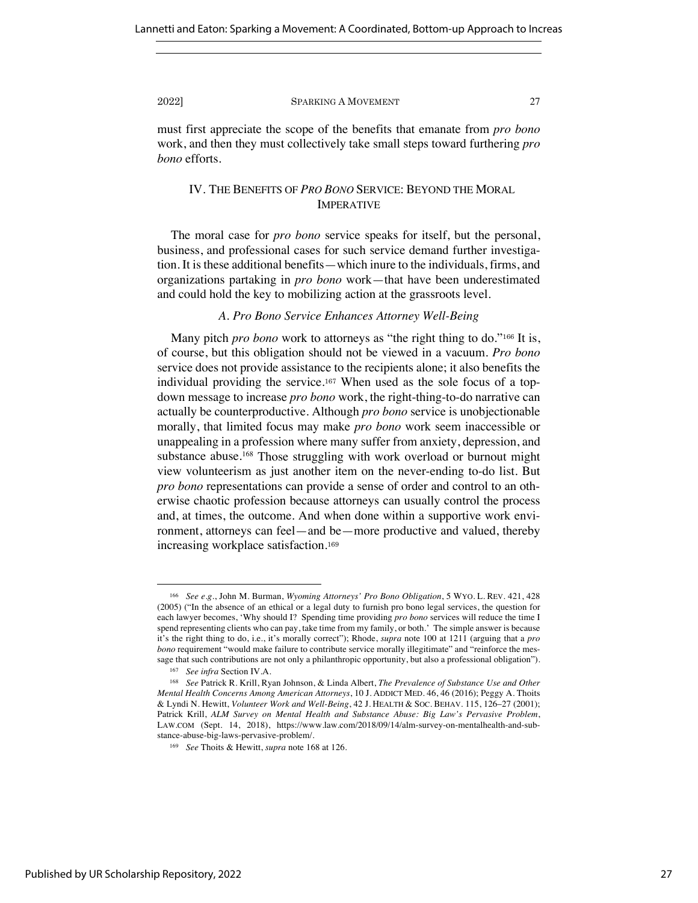must first appreciate the scope of the benefits that emanate from *pro bono* work, and then they must collectively take small steps toward furthering *pro bono* efforts.

## IV. THE BENEFITS OF *PRO BONO* SERVICE: BEYOND THE MORAL IMPERATIVE

The moral case for *pro bono* service speaks for itself, but the personal, business, and professional cases for such service demand further investigation. It is these additional benefits—which inure to the individuals, firms, and organizations partaking in *pro bono* work—that have been underestimated and could hold the key to mobilizing action at the grassroots level.

### *A. Pro Bono Service Enhances Attorney Well-Being*

Many pitch *pro bono* work to attorneys as "the right thing to do."[166] It is, of course, but this obligation should not be viewed in a vacuum. *Pro bono* service does not provide assistance to the recipients alone; it also benefits the individual providing the service.[167] When used as the sole focus of a top-down message to increase *pro bono* work, the right-thing-to-do narrative can actually be counterproductive. Although *pro bono* service is unobjectionable morally, that limited focus may make *pro bono* work seem inaccessible or unappealing in a profession where many suffer from anxiety, depression, and substance abuse.[168] Those struggling with work overload or burnout might view volunteerism as just another item on the never-ending to-do list. But *pro bono* representations can provide a sense of order and control to an otherwise chaotic profession because attorneys can usually control the process and, at times, the outcome. And when done within a supportive work environment, attorneys can feel—and be—more productive and valued, thereby increasing workplace satisfaction.[169]

---

[166] *See e.g.*, John M. Burman, *Wyoming Attorneys' Pro Bono Obligation*, 5 WYO. L. REV. 421, 428 (2005) ("In the absence of an ethical or a legal duty to furnish pro bono legal services, the question for each lawyer becomes, 'Why should I? Spending time providing *pro bono* services will reduce the time I spend representing clients who can pay, take time from my family, or both.' The simple answer is because it's the right thing to do, i.e., it's morally correct"); Rhode, *supra* note 100 at 1211 (arguing that a *pro bono* requirement "would make failure to contribute service morally illegitimate" and "reinforce the message that such contributions are not only a philanthropic opportunity, but also a professional obligation").

[167] *See infra* Section IV.A.

[168] *See* Patrick R. Krill, Ryan Johnson, & Linda Albert, *The Prevalence of Substance Use and Other Mental Health Concerns Among American Attorneys*, 10 J. ADDICT MED. 46, 46 (2016); Peggy A. Thoits & Lyndi N. Hewitt, *Volunteer Work and Well-Being*, 42 J. HEALTH & SOC. BEHAV. 115, 126–27 (2001); Patrick Krill, *ALM Survey on Mental Health and Substance Abuse: Big Law's Pervasive Problem*, LAW.COM (Sept. 14, 2018), https://www.law.com/2018/09/14/alm-survey-on-mentalhealth-and-substance-abuse-big-laws-pervasive-problem/.

[169] *See* Thoits & Hewitt, *supra* note 168 at 126.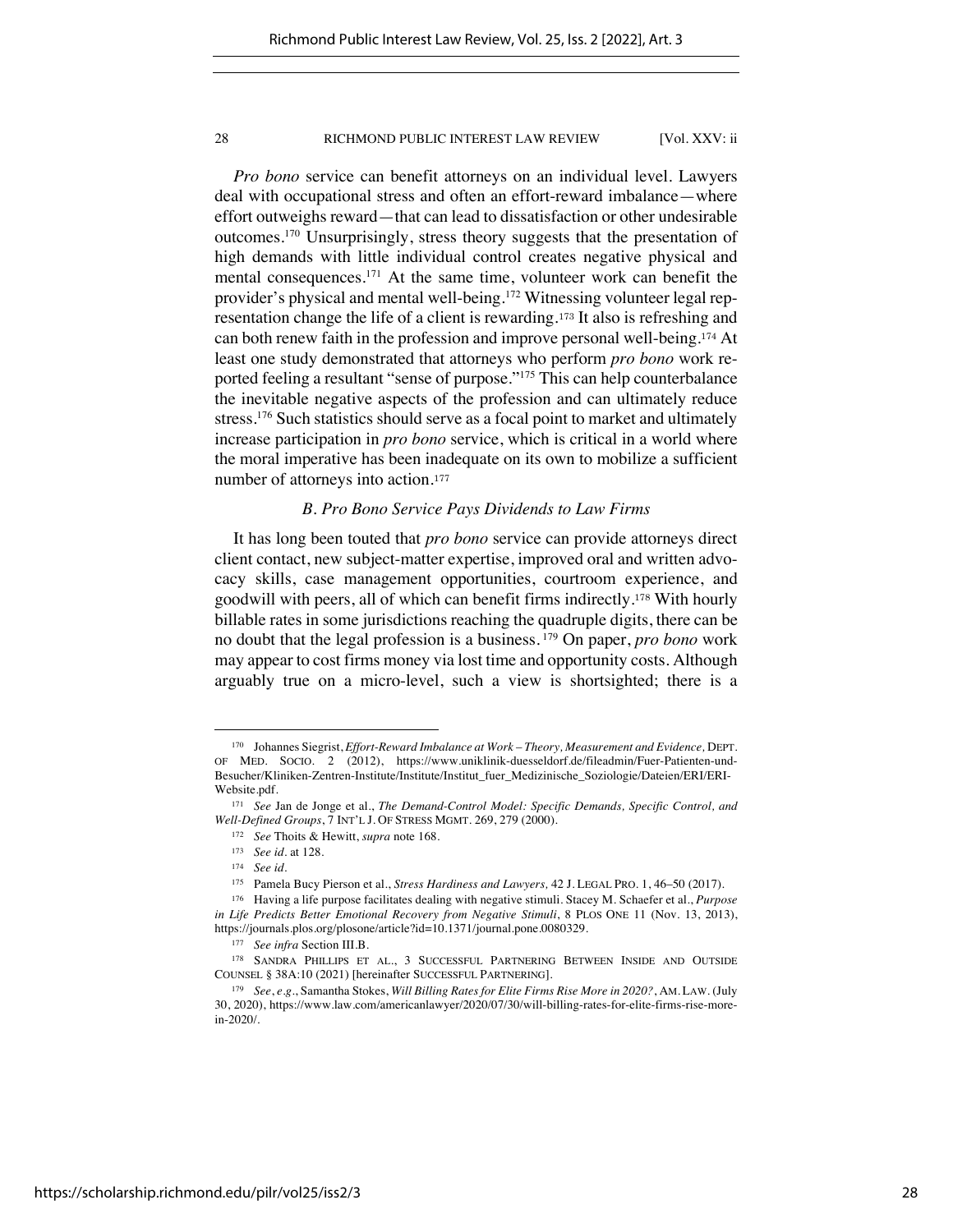*Pro bono* service can benefit attorneys on an individual level. Lawyers deal with occupational stress and often an effort-reward imbalance—where effort outweighs reward—that can lead to dissatisfaction or other undesirable outcomes.[170] Unsurprisingly, stress theory suggests that the presentation of high demands with little individual control creates negative physical and mental consequences.[171] At the same time, volunteer work can benefit the provider's physical and mental well-being.[172] Witnessing volunteer legal representation change the life of a client is rewarding.[173] It also is refreshing and can both renew faith in the profession and improve personal well-being.[174] At least one study demonstrated that attorneys who perform *pro bono* work reported feeling a resultant "sense of purpose."[175] This can help counterbalance the inevitable negative aspects of the profession and can ultimately reduce stress.[176] Such statistics should serve as a focal point to market and ultimately increase participation in *pro bono* service, which is critical in a world where the moral imperative has been inadequate on its own to mobilize a sufficient number of attorneys into action.[177]

### *B. Pro Bono Service Pays Dividends to Law Firms*

It has long been touted that *pro bono* service can provide attorneys direct client contact, new subject-matter expertise, improved oral and written advocacy skills, case management opportunities, courtroom experience, and goodwill with peers, all of which can benefit firms indirectly.[178] With hourly billable rates in some jurisdictions reaching the quadruple digits, there can be no doubt that the legal profession is a business.[179] On paper, *pro bono* work may appear to cost firms money via lost time and opportunity costs. Although arguably true on a micro-level, such a view is shortsighted; there is a

---

[170] Johannes Siegrist, *Effort-Reward Imbalance at Work – Theory, Measurement and Evidence,* DEPT. OF MED. SOCIO. 2 (2012), https://www.uniklinik-duesseldorf.de/fileadmin/Fuer-Patienten-und-Besucher/Kliniken-Zentren-Institute/Institute/Institut_fuer_Medizinische_Soziologie/Dateien/ERI/ERI-Website.pdf.

[171] *See* Jan de Jonge et al., *The Demand-Control Model: Specific Demands, Specific Control, and Well-Defined Groups*, 7 INT'L J. OF STRESS MGMT. 269, 279 (2000).

[172] *See* Thoits & Hewitt, *supra* note 168.

[173] *See id.* at 128.

[174] *See id.*

[175] Pamela Bucy Pierson et al., *Stress Hardiness and Lawyers,* 42 J. LEGAL PRO. 1, 46–50 (2017).

[176] Having a life purpose facilitates dealing with negative stimuli. Stacey M. Schaefer et al., *Purpose in Life Predicts Better Emotional Recovery from Negative Stimuli*, 8 PLOS ONE 11 (Nov. 13, 2013), https://journals.plos.org/plosone/article?id=10.1371/journal.pone.0080329.

[177] *See infra* Section III.B.

[178] SANDRA PHILLIPS ET AL., 3 SUCCESSFUL PARTNERING BETWEEN INSIDE AND OUTSIDE COUNSEL § 38A:10 (2021) [hereinafter SUCCESSFUL PARTNERING].

[179] *See*, *e.g*., Samantha Stokes, *Will Billing Rates for Elite Firms Rise More in 2020?*, AM. LAW. (July 30, 2020), https://www.law.com/americanlawyer/2020/07/30/will-billing-rates-for-elite-firms-rise-more-in-2020/.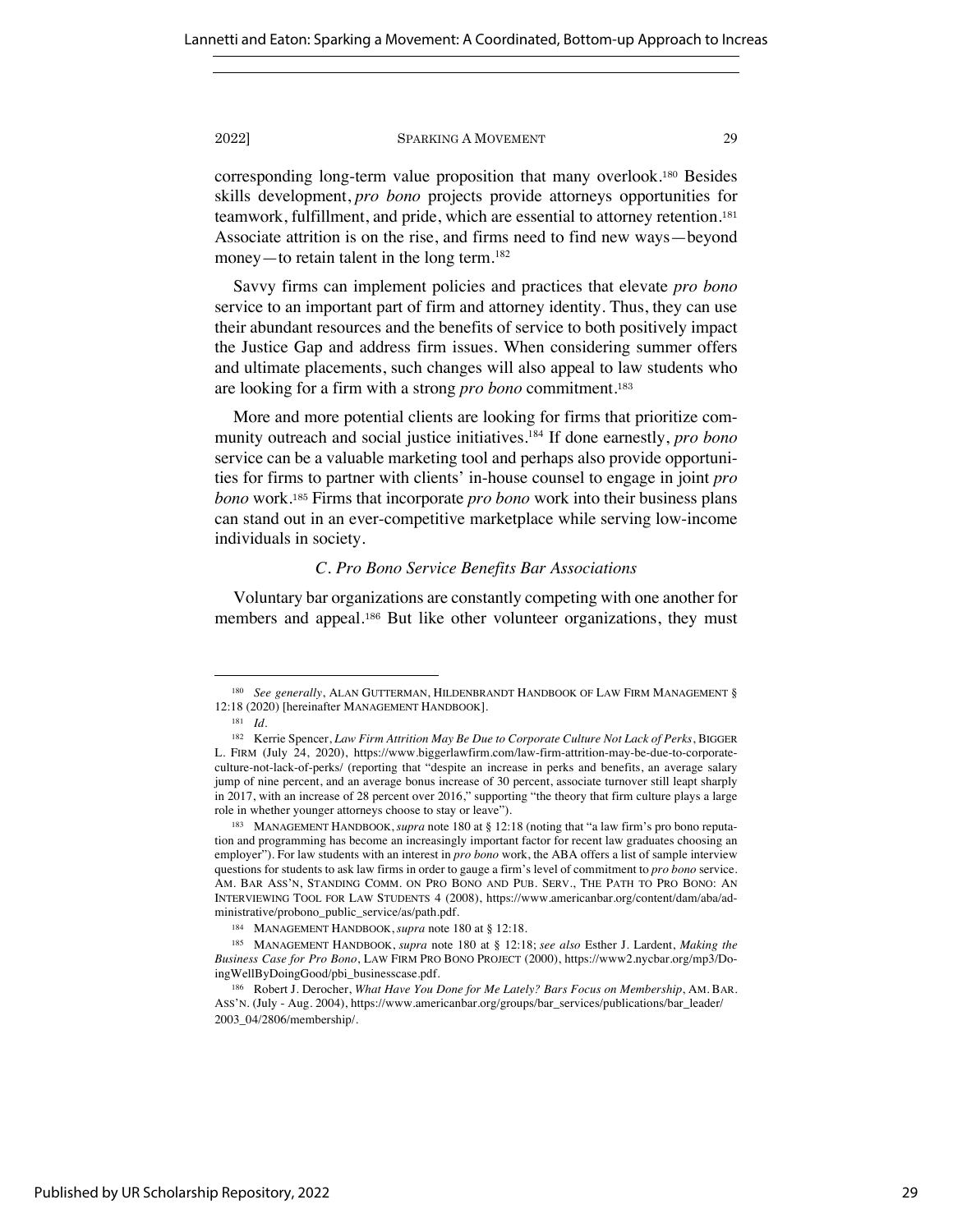corresponding long-term value proposition that many overlook.[180] Besides skills development, *pro bono* projects provide attorneys opportunities for teamwork, fulfillment, and pride, which are essential to attorney retention.[181] Associate attrition is on the rise, and firms need to find new ways—beyond money—to retain talent in the long term.[182]

Savvy firms can implement policies and practices that elevate *pro bono* service to an important part of firm and attorney identity. Thus, they can use their abundant resources and the benefits of service to both positively impact the Justice Gap and address firm issues. When considering summer offers and ultimate placements, such changes will also appeal to law students who are looking for a firm with a strong *pro bono* commitment.[183]

More and more potential clients are looking for firms that prioritize community outreach and social justice initiatives.[184] If done earnestly, *pro bono* service can be a valuable marketing tool and perhaps also provide opportunities for firms to partner with clients' in-house counsel to engage in joint *pro bono* work.[185] Firms that incorporate *pro bono* work into their business plans can stand out in an ever-competitive marketplace while serving low-income individuals in society.

### *C. Pro Bono Service Benefits Bar Associations*

Voluntary bar organizations are constantly competing with one another for members and appeal.[186] But like other volunteer organizations, they must

---

[180] *See generally*, ALAN GUTTERMAN, HILDENBRANDT HANDBOOK OF LAW FIRM MANAGEMENT § 12:18 (2020) [hereinafter MANAGEMENT HANDBOOK].

[181] *Id.*

[182] Kerrie Spencer, *Law Firm Attrition May Be Due to Corporate Culture Not Lack of Perks*, BIGGER L. FIRM (July 24, 2020), https://www.biggerlawfirm.com/law-firm-attrition-may-be-due-to-corporate-culture-not-lack-of-perks/ (reporting that "despite an increase in perks and benefits, an average salary jump of nine percent, and an average bonus increase of 30 percent, associate turnover still leapt sharply in 2017, with an increase of 28 percent over 2016," supporting "the theory that firm culture plays a large role in whether younger attorneys choose to stay or leave").

[183] MANAGEMENT HANDBOOK, *supra* note 180 at § 12:18 (noting that "a law firm's pro bono reputation and programming has become an increasingly important factor for recent law graduates choosing an employer"). For law students with an interest in *pro bono* work, the ABA offers a list of sample interview questions for students to ask law firms in order to gauge a firm's level of commitment to *pro bono* service. AM. BAR ASS'N, STANDING COMM. ON PRO BONO AND PUB. SERV., THE PATH TO PRO BONO: AN INTERVIEWING TOOL FOR LAW STUDENTS 4 (2008), https://www.americanbar.org/content/dam/aba/administrative/probono_public_service/as/path.pdf.

[184] MANAGEMENT HANDBOOK, *supra* note 180 at § 12:18.

[185] MANAGEMENT HANDBOOK, *supra* note 180 at § 12:18; *see also* Esther J. Lardent, *Making the Business Case for Pro Bono*, LAW FIRM PRO BONO PROJECT (2000), https://www2.nycbar.org/mp3/DoingWellByDoingGood/pbi_businesscase.pdf.

[186] Robert J. Derocher, *What Have You Done for Me Lately? Bars Focus on Membership*, AM. BAR ASS'N. (July - Aug. 2004), https://www.americanbar.org/groups/bar_services/publications/bar_leader/2003_04/2806/membership/.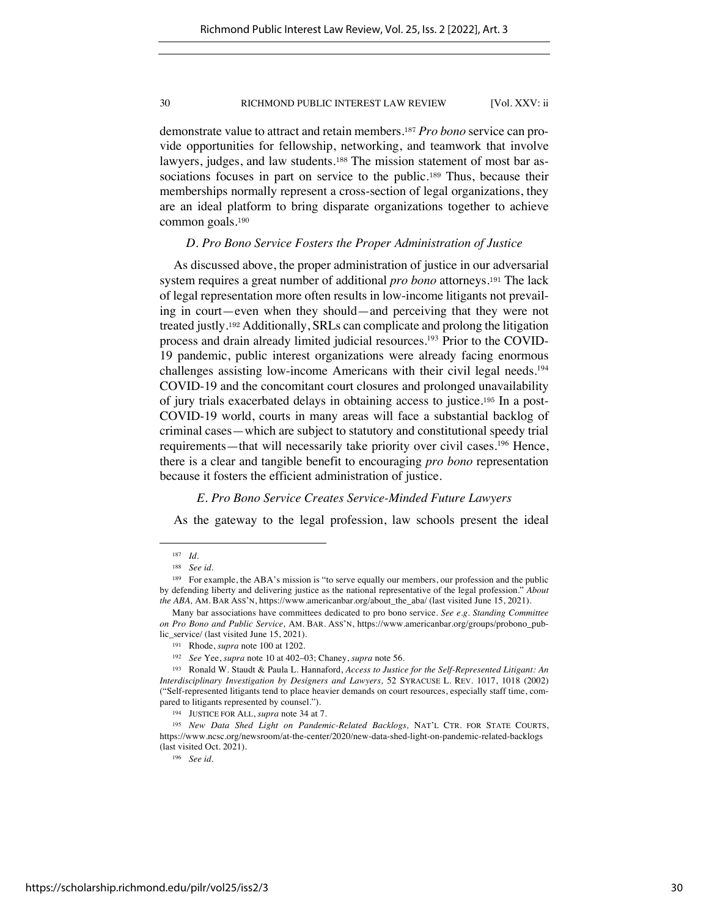demonstrate value to attract and retain members.[187] *Pro bono* service can provide opportunities for fellowship, networking, and teamwork that involve lawyers, judges, and law students.[188] The mission statement of most bar associations focuses in part on service to the public.[189] Thus, because their memberships normally represent a cross-section of legal organizations, they are an ideal platform to bring disparate organizations together to achieve common goals.[190]

### *D. Pro Bono Service Fosters the Proper Administration of Justice*

As discussed above, the proper administration of justice in our adversarial system requires a great number of additional *pro bono* attorneys.[191] The lack of legal representation more often results in low-income litigants not prevailing in court—even when they should—and perceiving that they were not treated justly.[192] Additionally, SRLs can complicate and prolong the litigation process and drain already limited judicial resources.[193] Prior to the COVID-19 pandemic, public interest organizations were already facing enormous challenges assisting low-income Americans with their civil legal needs.[194] COVID-19 and the concomitant court closures and prolonged unavailability of jury trials exacerbated delays in obtaining access to justice.[195] In a post-COVID-19 world, courts in many areas will face a substantial backlog of criminal cases—which are subject to statutory and constitutional speedy trial requirements—that will necessarily take priority over civil cases.[196] Hence, there is a clear and tangible benefit to encouraging *pro bono* representation because it fosters the efficient administration of justice.

### *E. Pro Bono Service Creates Service-Minded Future Lawyers*

As the gateway to the legal profession, law schools present the ideal

---

[187] *Id.*

[188] *See id.*

[189] For example, the ABA's mission is "to serve equally our members, our profession and the public by defending liberty and delivering justice as the national representative of the legal profession." *About the ABA,* AM. BAR ASS'N, https://www.americanbar.org/about_the_aba/ (last visited June 15, 2021).

Many bar associations have committees dedicated to pro bono service. *See e.g. Standing Committee on Pro Bono and Public Service,* AM. BAR. ASS'N, https://www.americanbar.org/groups/probono_public_service/ (last visited June 15, 2021).

[191] Rhode, *supra* note 100 at 1202.

[192] *See* Yee, *supra* note 10 at 402–03; Chaney, *supra* note 56.

[193] Ronald W. Staudt & Paula L. Hannaford, *Access to Justice for the Self-Represented Litigant: An Interdisciplinary Investigation by Designers and Lawyers,* 52 SYRACUSE L. REV. 1017, 1018 (2002) ("Self-represented litigants tend to place heavier demands on court resources, especially staff time, compared to litigants represented by counsel.").

[194] JUSTICE FOR ALL, *supra* note 34 at 7.

[195] *New Data Shed Light on Pandemic-Related Backlogs,* NAT'L CTR. FOR STATE COURTS, https://www.ncsc.org/newsroom/at-the-center/2020/new-data-shed-light-on-pandemic-related-backlogs (last visited Oct. 2021).

[196] *See id.*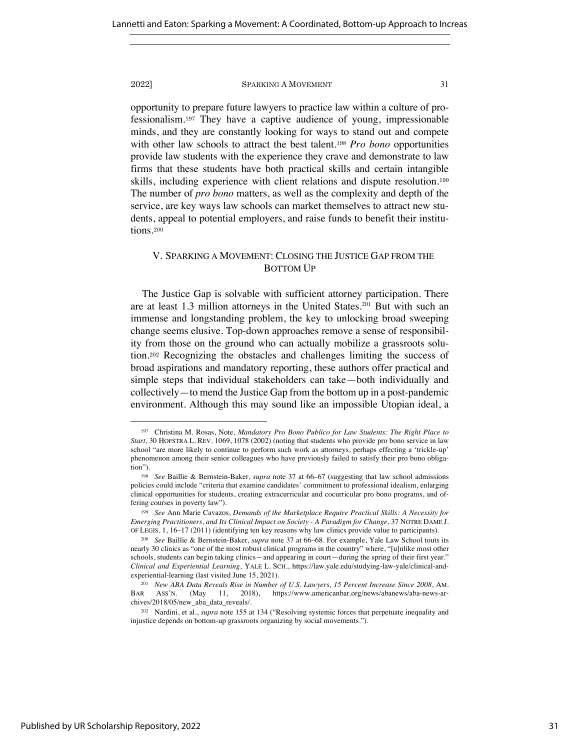opportunity to prepare future lawyers to practice law within a culture of professionalism.[197] They have a captive audience of young, impressionable minds, and they are constantly looking for ways to stand out and compete with other law schools to attract the best talent.[198] *Pro bono* opportunities provide law students with the experience they crave and demonstrate to law firms that these students have both practical skills and certain intangible skills, including experience with client relations and dispute resolution.[199] The number of *pro bono* matters, as well as the complexity and depth of the service, are key ways law schools can market themselves to attract new students, appeal to potential employers, and raise funds to benefit their institutions.[200]

## V. SPARKING A MOVEMENT: CLOSING THE JUSTICE GAP FROM THE BOTTOM UP

The Justice Gap is solvable with sufficient attorney participation. There are at least 1.3 million attorneys in the United States.[201] But with such an immense and longstanding problem, the key to unlocking broad sweeping change seems elusive. Top-down approaches remove a sense of responsibility from those on the ground who can actually mobilize a grassroots solution.[202] Recognizing the obstacles and challenges limiting the success of broad aspirations and mandatory reporting, these authors offer practical and simple steps that individual stakeholders can take—both individually and collectively—to mend the Justice Gap from the bottom up in a post-pandemic environment. Although this may sound like an impossible Utopian ideal, a

---

[197] Christina M. Rosas, Note, *Mandatory Pro Bono Publico for Law Students: The Right Place to Start,* 30 HOFSTRA L. REV. 1069, 1078 (2002) (noting that students who provide pro bono service in law school "are more likely to continue to perform such work as attorneys, perhaps effecting a 'trickle-up' phenomenon among their senior colleagues who have previously failed to satisfy their pro bono obligation").

[198] *See* Baillie & Bernstein-Baker, *supra* note 37 at 66–67 (suggesting that law school admissions policies could include "criteria that examine candidates' commitment to professional idealism, enlarging clinical opportunities for students, creating extracurricular and cocurricular pro bono programs, and offering courses in poverty law").

[199] *See* Ann Marie Cavazos, *Demands of the Marketplace Require Practical Skills: A Necessity for Emerging Practitioners, and Its Clinical Impact on Society - A Paradigm for Change*, 37 NOTRE DAME J. OF LEGIS. 1, 16–17 (2011) (identifying ten key reasons why law clinics provide value to participants).

[200] *See* Baillie & Bernstein-Baker, *supra* note 37 at 66–68. For example, Yale Law School touts its nearly 30 clinics as "one of the most robust clinical programs in the country" where, "[u]nlike most other schools, students can begin taking clinics—and appearing in court—during the spring of their first year." *Clinical and Experiential Learning*, YALE L. SCH., https://law.yale.edu/studying-law-yale/clinical-and-experiential-learning (last visited June 15, 2021).

[201] *New ABA Data Reveals Rise in Number of U.S. Lawyers, 15 Percent Increase Since 2008*, AM. BAR ASS'N. (May 11, 2018), https://www.americanbar.org/news/abanews/aba-news-archives/2018/05/new_aba_data_reveals/.

[202] Nardini, et al., *supra* note 155 at 134 ("Resolving systemic forces that perpetuate inequality and injustice depends on bottom-up grassroots organizing by social movements.").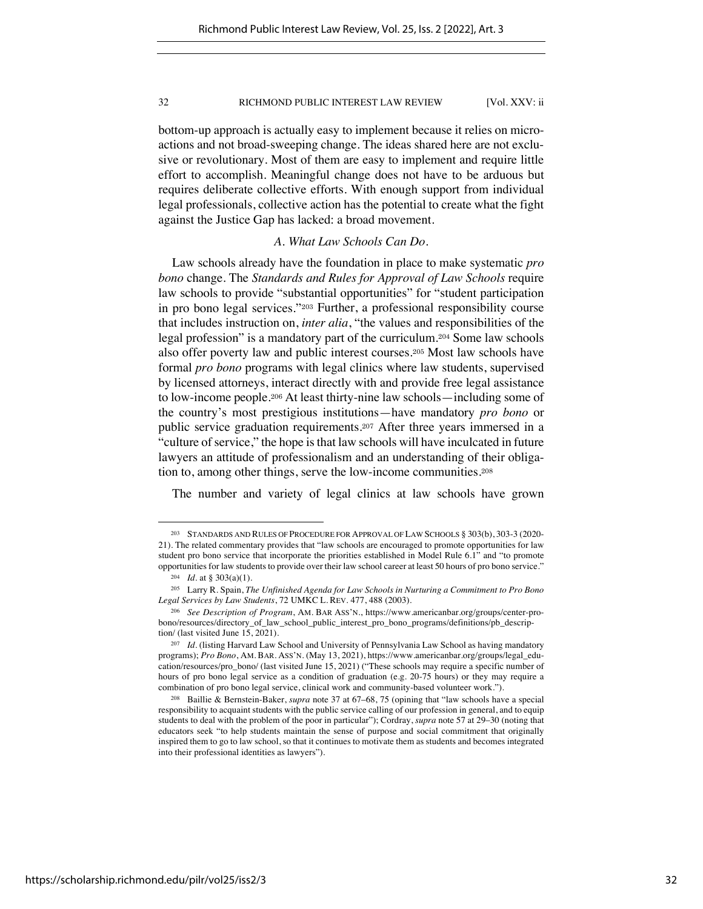bottom-up approach is actually easy to implement because it relies on micro-actions and not broad-sweeping change. The ideas shared here are not exclusive or revolutionary. Most of them are easy to implement and require little effort to accomplish. Meaningful change does not have to be arduous but requires deliberate collective efforts. With enough support from individual legal professionals, collective action has the potential to create what the fight against the Justice Gap has lacked: a broad movement.

### *A. What Law Schools Can Do.*

Law schools already have the foundation in place to make systematic *pro bono* change. The *Standards and Rules for Approval of Law Schools* require law schools to provide "substantial opportunities" for "student participation in pro bono legal services."[203] Further, a professional responsibility course that includes instruction on, *inter alia*, "the values and responsibilities of the legal profession" is a mandatory part of the curriculum.[204] Some law schools also offer poverty law and public interest courses.[205] Most law schools have formal *pro bono* programs with legal clinics where law students, supervised by licensed attorneys, interact directly with and provide free legal assistance to low-income people.[206] At least thirty-nine law schools—including some of the country's most prestigious institutions—have mandatory *pro bono* or public service graduation requirements.[207] After three years immersed in a "culture of service," the hope is that law schools will have inculcated in future lawyers an attitude of professionalism and an understanding of their obligation to, among other things, serve the low-income communities.[208]

The number and variety of legal clinics at law schools have grown

---

[203] STANDARDS AND RULES OF PROCEDURE FOR APPROVAL OF LAW SCHOOLS § 303(b), 303-3 (2020-21). The related commentary provides that "law schools are encouraged to promote opportunities for law student pro bono service that incorporate the priorities established in Model Rule 6.1" and "to promote opportunities for law students to provide over their law school career at least 50 hours of pro bono service."

[204] *Id.* at § 303(a)(1).

[205] Larry R. Spain, *The Unfinished Agenda for Law Schools in Nurturing a Commitment to Pro Bono Legal Services by Law Students*, 72 UMKC L. REV. 477, 488 (2003).

[206] *See Description of Program*, AM. BAR ASS'N., https://www.americanbar.org/groups/center-pro-bono/resources/directory_of_law_school_public_interest_pro_bono_programs/definitions/pb_description/ (last visited June 15, 2021).

[207] *Id.* (listing Harvard Law School and University of Pennsylvania Law School as having mandatory programs); *Pro Bono*, AM. BAR. ASS'N. (May 13, 2021), https://www.americanbar.org/groups/legal_education/resources/pro_bono/ (last visited June 15, 2021) ("These schools may require a specific number of hours of pro bono legal service as a condition of graduation (e.g. 20-75 hours) or they may require a combination of pro bono legal service, clinical work and community-based volunteer work.").

[208] Baillie & Bernstein-Baker, *supra* note 37 at 67–68, 75 (opining that "law schools have a special responsibility to acquaint students with the public service calling of our profession in general, and to equip students to deal with the problem of the poor in particular"); Cordray, *supra* note 57 at 29–30 (noting that educators seek "to help students maintain the sense of purpose and social commitment that originally inspired them to go to law school, so that it continues to motivate them as students and becomes integrated into their professional identities as lawyers").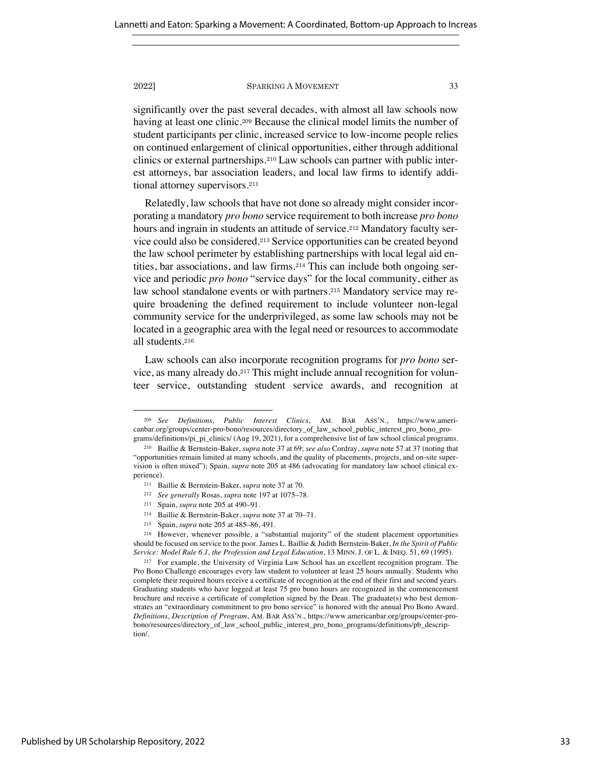significantly over the past several decades, with almost all law schools now having at least one clinic.[209] Because the clinical model limits the number of student participants per clinic, increased service to low-income people relies on continued enlargement of clinical opportunities, either through additional clinics or external partnerships.[210] Law schools can partner with public interest attorneys, bar association leaders, and local law firms to identify additional attorney supervisors.[211]

Relatedly, law schools that have not done so already might consider incorporating a mandatory *pro bono* service requirement to both increase *pro bono* hours and ingrain in students an attitude of service.[212] Mandatory faculty service could also be considered.[213] Service opportunities can be created beyond the law school perimeter by establishing partnerships with local legal aid entities, bar associations, and law firms.[214] This can include both ongoing service and periodic *pro bono* "service days" for the local community, either as law school standalone events or with partners.[215] Mandatory service may require broadening the defined requirement to include volunteer non-legal community service for the underprivileged, as some law schools may not be located in a geographic area with the legal need or resources to accommodate all students.[216]

Law schools can also incorporate recognition programs for *pro bono* service, as many already do.[217] This might include annual recognition for volunteer service, outstanding student service awards, and recognition at

---

[209] *See Definitions*, *Public Interest Clinics*, AM. BAR ASS'N., https://www.americanbar.org/groups/center-pro-bono/resources/directory_of_law_school_public_interest_pro_bono_programs/definitions/pi_pi_clinics/ (Aug 19, 2021), for a comprehensive list of law school clinical programs.

[210] Baillie & Bernstein-Baker, *supra* note 37 at 69; *see also* Cordray, *supra* note 57 at 37 (noting that "opportunities remain limited at many schools, and the quality of placements, projects, and on-site supervision is often mixed"); Spain, *supra* note 205 at 486 (advocating for mandatory law school clinical experience).

[211] Baillie & Bernstein-Baker, *supra* note 37 at 70.

[212] *See generally* Rosas, *supra* note 197 at 1075–78.

[213] Spain, *supra* note 205 at 490–91.

[214] Baillie & Bernstein-Baker, *supra* note 37 at 70–71.

[215] Spain, *supra* note 205 at 485–86, 491.

[216] However, whenever possible, a "substantial majority" of the student placement opportunities should be focused on service to the poor. James L. Baillie & Judith Bernstein-Baker, *In the Spirit of Public Service: Model Rule 6.1, the Profession and Legal Education*, 13 MINN. J. OF L. & INEQ. 51, 69 (1995).

[217] For example, the University of Virginia Law School has an excellent recognition program. The Pro Bono Challenge encourages every law student to volunteer at least 25 hours annually. Students who complete their required hours receive a certificate of recognition at the end of their first and second years. Graduating students who have logged at least 75 pro bono hours are recognized in the commencement brochure and receive a certificate of completion signed by the Dean. The graduate(s) who best demonstrates an "extraordinary commitment to pro bono service" is honored with the annual Pro Bono Award. *Definitions*, *Description of Program*, AM. BAR ASS'N., https://www.americanbar.org/groups/center-pro-bono/resources/directory_of_law_school_public_interest_pro_bono_programs/definitions/pb_description/.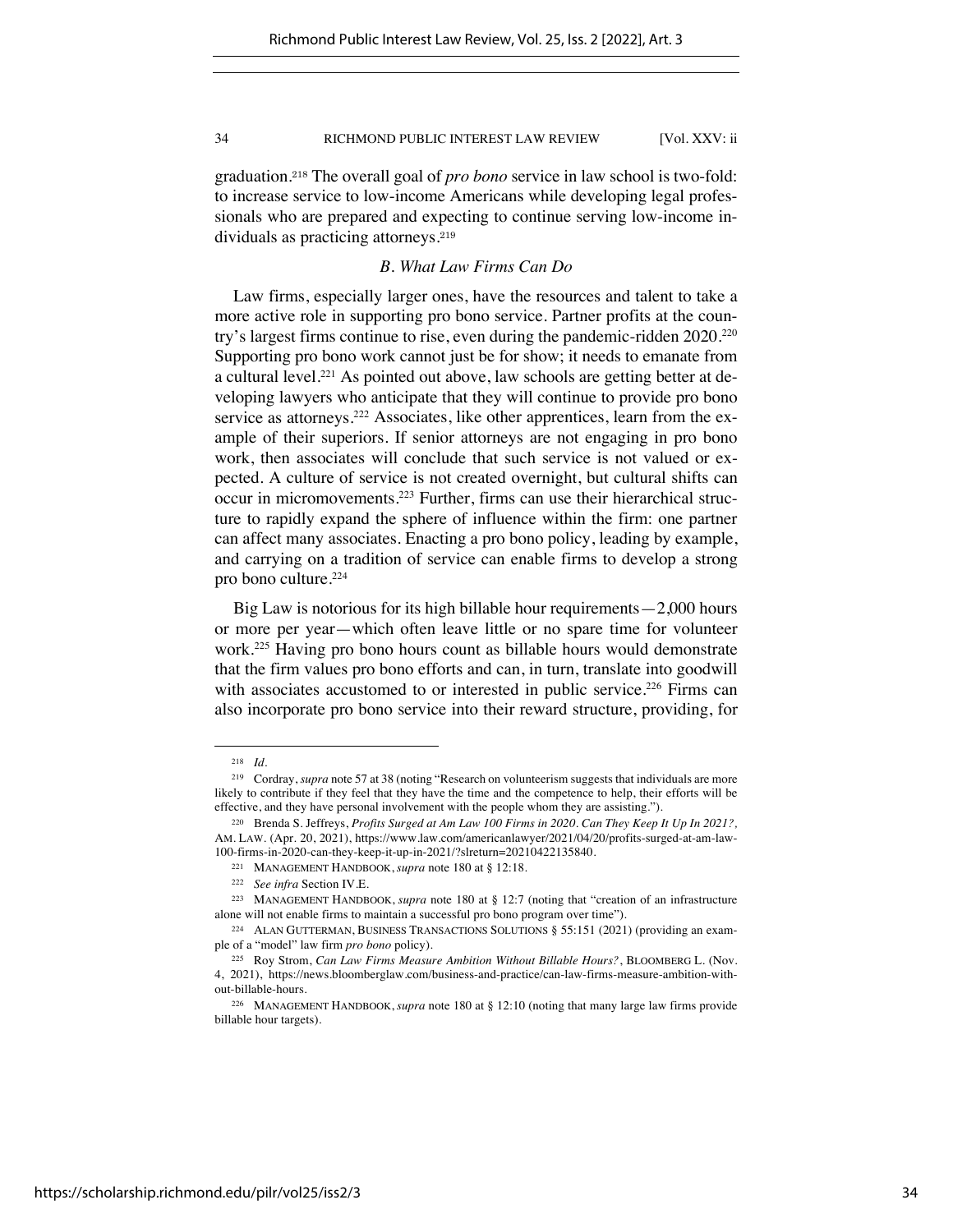graduation.[218] The overall goal of *pro bono* service in law school is two-fold: to increase service to low-income Americans while developing legal professionals who are prepared and expecting to continue serving low-income individuals as practicing attorneys.[219]

### *B. What Law Firms Can Do*

Law firms, especially larger ones, have the resources and talent to take a more active role in supporting pro bono service. Partner profits at the country's largest firms continue to rise, even during the pandemic-ridden 2020.[220] Supporting pro bono work cannot just be for show; it needs to emanate from a cultural level.[221] As pointed out above, law schools are getting better at developing lawyers who anticipate that they will continue to provide pro bono service as attorneys.[222] Associates, like other apprentices, learn from the example of their superiors. If senior attorneys are not engaging in pro bono work, then associates will conclude that such service is not valued or expected. A culture of service is not created overnight, but cultural shifts can occur in micromovements.[223] Further, firms can use their hierarchical structure to rapidly expand the sphere of influence within the firm: one partner can affect many associates. Enacting a pro bono policy, leading by example, and carrying on a tradition of service can enable firms to develop a strong pro bono culture.[224]

Big Law is notorious for its high billable hour requirements—2,000 hours or more per year—which often leave little or no spare time for volunteer work.[225] Having pro bono hours count as billable hours would demonstrate that the firm values pro bono efforts and can, in turn, translate into goodwill with associates accustomed to or interested in public service.[226] Firms can also incorporate pro bono service into their reward structure, providing, for

---

[218] *Id.*

[219] Cordray, *supra* note 57 at 38 (noting "Research on volunteerism suggests that individuals are more likely to contribute if they feel that they have the time and the competence to help, their efforts will be effective, and they have personal involvement with the people whom they are assisting.").

[220] Brenda S. Jeffreys, *Profits Surged at Am Law 100 Firms in 2020. Can They Keep It Up In 2021?*, AM. LAW. (Apr. 20, 2021), https://www.law.com/americanlawyer/2021/04/20/profits-surged-at-am-law-100-firms-in-2020-can-they-keep-it-up-in-2021/?slreturn=20210422135840.

[221] MANAGEMENT HANDBOOK, *supra* note 180 at § 12:18.

[222] *See infra* Section IV.E.

[223] MANAGEMENT HANDBOOK, *supra* note 180 at § 12:7 (noting that "creation of an infrastructure alone will not enable firms to maintain a successful pro bono program over time").

[224] ALAN GUTTERMAN, BUSINESS TRANSACTIONS SOLUTIONS § 55:151 (2021) (providing an example of a "model" law firm *pro bono* policy).

[225] Roy Strom, *Can Law Firms Measure Ambition Without Billable Hours?*, BLOOMBERG L. (Nov. 4, 2021), https://news.bloomberglaw.com/business-and-practice/can-law-firms-measure-ambition-without-billable-hours.

[226] MANAGEMENT HANDBOOK, *supra* note 180 at § 12:10 (noting that many large law firms provide billable hour targets).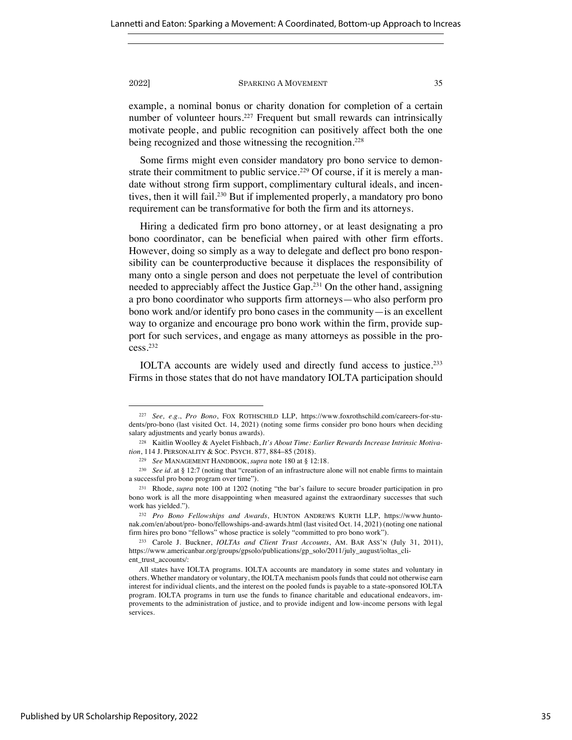example, a nominal bonus or charity donation for completion of a certain number of volunteer hours.[227] Frequent but small rewards can intrinsically motivate people, and public recognition can positively affect both the one being recognized and those witnessing the recognition.[228]

Some firms might even consider mandatory pro bono service to demonstrate their commitment to public service.[229] Of course, if it is merely a mandate without strong firm support, complimentary cultural ideals, and incentives, then it will fail.[230] But if implemented properly, a mandatory pro bono requirement can be transformative for both the firm and its attorneys.

Hiring a dedicated firm pro bono attorney, or at least designating a pro bono coordinator, can be beneficial when paired with other firm efforts. However, doing so simply as a way to delegate and deflect pro bono responsibility can be counterproductive because it displaces the responsibility of many onto a single person and does not perpetuate the level of contribution needed to appreciably affect the Justice Gap.[231] On the other hand, assigning a pro bono coordinator who supports firm attorneys—who also perform pro bono work and/or identify pro bono cases in the community—is an excellent way to organize and encourage pro bono work within the firm, provide support for such services, and engage as many attorneys as possible in the process.[232]

IOLTA accounts are widely used and directly fund access to justice.[233] Firms in those states that do not have mandatory IOLTA participation should

---

[227] *See, e.g.*, *Pro Bono*, FOX ROTHSCHILD LLP, https://www.foxrothschild.com/careers-for-students/pro-bono (last visited Oct. 14, 2021) (noting some firms consider pro bono hours when deciding salary adjustments and yearly bonus awards).

[228] Kaitlin Woolley & Ayelet Fishbach, *It's About Time: Earlier Rewards Increase Intrinsic Motivation*, 114 J. PERSONALITY & SOC. PSYCH. 877, 884–85 (2018).

[229] *See* MANAGEMENT HANDBOOK, *supra* note 180 at § 12:18.

[230] *See id.* at § 12:7 (noting that "creation of an infrastructure alone will not enable firms to maintain a successful pro bono program over time").

[231] Rhode, *supra* note 100 at 1202 (noting "the bar's failure to secure broader participation in pro bono work is all the more disappointing when measured against the extraordinary successes that such work has yielded.").

[232] *Pro Bono Fellowships and Awards*, HUNTON ANDREWS KURTH LLP, https://www.huntonak.com/en/about/pro- bono/fellowships-and-awards.html (last visited Oct. 14, 2021) (noting one national firm hires pro bono "fellows" whose practice is solely "committed to pro bono work").

[233] Carole J. Buckner, *IOLTAs and Client Trust Accounts*, AM. BAR ASS'N (July 31, 2011), https://www.americanbar.org/groups/gpsolo/publications/gp_solo/2011/july_august/ioltas_client_trust_accounts/:

> All states have IOLTA programs. IOLTA accounts are mandatory in some states and voluntary in others. Whether mandatory or voluntary, the IOLTA mechanism pools funds that could not otherwise earn interest for individual clients, and the interest on the pooled funds is payable to a state-sponsored IOLTA program. IOLTA programs in turn use the funds to finance charitable and educational endeavors, improvements to the administration of justice, and to provide indigent and low-income persons with legal services.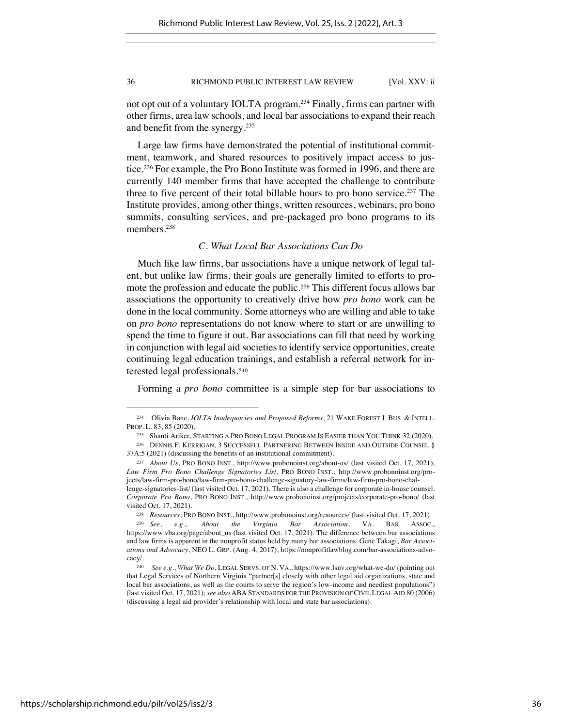not opt out of a voluntary IOLTA program.[234] Finally, firms can partner with other firms, area law schools, and local bar associations to expand their reach and benefit from the synergy.[235]

Large law firms have demonstrated the potential of institutional commitment, teamwork, and shared resources to positively impact access to justice.[236] For example, the Pro Bono Institute was formed in 1996, and there are currently 140 member firms that have accepted the challenge to contribute three to five percent of their total billable hours to pro bono service.[237] The Institute provides, among other things, written resources, webinars, pro bono summits, consulting services, and pre-packaged pro bono programs to its members.[238]

### *C. What Local Bar Associations Can Do*

Much like law firms, bar associations have a unique network of legal talent, but unlike law firms, their goals are generally limited to efforts to promote the profession and educate the public.[239] This different focus allows bar associations the opportunity to creatively drive how *pro bono* work can be done in the local community. Some attorneys who are willing and able to take on *pro bono* representations do not know where to start or are unwilling to spend the time to figure it out. Bar associations can fill that need by working in conjunction with legal aid societies to identify service opportunities, create continuing legal education trainings, and establish a referral network for interested legal professionals.[240]

Forming a *pro bono* committee is a simple step for bar associations to

---

[234] Olivia Bane, *IOLTA Inadequacies and Proposed Reforms*, 21 WAKE FOREST J. BUS. & INTELL. PROP. L. 83, 85 (2020).

[235] Shanti Ariker, STARTING A PRO BONO LEGAL PROGRAM IS EASIER THAN YOU THINK 32 (2020).

[236] DENNIS F. KERRIGAN, 3 SUCCESSFUL PARTNERING BETWEEN INSIDE AND OUTSIDE COUNSEL § 37A:5 (2021) (discussing the benefits of an institutional commitment).

[237] *About Us*, PRO BONO INST., http://www.probonoinst.org/about-us/ (last visited Oct. 17, 2021); *Law Firm Pro Bono Challenge Signatories List,* PRO BONO INST., http://www.probonoinst.org/projects/law-firm-pro-bono/law-firm-pro-bono-challenge-signatory-law-firms/law-firm-pro-bono-challenge-signatories-list/ (last visited Oct. 17, 2021). There is also a challenge for corporate in-house counsel. *Corporate Pro Bono*, PRO BONO INST., http://www.probonoinst.org/projects/corporate-pro-bono/ (last visited Oct. 17, 2021).

[238] *Resources*, PRO BONO INST., http://www.probonoinst.org/resources/ (last visited Oct. 17, 2021).

[239] *See*, *e.g.*, *About the Virginia Bar Association*, VA. BAR ASSOC., https://www.vba.org/page/about_us (last visited Oct. 17, 2021). The difference between bar associations and law firms is apparent in the nonprofit status held by many bar associations. Gene Takagi, *Bar Associations and Advocacy*, NEO L. GRP. (Aug. 4, 2017), https://nonprofitlawblog.com/bar-associations-advocacy/.

[240] *See e.g.*, *What We Do*, LEGAL SERVS. OF N. VA., https://www.lsnv.org/what-we-do/ (pointing out that Legal Services of Northern Virginia "partner[s] closely with other legal aid organizations, state and local bar associations, as well as the courts to serve the region's low-income and neediest populations") (last visited Oct. 17, 2021); *see also* ABA STANDARDS FOR THE PROVISION OF CIVIL LEGAL AID 80 (2006) (discussing a legal aid provider's relationship with local and state bar associations).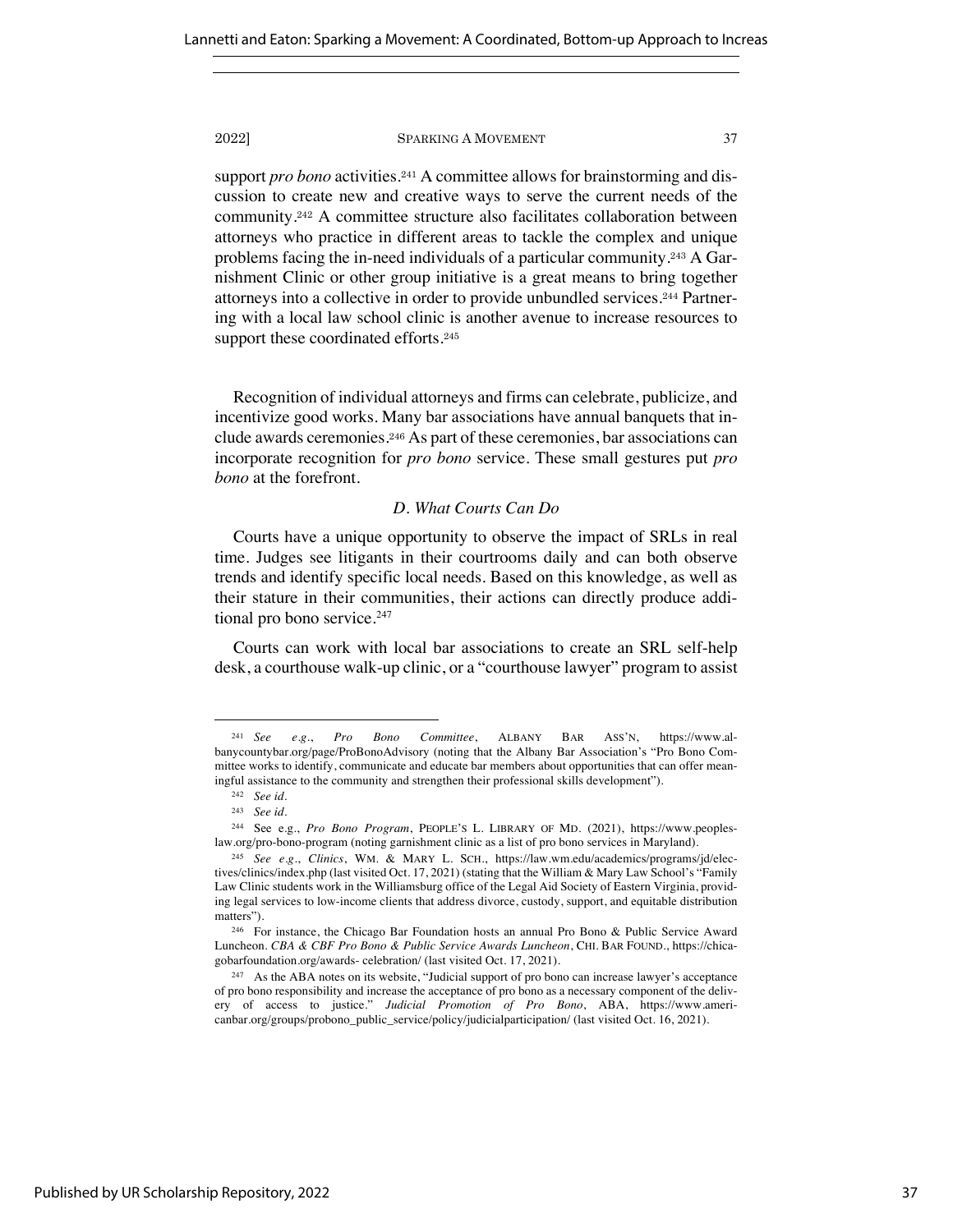support *pro bono* activities.[241] A committee allows for brainstorming and discussion to create new and creative ways to serve the current needs of the community.[242] A committee structure also facilitates collaboration between attorneys who practice in different areas to tackle the complex and unique problems facing the in-need individuals of a particular community.[243] A Garnishment Clinic or other group initiative is a great means to bring together attorneys into a collective in order to provide unbundled services.[244] Partnering with a local law school clinic is another avenue to increase resources to support these coordinated efforts.[245]

Recognition of individual attorneys and firms can celebrate, publicize, and incentivize good works. Many bar associations have annual banquets that include awards ceremonies.[246] As part of these ceremonies, bar associations can incorporate recognition for *pro bono* service. These small gestures put *pro bono* at the forefront.

### *D. What Courts Can Do*

Courts have a unique opportunity to observe the impact of SRLs in real time. Judges see litigants in their courtrooms daily and can both observe trends and identify specific local needs. Based on this knowledge, as well as their stature in their communities, their actions can directly produce additional pro bono service.[247]

Courts can work with local bar associations to create an SRL self-help desk, a courthouse walk-up clinic, or a "courthouse lawyer" program to assist

---

[241] *See e.g.*, *Pro Bono Committee*, ALBANY BAR ASS'N, https://www.albanycountybar.org/page/ProBonoAdvisory (noting that the Albany Bar Association's "Pro Bono Committee works to identify, communicate and educate bar members about opportunities that can offer meaningful assistance to the community and strengthen their professional skills development").

[242] *See id.*

[243] *See id.*

[244] See e.g., *Pro Bono Program*, PEOPLE'S L. LIBRARY OF MD. (2021), https://www.peoples-law.org/pro-bono-program (noting garnishment clinic as a list of pro bono services in Maryland).

[245] *See e.g.*, *Clinics*, WM. & MARY L. SCH., https://law.wm.edu/academics/programs/jd/electives/clinics/index.php (last visited Oct. 17, 2021) (stating that the William & Mary Law School's "Family Law Clinic students work in the Williamsburg office of the Legal Aid Society of Eastern Virginia, providing legal services to low-income clients that address divorce, custody, support, and equitable distribution matters").

[246] For instance, the Chicago Bar Foundation hosts an annual Pro Bono & Public Service Award Luncheon. *CBA & CBF Pro Bono & Public Service Awards Luncheon*, CHI. BAR FOUND., https://chicagobarfoundation.org/awards- celebration/ (last visited Oct. 17, 2021).

[247] As the ABA notes on its website, "Judicial support of pro bono can increase lawyer's acceptance of pro bono responsibility and increase the acceptance of pro bono as a necessary component of the delivery of access to justice." *Judicial Promotion of Pro Bono*, ABA, https://www.americanbar.org/groups/probono_public_service/policy/judicialparticipation/ (last visited Oct. 16, 2021).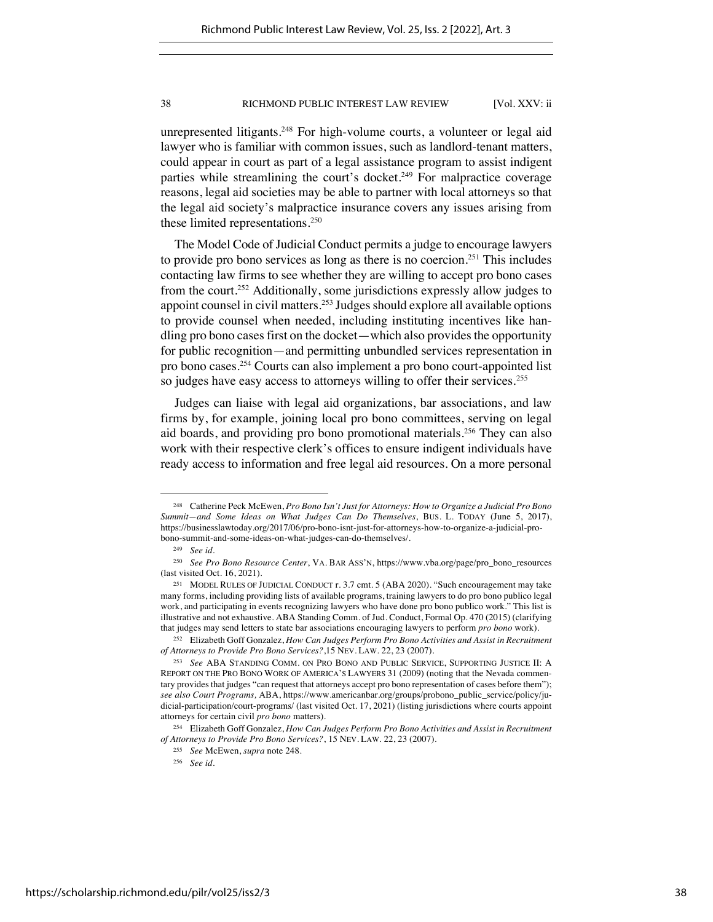unrepresented litigants.[248] For high-volume courts, a volunteer or legal aid lawyer who is familiar with common issues, such as landlord-tenant matters, could appear in court as part of a legal assistance program to assist indigent parties while streamlining the court's docket.[249] For malpractice coverage reasons, legal aid societies may be able to partner with local attorneys so that the legal aid society's malpractice insurance covers any issues arising from these limited representations.[250]

The Model Code of Judicial Conduct permits a judge to encourage lawyers to provide pro bono services as long as there is no coercion.[251] This includes contacting law firms to see whether they are willing to accept pro bono cases from the court.[252] Additionally, some jurisdictions expressly allow judges to appoint counsel in civil matters.[253] Judges should explore all available options to provide counsel when needed, including instituting incentives like handling pro bono cases first on the docket—which also provides the opportunity for public recognition—and permitting unbundled services representation in pro bono cases.[254] Courts can also implement a pro bono court-appointed list so judges have easy access to attorneys willing to offer their services.[255]

Judges can liaise with legal aid organizations, bar associations, and law firms by, for example, joining local pro bono committees, serving on legal aid boards, and providing pro bono promotional materials.[256] They can also work with their respective clerk's offices to ensure indigent individuals have ready access to information and free legal aid resources. On a more personal

---

[248] Catherine Peck McEwen, *Pro Bono Isn't Just for Attorneys: How to Organize a Judicial Pro Bono Summit—and Some Ideas on What Judges Can Do Themselves*, BUS. L. TODAY (June 5, 2017), https://businesslawtoday.org/2017/06/pro-bono-isnt-just-for-attorneys-how-to-organize-a-judicial-pro-bono-summit-and-some-ideas-on-what-judges-can-do-themselves/.

[249] *See id.*

[250] *See Pro Bono Resource Center*, VA. BAR ASS'N, https://www.vba.org/page/pro_bono_resources (last visited Oct. 16, 2021).

[251] MODEL RULES OF JUDICIAL CONDUCT r. 3.7 cmt. 5 (ABA 2020). "Such encouragement may take many forms, including providing lists of available programs, training lawyers to do pro bono publico legal work, and participating in events recognizing lawyers who have done pro bono publico work." This list is illustrative and not exhaustive. ABA Standing Comm. of Jud. Conduct, Formal Op. 470 (2015) (clarifying that judges may send letters to state bar associations encouraging lawyers to perform *pro bono* work).

[252] Elizabeth Goff Gonzalez, *How Can Judges Perform Pro Bono Activities and Assist in Recruitment of Attorneys to Provide Pro Bono Services?*,15 NEV. LAW. 22, 23 (2007).

[253] *See* ABA STANDING COMM. ON PRO BONO AND PUBLIC SERVICE, SUPPORTING JUSTICE II: A REPORT ON THE PRO BONO WORK OF AMERICA'S LAWYERS 31 (2009) (noting that the Nevada commentary provides that judges "can request that attorneys accept pro bono representation of cases before them"); *see also Court Programs,* ABA, https://www.americanbar.org/groups/probono_public_service/policy/judicial-participation/court-programs/ (last visited Oct. 17, 2021) (listing jurisdictions where courts appoint attorneys for certain civil *pro bono* matters).

[254] Elizabeth Goff Gonzalez, *How Can Judges Perform Pro Bono Activities and Assist in Recruitment of Attorneys to Provide Pro Bono Services?*, 15 NEV. LAW. 22, 23 (2007).

[255] *See* McEwen, *supra* note 248.

[256] *See id.*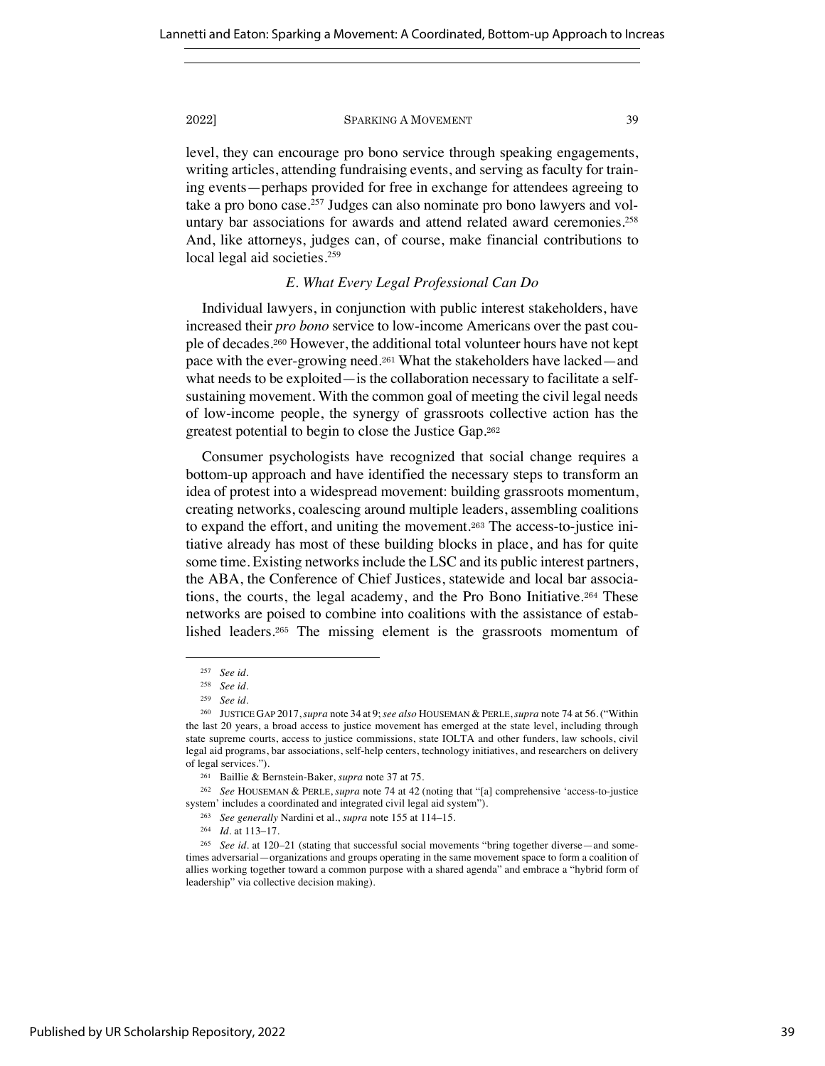level, they can encourage pro bono service through speaking engagements, writing articles, attending fundraising events, and serving as faculty for training events—perhaps provided for free in exchange for attendees agreeing to take a pro bono case.[257] Judges can also nominate pro bono lawyers and voluntary bar associations for awards and attend related award ceremonies.[258] And, like attorneys, judges can, of course, make financial contributions to local legal aid societies.[259]

### *E. What Every Legal Professional Can Do*

Individual lawyers, in conjunction with public interest stakeholders, have increased their *pro bono* service to low-income Americans over the past couple of decades.[260] However, the additional total volunteer hours have not kept pace with the ever-growing need.[261] What the stakeholders have lacked—and what needs to be exploited—is the collaboration necessary to facilitate a self-sustaining movement. With the common goal of meeting the civil legal needs of low-income people, the synergy of grassroots collective action has the greatest potential to begin to close the Justice Gap.[262]

Consumer psychologists have recognized that social change requires a bottom-up approach and have identified the necessary steps to transform an idea of protest into a widespread movement: building grassroots momentum, creating networks, coalescing around multiple leaders, assembling coalitions to expand the effort, and uniting the movement.[263] The access-to-justice initiative already has most of these building blocks in place, and has for quite some time. Existing networks include the LSC and its public interest partners, the ABA, the Conference of Chief Justices, statewide and local bar associations, the courts, the legal academy, and the Pro Bono Initiative.[264] These networks are poised to combine into coalitions with the assistance of established leaders.[265] The missing element is the grassroots momentum of

---

[257] *See id.*

[258] *See id.*

[259] *See id.*

[260] JUSTICE GAP 2017, *supra* note 34 at 9; *see also* HOUSEMAN & PERLE, *supra* note 74 at 56. ("Within the last 20 years, a broad access to justice movement has emerged at the state level, including through state supreme courts, access to justice commissions, state IOLTA and other funders, law schools, civil legal aid programs, bar associations, self-help centers, technology initiatives, and researchers on delivery of legal services.").

[261] Baillie & Bernstein-Baker, *supra* note 37 at 75.

[262] *See* HOUSEMAN & PERLE, *supra* note 74 at 42 (noting that "[a] comprehensive 'access-to-justice system' includes a coordinated and integrated civil legal aid system").

[263] *See generally* Nardini et al., *supra* note 155 at 114–15.

[264] *Id.* at 113–17.

[265] *See id.* at 120–21 (stating that successful social movements "bring together diverse—and sometimes adversarial—organizations and groups operating in the same movement space to form a coalition of allies working together toward a common purpose with a shared agenda" and embrace a "hybrid form of leadership" via collective decision making).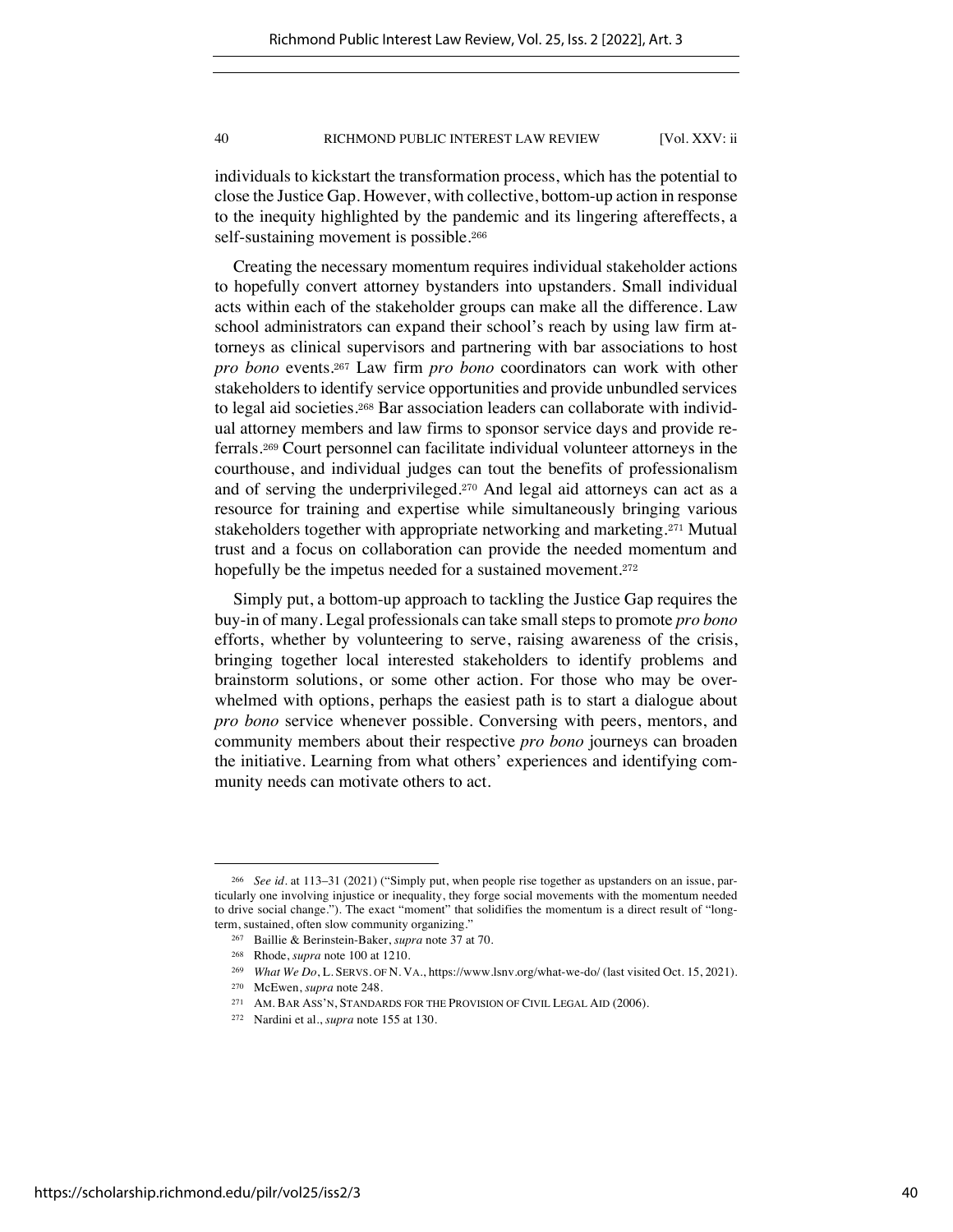individuals to kickstart the transformation process, which has the potential to close the Justice Gap. However, with collective, bottom-up action in response to the inequity highlighted by the pandemic and its lingering aftereffects, a self-sustaining movement is possible.[266]

Creating the necessary momentum requires individual stakeholder actions to hopefully convert attorney bystanders into upstanders. Small individual acts within each of the stakeholder groups can make all the difference. Law school administrators can expand their school's reach by using law firm attorneys as clinical supervisors and partnering with bar associations to host *pro bono* events.[267] Law firm *pro bono* coordinators can work with other stakeholders to identify service opportunities and provide unbundled services to legal aid societies.[268] Bar association leaders can collaborate with individual attorney members and law firms to sponsor service days and provide referrals.[269] Court personnel can facilitate individual volunteer attorneys in the courthouse, and individual judges can tout the benefits of professionalism and of serving the underprivileged.[270] And legal aid attorneys can act as a resource for training and expertise while simultaneously bringing various stakeholders together with appropriate networking and marketing.[271] Mutual trust and a focus on collaboration can provide the needed momentum and hopefully be the impetus needed for a sustained movement.[272]

Simply put, a bottom-up approach to tackling the Justice Gap requires the buy-in of many. Legal professionals can take small steps to promote *pro bono* efforts, whether by volunteering to serve, raising awareness of the crisis, bringing together local interested stakeholders to identify problems and brainstorm solutions, or some other action. For those who may be overwhelmed with options, perhaps the easiest path is to start a dialogue about *pro bono* service whenever possible. Conversing with peers, mentors, and community members about their respective *pro bono* journeys can broaden the initiative. Learning from what others' experiences and identifying community needs can motivate others to act.

---

[266] *See id.* at 113–31 (2021) ("Simply put, when people rise together as upstanders on an issue, particularly one involving injustice or inequality, they forge social movements with the momentum needed to drive social change."). The exact "moment" that solidifies the momentum is a direct result of "long-term, sustained, often slow community organizing."

[267] Baillie & Berinstein-Baker, *supra* note 37 at 70.

[268] Rhode, *supra* note 100 at 1210.

[269] *What We Do*, L. SERVS. OF N. VA., https://www.lsnv.org/what-we-do/ (last visited Oct. 15, 2021).

[270] McEwen, *supra* note 248.

[271] AM. BAR ASS'N, STANDARDS FOR THE PROVISION OF CIVIL LEGAL AID (2006).

[272] Nardini et al., *supra* note 155 at 130.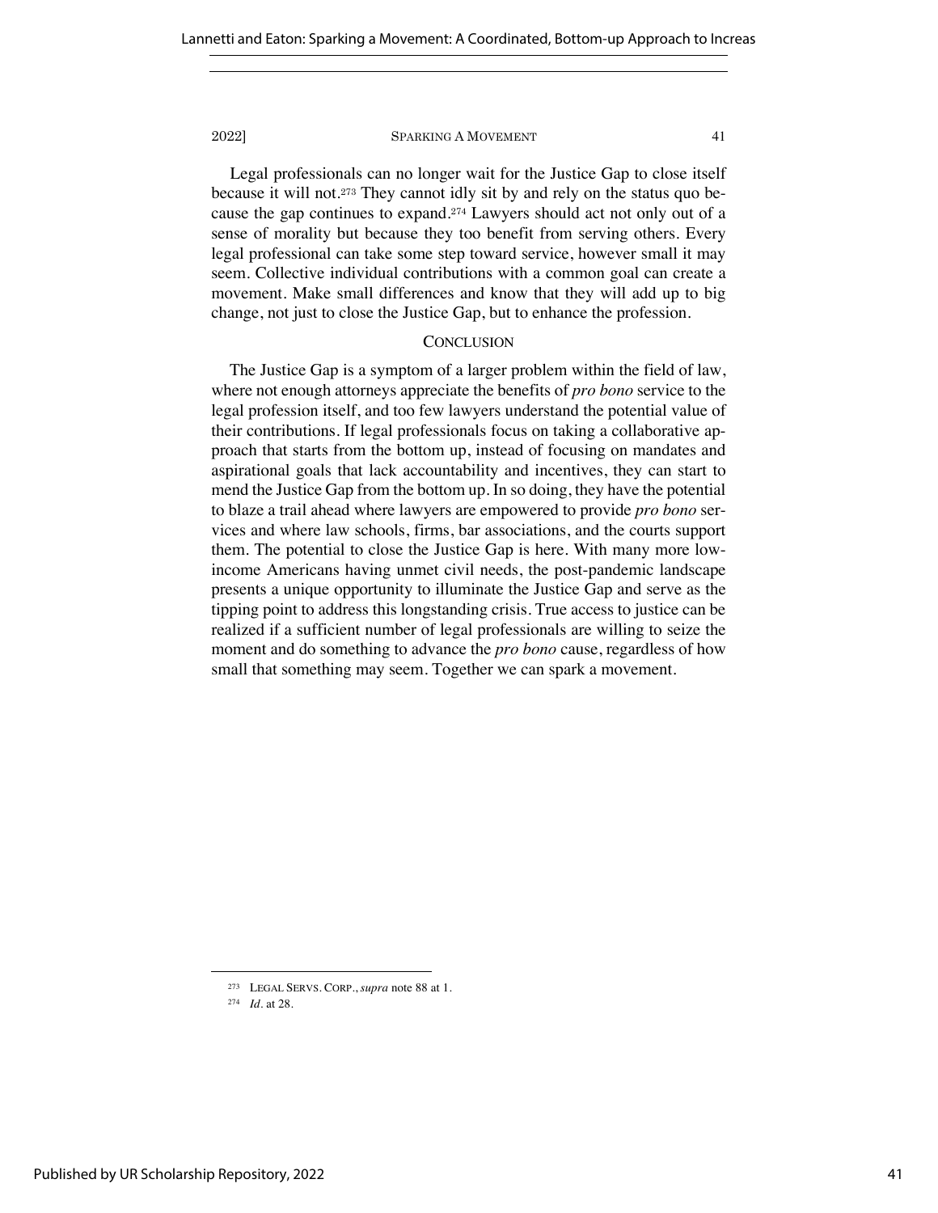Legal professionals can no longer wait for the Justice Gap to close itself because it will not.[273] They cannot idly sit by and rely on the status quo because the gap continues to expand.[274] Lawyers should act not only out of a sense of morality but because they too benefit from serving others. Every legal professional can take some step toward service, however small it may seem. Collective individual contributions with a common goal can create a movement. Make small differences and know that they will add up to big change, not just to close the Justice Gap, but to enhance the profession.

## CONCLUSION

The Justice Gap is a symptom of a larger problem within the field of law, where not enough attorneys appreciate the benefits of *pro bono* service to the legal profession itself, and too few lawyers understand the potential value of their contributions. If legal professionals focus on taking a collaborative approach that starts from the bottom up, instead of focusing on mandates and aspirational goals that lack accountability and incentives, they can start to mend the Justice Gap from the bottom up. In so doing, they have the potential to blaze a trail ahead where lawyers are empowered to provide *pro bono* services and where law schools, firms, bar associations, and the courts support them. The potential to close the Justice Gap is here. With many more low-income Americans having unmet civil needs, the post-pandemic landscape presents a unique opportunity to illuminate the Justice Gap and serve as the tipping point to address this longstanding crisis. True access to justice can be realized if a sufficient number of legal professionals are willing to seize the moment and do something to advance the *pro bono* cause, regardless of how small that something may seem. Together we can spark a movement.

---

[273] LEGAL SERVS. CORP., *supra* note 88 at 1.

[274] *Id.* at 28.